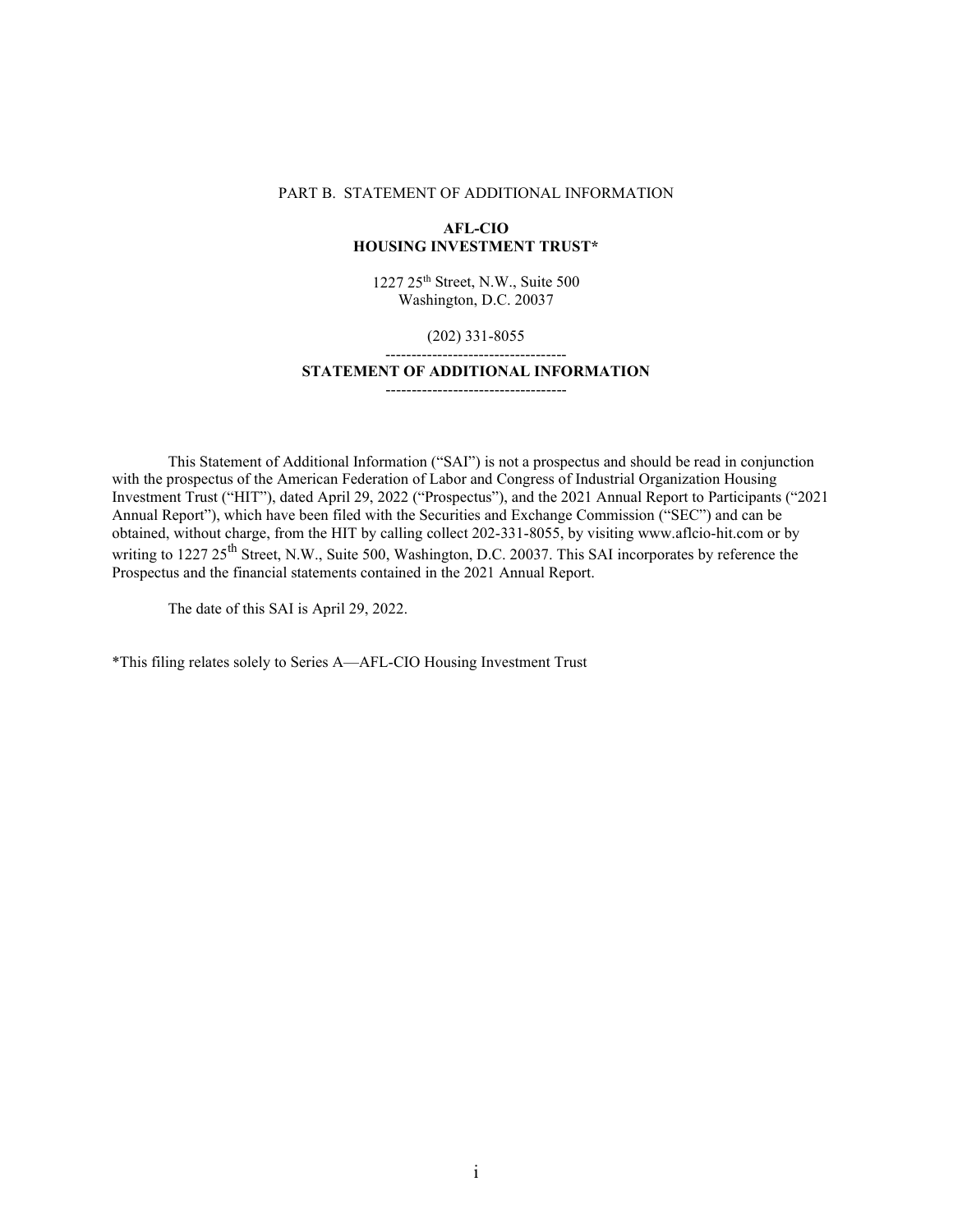PART B. STATEMENT OF ADDITIONAL INFORMATION

**AFL-CIO**
**HOUSING INVESTMENT TRUST***

1227 25th Street, N.W., Suite 500
Washington, D.C. 20037

(202) 331-8055

-----------------------------------

## STATEMENT OF ADDITIONAL INFORMATION

-----------------------------------

This Statement of Additional Information ("SAI") is not a prospectus and should be read in conjunction with the prospectus of the American Federation of Labor and Congress of Industrial Organization Housing Investment Trust ("HIT"), dated April 29, 2022 ("Prospectus"), and the 2021 Annual Report to Participants ("2021 Annual Report"), which have been filed with the Securities and Exchange Commission ("SEC") and can be obtained, without charge, from the HIT by calling collect 202-331-8055, by visiting www.aflcio-hit.com or by writing to 1227 25th Street, N.W., Suite 500, Washington, D.C. 20037. This SAI incorporates by reference the Prospectus and the financial statements contained in the 2021 Annual Report.

The date of this SAI is April 29, 2022.

*This filing relates solely to Series A—AFL-CIO Housing Investment Trust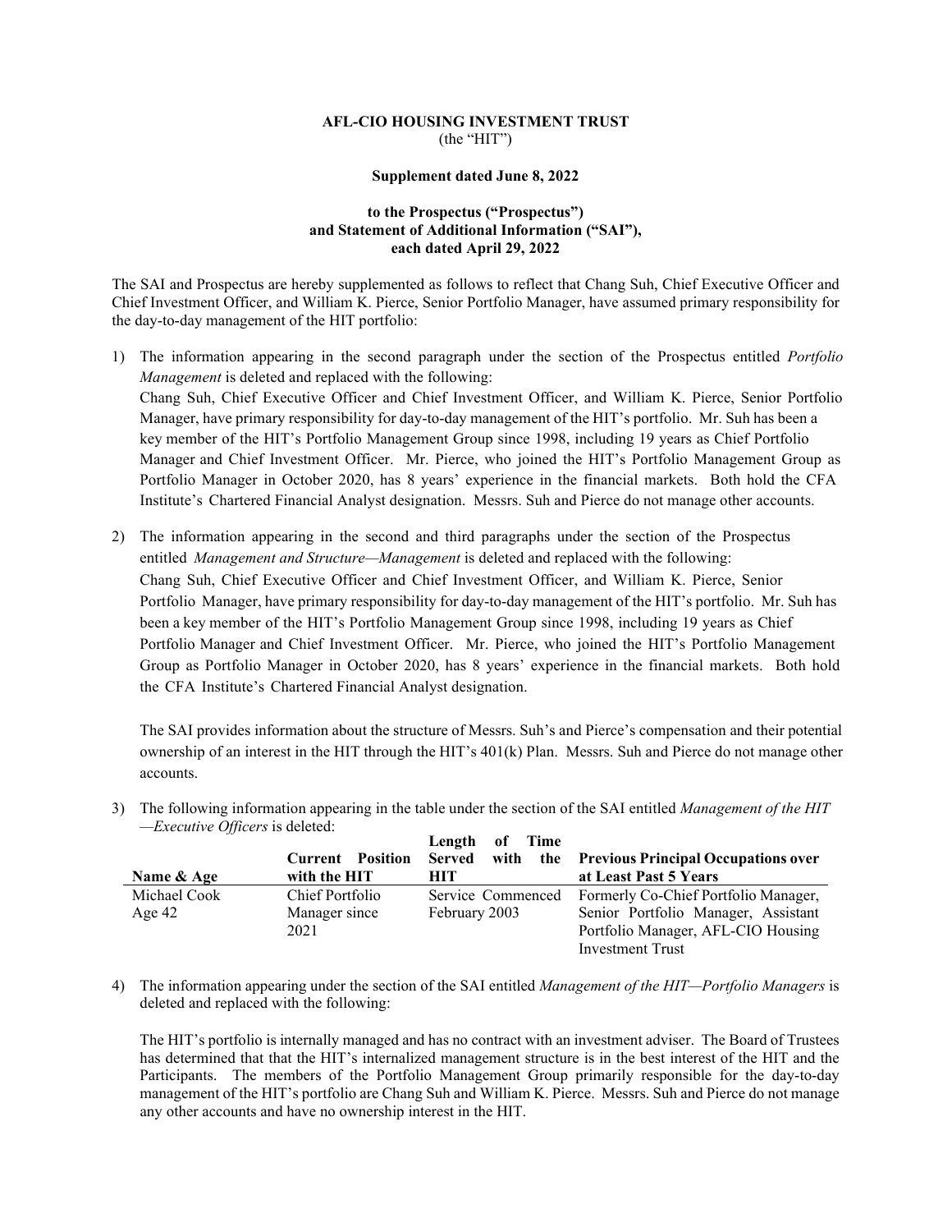**AFL-CIO HOUSING INVESTMENT TRUST**
(the "HIT")

**Supplement dated June 8, 2022**

**to the Prospectus ("Prospectus") and Statement of Additional Information ("SAI"), each dated April 29, 2022**

The SAI and Prospectus are hereby supplemented as follows to reflect that Chang Suh, Chief Executive Officer and Chief Investment Officer, and William K. Pierce, Senior Portfolio Manager, have assumed primary responsibility for the day-to-day management of the HIT portfolio:

1) The information appearing in the second paragraph under the section of the Prospectus entitled *Portfolio Management* is deleted and replaced with the following:
   Chang Suh, Chief Executive Officer and Chief Investment Officer, and William K. Pierce, Senior Portfolio Manager, have primary responsibility for day-to-day management of the HIT's portfolio. Mr. Suh has been a key member of the HIT's Portfolio Management Group since 1998, including 19 years as Chief Portfolio Manager and Chief Investment Officer. Mr. Pierce, who joined the HIT's Portfolio Management Group as Portfolio Manager in October 2020, has 8 years' experience in the financial markets. Both hold the CFA Institute's Chartered Financial Analyst designation. Messrs. Suh and Pierce do not manage other accounts.

2) The information appearing in the second and third paragraphs under the section of the Prospectus entitled *Management and Structure—Management* is deleted and replaced with the following:
   Chang Suh, Chief Executive Officer and Chief Investment Officer, and William K. Pierce, Senior Portfolio Manager, have primary responsibility for day-to-day management of the HIT's portfolio. Mr. Suh has been a key member of the HIT's Portfolio Management Group since 1998, including 19 years as Chief Portfolio Manager and Chief Investment Officer. Mr. Pierce, who joined the HIT's Portfolio Management Group as Portfolio Manager in October 2020, has 8 years' experience in the financial markets. Both hold the CFA Institute's Chartered Financial Analyst designation.

   The SAI provides information about the structure of Messrs. Suh's and Pierce's compensation and their potential ownership of an interest in the HIT through the HIT's 401(k) Plan. Messrs. Suh and Pierce do not manage other accounts.

3) The following information appearing in the table under the section of the SAI entitled *Management of the HIT —Executive Officers* is deleted:

| Name & Age | Current Position with the HIT | Length of Time Served with the HIT | Previous Principal Occupations over at Least Past 5 Years |
|---|---|---|---|
| Michael Cook Age 42 | Chief Portfolio Manager since 2021 | Service Commenced February 2003 | Formerly Co-Chief Portfolio Manager, Senior Portfolio Manager, Assistant Portfolio Manager, AFL-CIO Housing Investment Trust |

4) The information appearing under the section of the SAI entitled *Management of the HIT—Portfolio Managers* is deleted and replaced with the following:

   The HIT's portfolio is internally managed and has no contract with an investment adviser. The Board of Trustees has determined that that the HIT's internalized management structure is in the best interest of the HIT and the Participants. The members of the Portfolio Management Group primarily responsible for the day-to-day management of the HIT's portfolio are Chang Suh and William K. Pierce. Messrs. Suh and Pierce do not manage any other accounts and have no ownership interest in the HIT.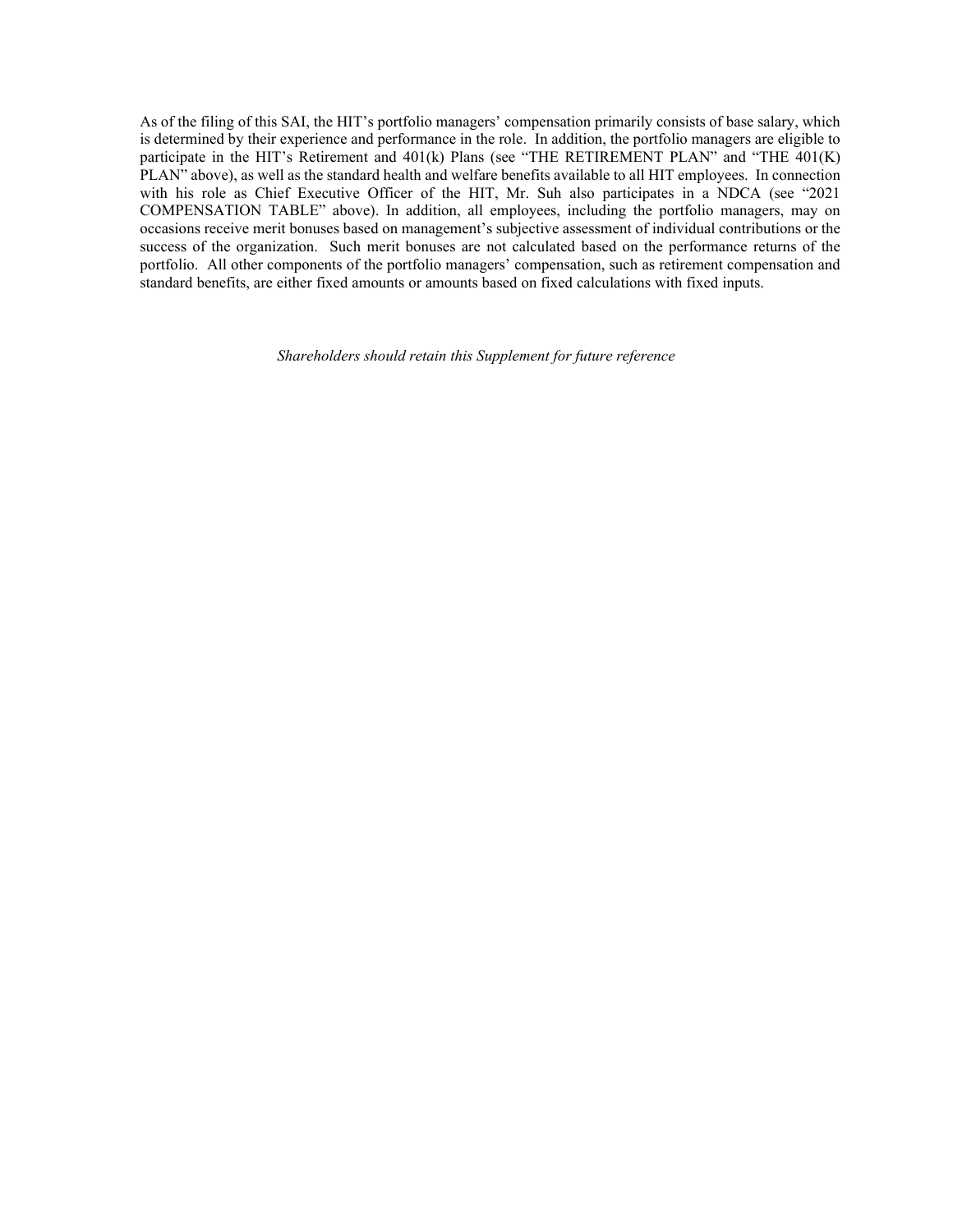As of the filing of this SAI, the HIT's portfolio managers' compensation primarily consists of base salary, which is determined by their experience and performance in the role. In addition, the portfolio managers are eligible to participate in the HIT's Retirement and 401(k) Plans (see "THE RETIREMENT PLAN" and "THE 401(K) PLAN" above), as well as the standard health and welfare benefits available to all HIT employees. In connection with his role as Chief Executive Officer of the HIT, Mr. Suh also participates in a NDCA (see "2021 COMPENSATION TABLE" above). In addition, all employees, including the portfolio managers, may on occasions receive merit bonuses based on management's subjective assessment of individual contributions or the success of the organization. Such merit bonuses are not calculated based on the performance returns of the portfolio. All other components of the portfolio managers' compensation, such as retirement compensation and standard benefits, are either fixed amounts or amounts based on fixed calculations with fixed inputs.

*Shareholders should retain this Supplement for future reference*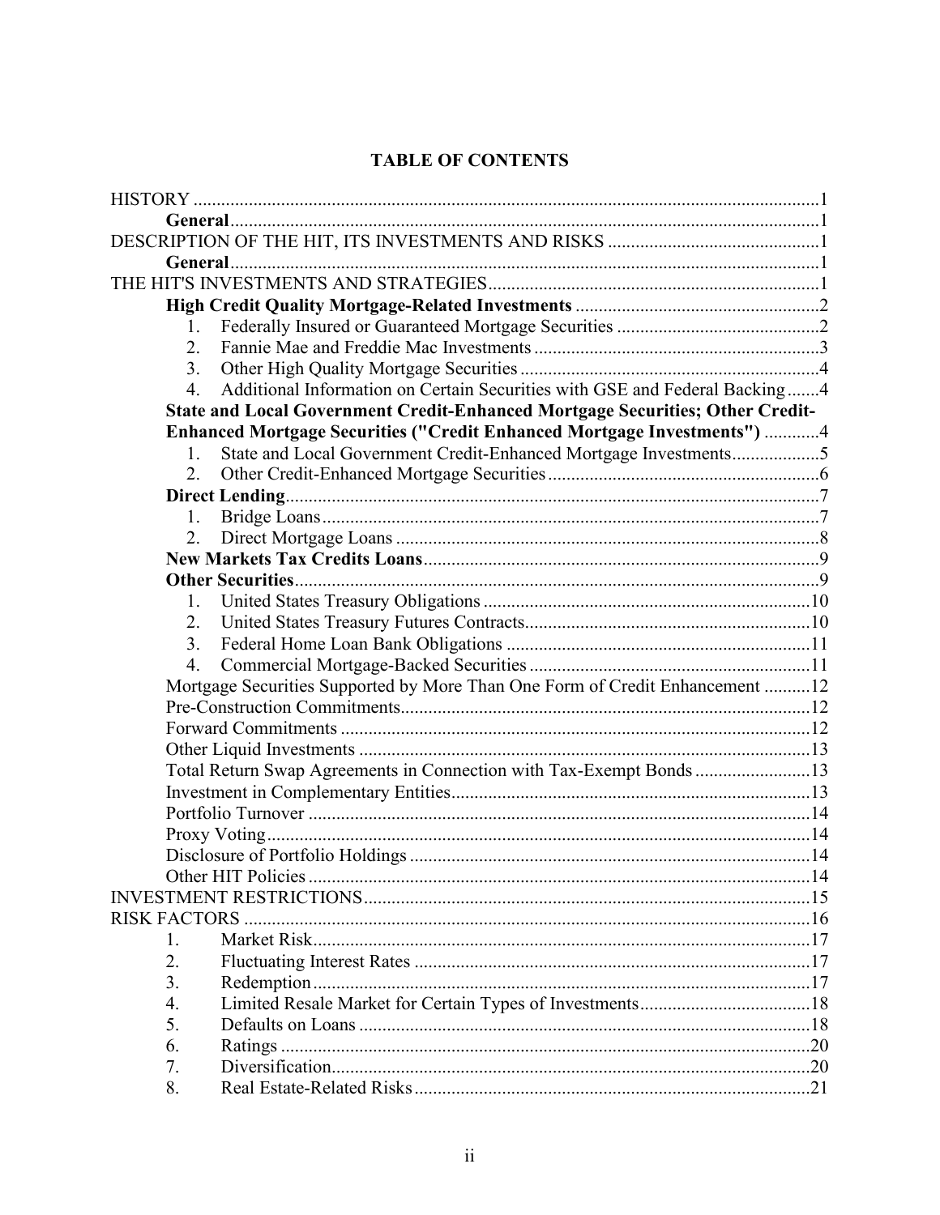## TABLE OF CONTENTS

| | |
|---|---|
| HISTORY | 1 |
| **General** | 1 |
| DESCRIPTION OF THE HIT, ITS INVESTMENTS AND RISKS | 1 |
| **General** | 1 |
| THE HIT'S INVESTMENTS AND STRATEGIES | 1 |
| **High Credit Quality Mortgage-Related Investments** | 2 |
| 1. Federally Insured or Guaranteed Mortgage Securities | 2 |
| 2. Fannie Mae and Freddie Mac Investments | 3 |
| 3. Other High Quality Mortgage Securities | 4 |
| 4. Additional Information on Certain Securities with GSE and Federal Backing | 4 |
| **State and Local Government Credit-Enhanced Mortgage Securities; Other Credit-Enhanced Mortgage Securities ("Credit Enhanced Mortgage Investments")** | 4 |
| 1. State and Local Government Credit-Enhanced Mortgage Investments | 5 |
| 2. Other Credit-Enhanced Mortgage Securities | 6 |
| **Direct Lending** | 7 |
| 1. Bridge Loans | 7 |
| 2. Direct Mortgage Loans | 8 |
| **New Markets Tax Credits Loans** | 9 |
| **Other Securities** | 9 |
| 1. United States Treasury Obligations | 10 |
| 2. United States Treasury Futures Contracts | 10 |
| 3. Federal Home Loan Bank Obligations | 11 |
| 4. Commercial Mortgage-Backed Securities | 11 |
| Mortgage Securities Supported by More Than One Form of Credit Enhancement | 12 |
| Pre-Construction Commitments | 12 |
| Forward Commitments | 12 |
| Other Liquid Investments | 13 |
| Total Return Swap Agreements in Connection with Tax-Exempt Bonds | 13 |
| Investment in Complementary Entities | 13 |
| Portfolio Turnover | 14 |
| Proxy Voting | 14 |
| Disclosure of Portfolio Holdings | 14 |
| Other HIT Policies | 14 |
| INVESTMENT RESTRICTIONS | 15 |
| RISK FACTORS | 16 |
| 1. Market Risk | 17 |
| 2. Fluctuating Interest Rates | 17 |
| 3. Redemption | 17 |
| 4. Limited Resale Market for Certain Types of Investments | 18 |
| 5. Defaults on Loans | 18 |
| 6. Ratings | 20 |
| 7. Diversification | 20 |
| 8. Real Estate-Related Risks | 21 |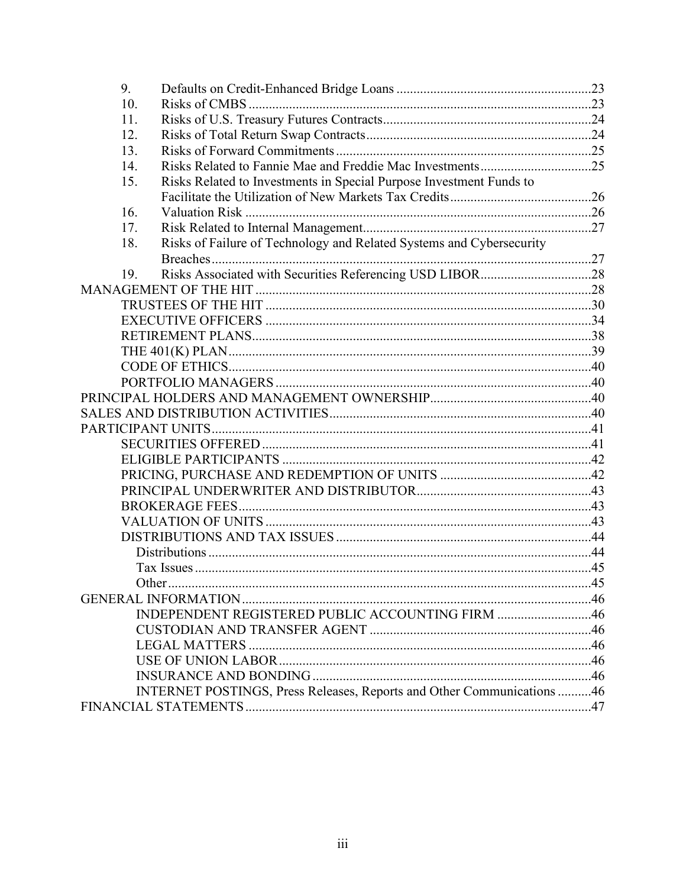| | | |
|---|---|---|
| 9. | Defaults on Credit-Enhanced Bridge Loans | 23 |
| 10. | Risks of CMBS | 23 |
| 11. | Risks of U.S. Treasury Futures Contracts | 24 |
| 12. | Risks of Total Return Swap Contracts | 24 |
| 13. | Risks of Forward Commitments | 25 |
| 14. | Risks Related to Fannie Mae and Freddie Mac Investments | 25 |
| 15. | Risks Related to Investments in Special Purpose Investment Funds to Facilitate the Utilization of New Markets Tax Credits | 26 |
| 16. | Valuation Risk | 26 |
| 17. | Risk Related to Internal Management | 27 |
| 18. | Risks of Failure of Technology and Related Systems and Cybersecurity Breaches | 27 |
| 19. | Risks Associated with Securities Referencing USD LIBOR | 28 |

MANAGEMENT OF THE HIT ... 28
- TRUSTEES OF THE HIT ... 30
- EXECUTIVE OFFICERS ... 34
- RETIREMENT PLANS ... 38
- THE 401(K) PLAN ... 39
- CODE OF ETHICS ... 40
- PORTFOLIO MANAGERS ... 40

PRINCIPAL HOLDERS AND MANAGEMENT OWNERSHIP ... 40

SALES AND DISTRIBUTION ACTIVITIES ... 40

PARTICIPANT UNITS ... 41
- SECURITIES OFFERED ... 41
- ELIGIBLE PARTICIPANTS ... 42
- PRICING, PURCHASE AND REDEMPTION OF UNITS ... 42
- PRINCIPAL UNDERWRITER AND DISTRIBUTOR ... 43
- BROKERAGE FEES ... 43
- VALUATION OF UNITS ... 43
- DISTRIBUTIONS AND TAX ISSUES ... 44
  - Distributions ... 44
  - Tax Issues ... 45
  - Other ... 45

GENERAL INFORMATION ... 46
- INDEPENDENT REGISTERED PUBLIC ACCOUNTING FIRM ... 46
- CUSTODIAN AND TRANSFER AGENT ... 46
- LEGAL MATTERS ... 46
- USE OF UNION LABOR ... 46
- INSURANCE AND BONDING ... 46
- INTERNET POSTINGS, Press Releases, Reports and Other Communications ... 46

FINANCIAL STATEMENTS ... 47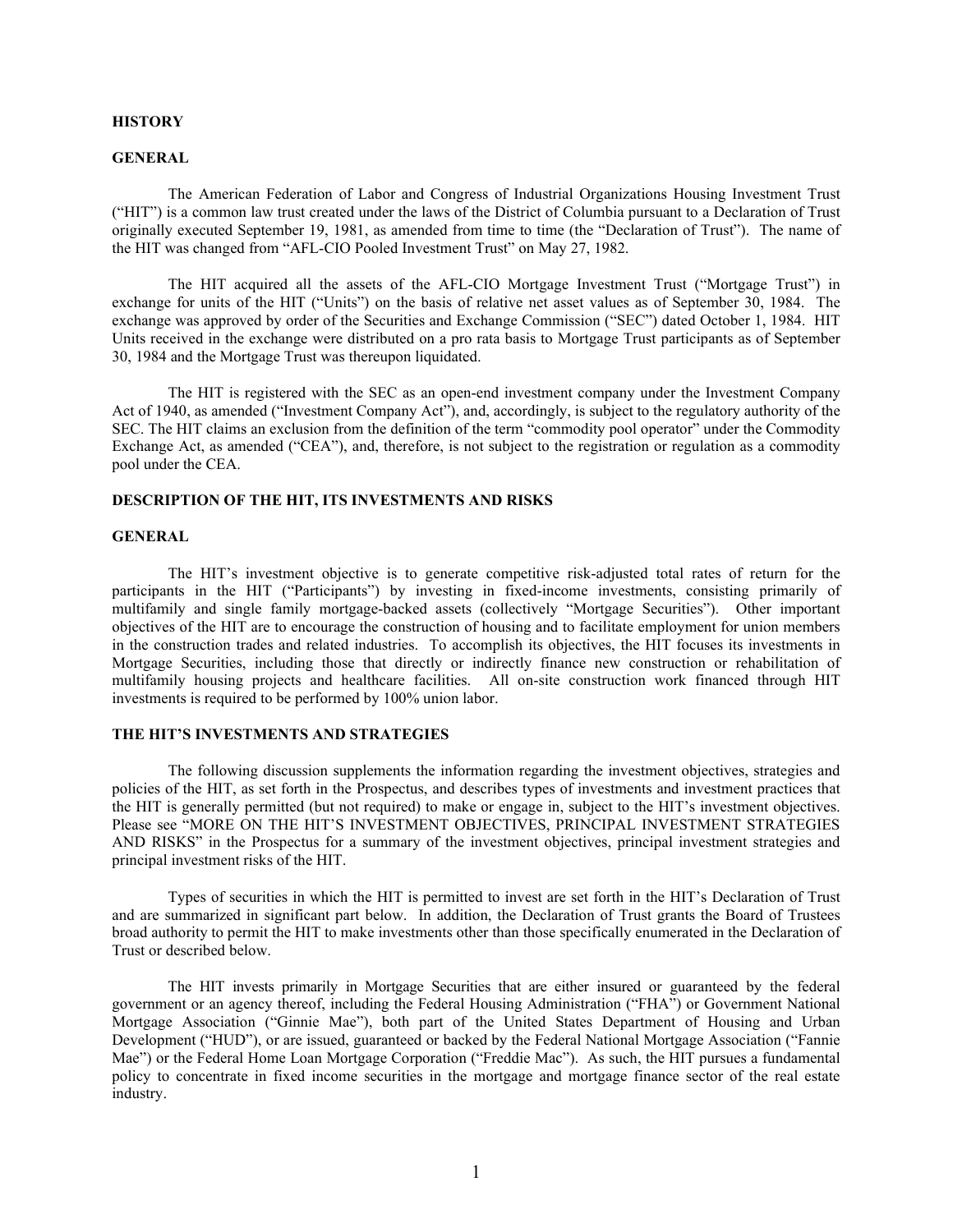## HISTORY

### GENERAL

The American Federation of Labor and Congress of Industrial Organizations Housing Investment Trust ("HIT") is a common law trust created under the laws of the District of Columbia pursuant to a Declaration of Trust originally executed September 19, 1981, as amended from time to time (the "Declaration of Trust"). The name of the HIT was changed from "AFL-CIO Pooled Investment Trust" on May 27, 1982.

The HIT acquired all the assets of the AFL-CIO Mortgage Investment Trust ("Mortgage Trust") in exchange for units of the HIT ("Units") on the basis of relative net asset values as of September 30, 1984. The exchange was approved by order of the Securities and Exchange Commission ("SEC") dated October 1, 1984. HIT Units received in the exchange were distributed on a pro rata basis to Mortgage Trust participants as of September 30, 1984 and the Mortgage Trust was thereupon liquidated.

The HIT is registered with the SEC as an open-end investment company under the Investment Company Act of 1940, as amended ("Investment Company Act"), and, accordingly, is subject to the regulatory authority of the SEC. The HIT claims an exclusion from the definition of the term "commodity pool operator" under the Commodity Exchange Act, as amended ("CEA"), and, therefore, is not subject to the registration or regulation as a commodity pool under the CEA.

## DESCRIPTION OF THE HIT, ITS INVESTMENTS AND RISKS

### GENERAL

The HIT's investment objective is to generate competitive risk-adjusted total rates of return for the participants in the HIT ("Participants") by investing in fixed-income investments, consisting primarily of multifamily and single family mortgage-backed assets (collectively "Mortgage Securities"). Other important objectives of the HIT are to encourage the construction of housing and to facilitate employment for union members in the construction trades and related industries. To accomplish its objectives, the HIT focuses its investments in Mortgage Securities, including those that directly or indirectly finance new construction or rehabilitation of multifamily housing projects and healthcare facilities. All on-site construction work financed through HIT investments is required to be performed by 100% union labor.

### THE HIT'S INVESTMENTS AND STRATEGIES

The following discussion supplements the information regarding the investment objectives, strategies and policies of the HIT, as set forth in the Prospectus, and describes types of investments and investment practices that the HIT is generally permitted (but not required) to make or engage in, subject to the HIT's investment objectives. Please see "MORE ON THE HIT'S INVESTMENT OBJECTIVES, PRINCIPAL INVESTMENT STRATEGIES AND RISKS" in the Prospectus for a summary of the investment objectives, principal investment strategies and principal investment risks of the HIT.

Types of securities in which the HIT is permitted to invest are set forth in the HIT's Declaration of Trust and are summarized in significant part below. In addition, the Declaration of Trust grants the Board of Trustees broad authority to permit the HIT to make investments other than those specifically enumerated in the Declaration of Trust or described below.

The HIT invests primarily in Mortgage Securities that are either insured or guaranteed by the federal government or an agency thereof, including the Federal Housing Administration ("FHA") or Government National Mortgage Association ("Ginnie Mae"), both part of the United States Department of Housing and Urban Development ("HUD"), or are issued, guaranteed or backed by the Federal National Mortgage Association ("Fannie Mae") or the Federal Home Loan Mortgage Corporation ("Freddie Mac"). As such, the HIT pursues a fundamental policy to concentrate in fixed income securities in the mortgage and mortgage finance sector of the real estate industry.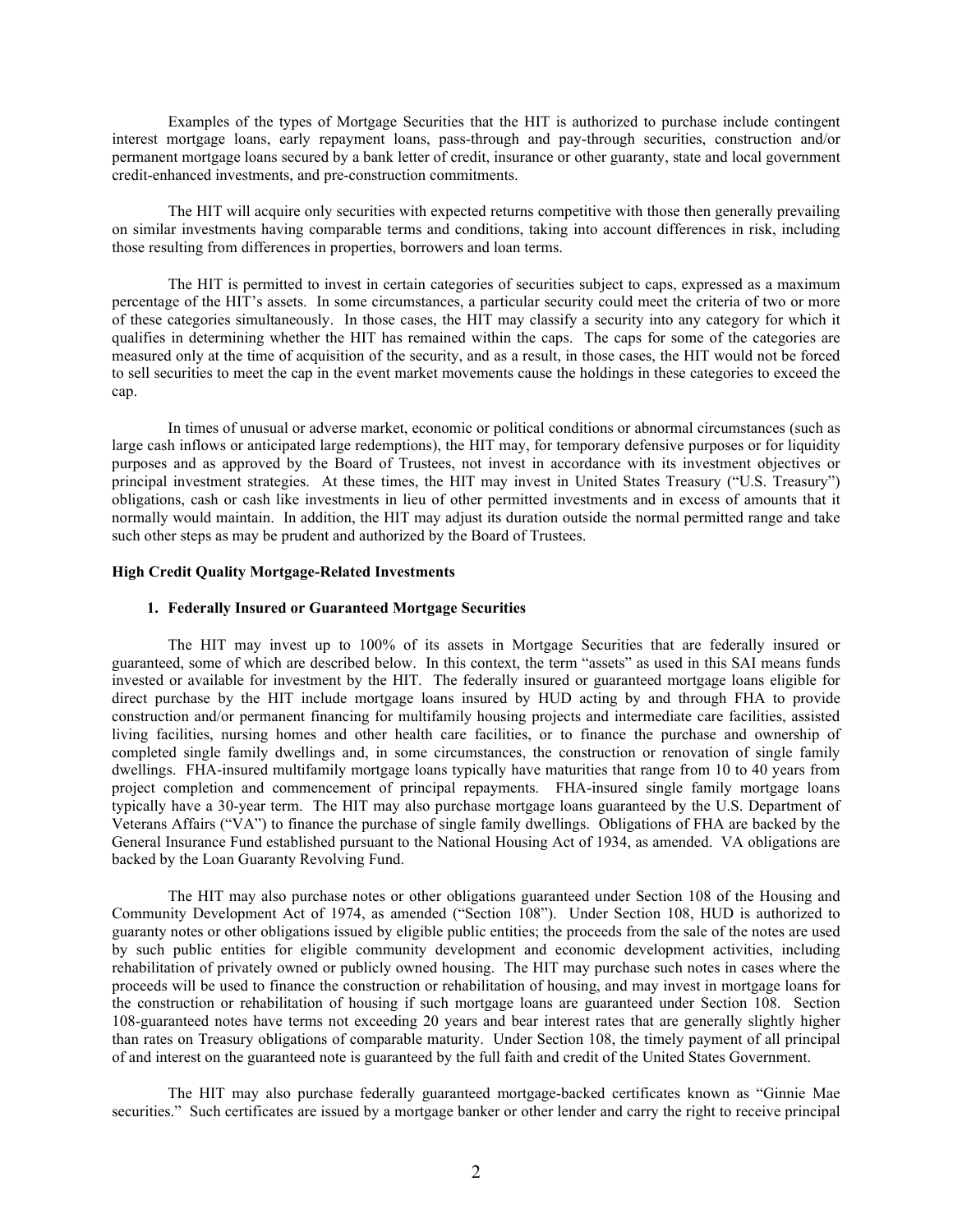Examples of the types of Mortgage Securities that the HIT is authorized to purchase include contingent interest mortgage loans, early repayment loans, pass-through and pay-through securities, construction and/or permanent mortgage loans secured by a bank letter of credit, insurance or other guaranty, state and local government credit-enhanced investments, and pre-construction commitments.

The HIT will acquire only securities with expected returns competitive with those then generally prevailing on similar investments having comparable terms and conditions, taking into account differences in risk, including those resulting from differences in properties, borrowers and loan terms.

The HIT is permitted to invest in certain categories of securities subject to caps, expressed as a maximum percentage of the HIT's assets. In some circumstances, a particular security could meet the criteria of two or more of these categories simultaneously. In those cases, the HIT may classify a security into any category for which it qualifies in determining whether the HIT has remained within the caps. The caps for some of the categories are measured only at the time of acquisition of the security, and as a result, in those cases, the HIT would not be forced to sell securities to meet the cap in the event market movements cause the holdings in these categories to exceed the cap.

In times of unusual or adverse market, economic or political conditions or abnormal circumstances (such as large cash inflows or anticipated large redemptions), the HIT may, for temporary defensive purposes or for liquidity purposes and as approved by the Board of Trustees, not invest in accordance with its investment objectives or principal investment strategies. At these times, the HIT may invest in United States Treasury ("U.S. Treasury") obligations, cash or cash like investments in lieu of other permitted investments and in excess of amounts that it normally would maintain. In addition, the HIT may adjust its duration outside the normal permitted range and take such other steps as may be prudent and authorized by the Board of Trustees.

### High Credit Quality Mortgage-Related Investments

#### 1. Federally Insured or Guaranteed Mortgage Securities

The HIT may invest up to 100% of its assets in Mortgage Securities that are federally insured or guaranteed, some of which are described below. In this context, the term "assets" as used in this SAI means funds invested or available for investment by the HIT. The federally insured or guaranteed mortgage loans eligible for direct purchase by the HIT include mortgage loans insured by HUD acting by and through FHA to provide construction and/or permanent financing for multifamily housing projects and intermediate care facilities, assisted living facilities, nursing homes and other health care facilities, or to finance the purchase and ownership of completed single family dwellings and, in some circumstances, the construction or renovation of single family dwellings. FHA-insured multifamily mortgage loans typically have maturities that range from 10 to 40 years from project completion and commencement of principal repayments. FHA-insured single family mortgage loans typically have a 30-year term. The HIT may also purchase mortgage loans guaranteed by the U.S. Department of Veterans Affairs ("VA") to finance the purchase of single family dwellings. Obligations of FHA are backed by the General Insurance Fund established pursuant to the National Housing Act of 1934, as amended. VA obligations are backed by the Loan Guaranty Revolving Fund.

The HIT may also purchase notes or other obligations guaranteed under Section 108 of the Housing and Community Development Act of 1974, as amended ("Section 108"). Under Section 108, HUD is authorized to guaranty notes or other obligations issued by eligible public entities; the proceeds from the sale of the notes are used by such public entities for eligible community development and economic development activities, including rehabilitation of privately owned or publicly owned housing. The HIT may purchase such notes in cases where the proceeds will be used to finance the construction or rehabilitation of housing, and may invest in mortgage loans for the construction or rehabilitation of housing if such mortgage loans are guaranteed under Section 108. Section 108-guaranteed notes have terms not exceeding 20 years and bear interest rates that are generally slightly higher than rates on Treasury obligations of comparable maturity. Under Section 108, the timely payment of all principal of and interest on the guaranteed note is guaranteed by the full faith and credit of the United States Government.

The HIT may also purchase federally guaranteed mortgage-backed certificates known as "Ginnie Mae securities." Such certificates are issued by a mortgage banker or other lender and carry the right to receive principal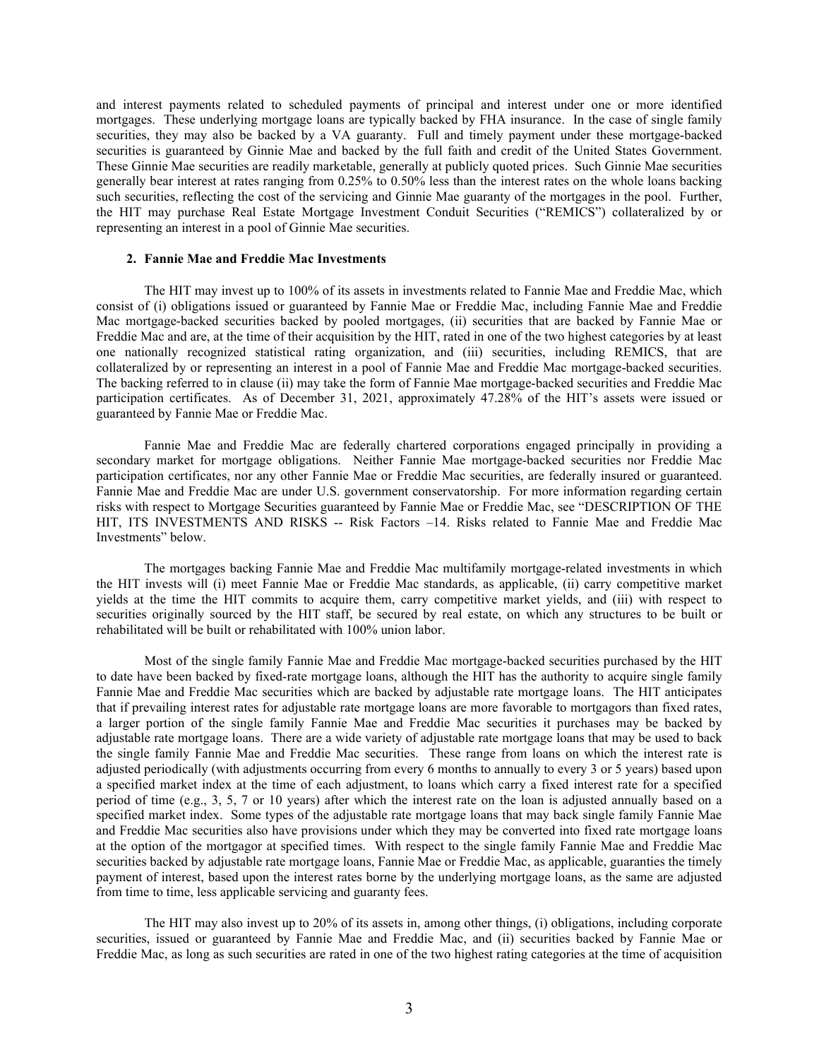and interest payments related to scheduled payments of principal and interest under one or more identified mortgages. These underlying mortgage loans are typically backed by FHA insurance. In the case of single family securities, they may also be backed by a VA guaranty. Full and timely payment under these mortgage-backed securities is guaranteed by Ginnie Mae and backed by the full faith and credit of the United States Government. These Ginnie Mae securities are readily marketable, generally at publicly quoted prices. Such Ginnie Mae securities generally bear interest at rates ranging from 0.25% to 0.50% less than the interest rates on the whole loans backing such securities, reflecting the cost of the servicing and Ginnie Mae guaranty of the mortgages in the pool. Further, the HIT may purchase Real Estate Mortgage Investment Conduit Securities ("REMICS") collateralized by or representing an interest in a pool of Ginnie Mae securities.

**2. Fannie Mae and Freddie Mac Investments**

The HIT may invest up to 100% of its assets in investments related to Fannie Mae and Freddie Mac, which consist of (i) obligations issued or guaranteed by Fannie Mae or Freddie Mac, including Fannie Mae and Freddie Mac mortgage-backed securities backed by pooled mortgages, (ii) securities that are backed by Fannie Mae or Freddie Mac and are, at the time of their acquisition by the HIT, rated in one of the two highest categories by at least one nationally recognized statistical rating organization, and (iii) securities, including REMICS, that are collateralized by or representing an interest in a pool of Fannie Mae and Freddie Mac mortgage-backed securities. The backing referred to in clause (ii) may take the form of Fannie Mae mortgage-backed securities and Freddie Mac participation certificates. As of December 31, 2021, approximately 47.28% of the HIT's assets were issued or guaranteed by Fannie Mae or Freddie Mac.

Fannie Mae and Freddie Mac are federally chartered corporations engaged principally in providing a secondary market for mortgage obligations. Neither Fannie Mae mortgage-backed securities nor Freddie Mac participation certificates, nor any other Fannie Mae or Freddie Mac securities, are federally insured or guaranteed. Fannie Mae and Freddie Mac are under U.S. government conservatorship. For more information regarding certain risks with respect to Mortgage Securities guaranteed by Fannie Mae or Freddie Mac, see "DESCRIPTION OF THE HIT, ITS INVESTMENTS AND RISKS -- Risk Factors –14. Risks related to Fannie Mae and Freddie Mac Investments" below.

The mortgages backing Fannie Mae and Freddie Mac multifamily mortgage-related investments in which the HIT invests will (i) meet Fannie Mae or Freddie Mac standards, as applicable, (ii) carry competitive market yields at the time the HIT commits to acquire them, carry competitive market yields, and (iii) with respect to securities originally sourced by the HIT staff, be secured by real estate, on which any structures to be built or rehabilitated will be built or rehabilitated with 100% union labor.

Most of the single family Fannie Mae and Freddie Mac mortgage-backed securities purchased by the HIT to date have been backed by fixed-rate mortgage loans, although the HIT has the authority to acquire single family Fannie Mae and Freddie Mac securities which are backed by adjustable rate mortgage loans. The HIT anticipates that if prevailing interest rates for adjustable rate mortgage loans are more favorable to mortgagors than fixed rates, a larger portion of the single family Fannie Mae and Freddie Mac securities it purchases may be backed by adjustable rate mortgage loans. There are a wide variety of adjustable rate mortgage loans that may be used to back the single family Fannie Mae and Freddie Mac securities. These range from loans on which the interest rate is adjusted periodically (with adjustments occurring from every 6 months to annually to every 3 or 5 years) based upon a specified market index at the time of each adjustment, to loans which carry a fixed interest rate for a specified period of time (e.g., 3, 5, 7 or 10 years) after which the interest rate on the loan is adjusted annually based on a specified market index. Some types of the adjustable rate mortgage loans that may back single family Fannie Mae and Freddie Mac securities also have provisions under which they may be converted into fixed rate mortgage loans at the option of the mortgagor at specified times. With respect to the single family Fannie Mae and Freddie Mac securities backed by adjustable rate mortgage loans, Fannie Mae or Freddie Mac, as applicable, guaranties the timely payment of interest, based upon the interest rates borne by the underlying mortgage loans, as the same are adjusted from time to time, less applicable servicing and guaranty fees.

The HIT may also invest up to 20% of its assets in, among other things, (i) obligations, including corporate securities, issued or guaranteed by Fannie Mae and Freddie Mac, and (ii) securities backed by Fannie Mae or Freddie Mac, as long as such securities are rated in one of the two highest rating categories at the time of acquisition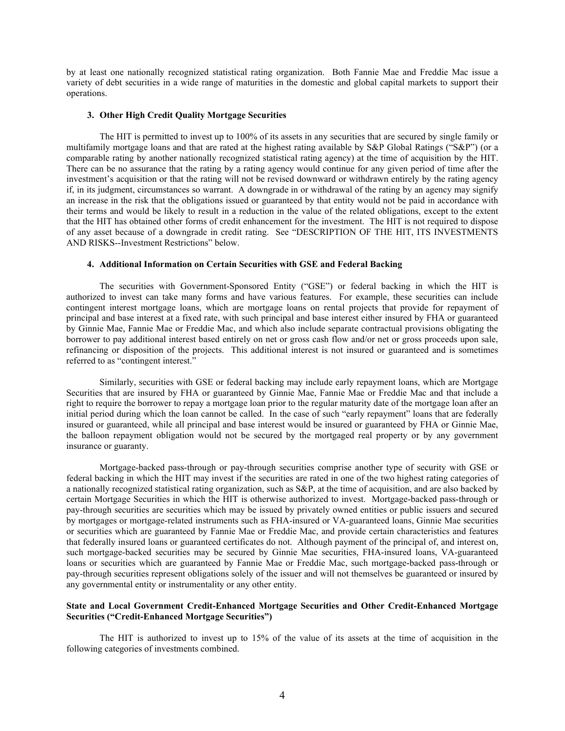by at least one nationally recognized statistical rating organization. Both Fannie Mae and Freddie Mac issue a variety of debt securities in a wide range of maturities in the domestic and global capital markets to support their operations.

### 3. Other High Credit Quality Mortgage Securities

The HIT is permitted to invest up to 100% of its assets in any securities that are secured by single family or multifamily mortgage loans and that are rated at the highest rating available by S&P Global Ratings ("S&P") (or a comparable rating by another nationally recognized statistical rating agency) at the time of acquisition by the HIT. There can be no assurance that the rating by a rating agency would continue for any given period of time after the investment's acquisition or that the rating will not be revised downward or withdrawn entirely by the rating agency if, in its judgment, circumstances so warrant. A downgrade in or withdrawal of the rating by an agency may signify an increase in the risk that the obligations issued or guaranteed by that entity would not be paid in accordance with their terms and would be likely to result in a reduction in the value of the related obligations, except to the extent that the HIT has obtained other forms of credit enhancement for the investment. The HIT is not required to dispose of any asset because of a downgrade in credit rating. See "DESCRIPTION OF THE HIT, ITS INVESTMENTS AND RISKS--Investment Restrictions" below.

### 4. Additional Information on Certain Securities with GSE and Federal Backing

The securities with Government-Sponsored Entity ("GSE") or federal backing in which the HIT is authorized to invest can take many forms and have various features. For example, these securities can include contingent interest mortgage loans, which are mortgage loans on rental projects that provide for repayment of principal and base interest at a fixed rate, with such principal and base interest either insured by FHA or guaranteed by Ginnie Mae, Fannie Mae or Freddie Mac, and which also include separate contractual provisions obligating the borrower to pay additional interest based entirely on net or gross cash flow and/or net or gross proceeds upon sale, refinancing or disposition of the projects. This additional interest is not insured or guaranteed and is sometimes referred to as "contingent interest."

Similarly, securities with GSE or federal backing may include early repayment loans, which are Mortgage Securities that are insured by FHA or guaranteed by Ginnie Mae, Fannie Mae or Freddie Mac and that include a right to require the borrower to repay a mortgage loan prior to the regular maturity date of the mortgage loan after an initial period during which the loan cannot be called. In the case of such "early repayment" loans that are federally insured or guaranteed, while all principal and base interest would be insured or guaranteed by FHA or Ginnie Mae, the balloon repayment obligation would not be secured by the mortgaged real property or by any government insurance or guaranty.

Mortgage-backed pass-through or pay-through securities comprise another type of security with GSE or federal backing in which the HIT may invest if the securities are rated in one of the two highest rating categories of a nationally recognized statistical rating organization, such as S&P, at the time of acquisition, and are also backed by certain Mortgage Securities in which the HIT is otherwise authorized to invest. Mortgage-backed pass-through or pay-through securities are securities which may be issued by privately owned entities or public issuers and secured by mortgages or mortgage-related instruments such as FHA-insured or VA-guaranteed loans, Ginnie Mae securities or securities which are guaranteed by Fannie Mae or Freddie Mac, and provide certain characteristics and features that federally insured loans or guaranteed certificates do not. Although payment of the principal of, and interest on, such mortgage-backed securities may be secured by Ginnie Mae securities, FHA-insured loans, VA-guaranteed loans or securities which are guaranteed by Fannie Mae or Freddie Mac, such mortgage-backed pass-through or pay-through securities represent obligations solely of the issuer and will not themselves be guaranteed or insured by any governmental entity or instrumentality or any other entity.

## State and Local Government Credit-Enhanced Mortgage Securities and Other Credit-Enhanced Mortgage Securities ("Credit-Enhanced Mortgage Securities")

The HIT is authorized to invest up to 15% of the value of its assets at the time of acquisition in the following categories of investments combined.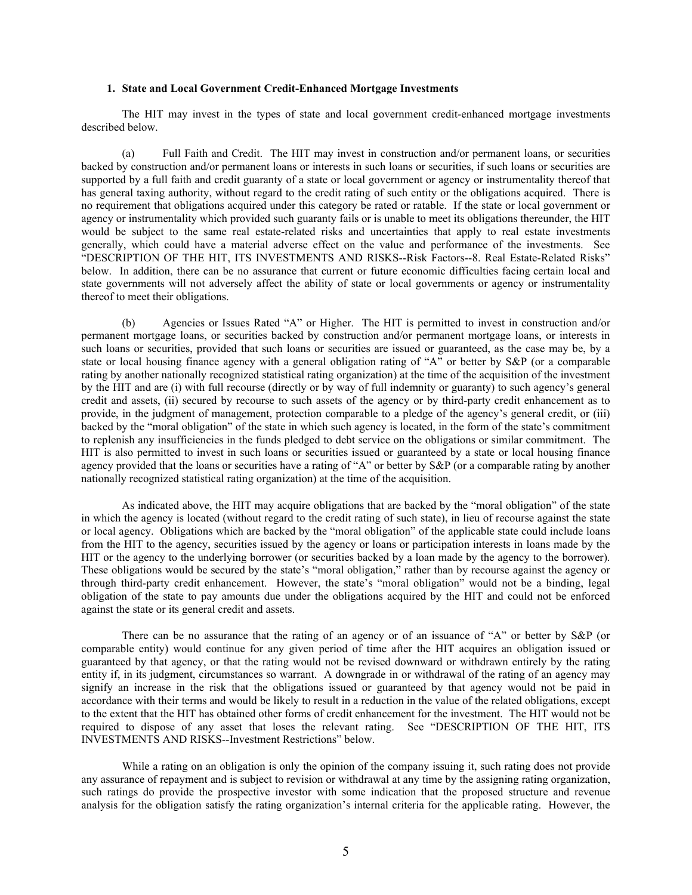### 1. State and Local Government Credit-Enhanced Mortgage Investments

The HIT may invest in the types of state and local government credit-enhanced mortgage investments described below.

(a) Full Faith and Credit. The HIT may invest in construction and/or permanent loans, or securities backed by construction and/or permanent loans or interests in such loans or securities, if such loans or securities are supported by a full faith and credit guaranty of a state or local government or agency or instrumentality thereof that has general taxing authority, without regard to the credit rating of such entity or the obligations acquired. There is no requirement that obligations acquired under this category be rated or ratable. If the state or local government or agency or instrumentality which provided such guaranty fails or is unable to meet its obligations thereunder, the HIT would be subject to the same real estate-related risks and uncertainties that apply to real estate investments generally, which could have a material adverse effect on the value and performance of the investments. See "DESCRIPTION OF THE HIT, ITS INVESTMENTS AND RISKS--Risk Factors--8. Real Estate-Related Risks" below. In addition, there can be no assurance that current or future economic difficulties facing certain local and state governments will not adversely affect the ability of state or local governments or agency or instrumentality thereof to meet their obligations.

(b) Agencies or Issues Rated "A" or Higher. The HIT is permitted to invest in construction and/or permanent mortgage loans, or securities backed by construction and/or permanent mortgage loans, or interests in such loans or securities, provided that such loans or securities are issued or guaranteed, as the case may be, by a state or local housing finance agency with a general obligation rating of "A" or better by S&P (or a comparable rating by another nationally recognized statistical rating organization) at the time of the acquisition of the investment by the HIT and are (i) with full recourse (directly or by way of full indemnity or guaranty) to such agency's general credit and assets, (ii) secured by recourse to such assets of the agency or by third-party credit enhancement as to provide, in the judgment of management, protection comparable to a pledge of the agency's general credit, or (iii) backed by the "moral obligation" of the state in which such agency is located, in the form of the state's commitment to replenish any insufficiencies in the funds pledged to debt service on the obligations or similar commitment. The HIT is also permitted to invest in such loans or securities issued or guaranteed by a state or local housing finance agency provided that the loans or securities have a rating of "A" or better by S&P (or a comparable rating by another nationally recognized statistical rating organization) at the time of the acquisition.

As indicated above, the HIT may acquire obligations that are backed by the "moral obligation" of the state in which the agency is located (without regard to the credit rating of such state), in lieu of recourse against the state or local agency. Obligations which are backed by the "moral obligation" of the applicable state could include loans from the HIT to the agency, securities issued by the agency or loans or participation interests in loans made by the HIT or the agency to the underlying borrower (or securities backed by a loan made by the agency to the borrower). These obligations would be secured by the state's "moral obligation," rather than by recourse against the agency or through third-party credit enhancement. However, the state's "moral obligation" would not be a binding, legal obligation of the state to pay amounts due under the obligations acquired by the HIT and could not be enforced against the state or its general credit and assets.

There can be no assurance that the rating of an agency or of an issuance of "A" or better by S&P (or comparable entity) would continue for any given period of time after the HIT acquires an obligation issued or guaranteed by that agency, or that the rating would not be revised downward or withdrawn entirely by the rating entity if, in its judgment, circumstances so warrant. A downgrade in or withdrawal of the rating of an agency may signify an increase in the risk that the obligations issued or guaranteed by that agency would not be paid in accordance with their terms and would be likely to result in a reduction in the value of the related obligations, except to the extent that the HIT has obtained other forms of credit enhancement for the investment. The HIT would not be required to dispose of any asset that loses the relevant rating. See "DESCRIPTION OF THE HIT, ITS INVESTMENTS AND RISKS--Investment Restrictions" below.

While a rating on an obligation is only the opinion of the company issuing it, such rating does not provide any assurance of repayment and is subject to revision or withdrawal at any time by the assigning rating organization, such ratings do provide the prospective investor with some indication that the proposed structure and revenue analysis for the obligation satisfy the rating organization's internal criteria for the applicable rating. However, the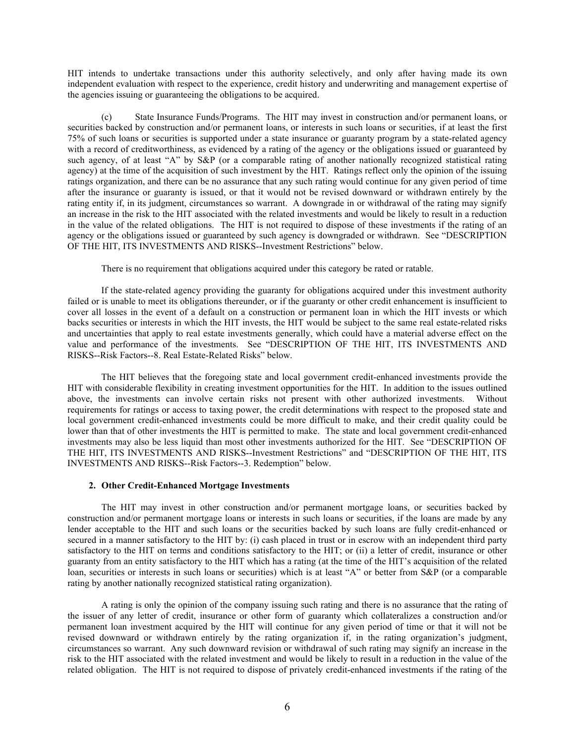HIT intends to undertake transactions under this authority selectively, and only after having made its own independent evaluation with respect to the experience, credit history and underwriting and management expertise of the agencies issuing or guaranteeing the obligations to be acquired.

(c) State Insurance Funds/Programs. The HIT may invest in construction and/or permanent loans, or securities backed by construction and/or permanent loans, or interests in such loans or securities, if at least the first 75% of such loans or securities is supported under a state insurance or guaranty program by a state-related agency with a record of creditworthiness, as evidenced by a rating of the agency or the obligations issued or guaranteed by such agency, of at least "A" by S&P (or a comparable rating of another nationally recognized statistical rating agency) at the time of the acquisition of such investment by the HIT. Ratings reflect only the opinion of the issuing ratings organization, and there can be no assurance that any such rating would continue for any given period of time after the insurance or guaranty is issued, or that it would not be revised downward or withdrawn entirely by the rating entity if, in its judgment, circumstances so warrant. A downgrade in or withdrawal of the rating may signify an increase in the risk to the HIT associated with the related investments and would be likely to result in a reduction in the value of the related obligations. The HIT is not required to dispose of these investments if the rating of an agency or the obligations issued or guaranteed by such agency is downgraded or withdrawn. See "DESCRIPTION OF THE HIT, ITS INVESTMENTS AND RISKS--Investment Restrictions" below.

There is no requirement that obligations acquired under this category be rated or ratable.

If the state-related agency providing the guaranty for obligations acquired under this investment authority failed or is unable to meet its obligations thereunder, or if the guaranty or other credit enhancement is insufficient to cover all losses in the event of a default on a construction or permanent loan in which the HIT invests or which backs securities or interests in which the HIT invests, the HIT would be subject to the same real estate-related risks and uncertainties that apply to real estate investments generally, which could have a material adverse effect on the value and performance of the investments. See "DESCRIPTION OF THE HIT, ITS INVESTMENTS AND RISKS--Risk Factors--8. Real Estate-Related Risks" below.

The HIT believes that the foregoing state and local government credit-enhanced investments provide the HIT with considerable flexibility in creating investment opportunities for the HIT. In addition to the issues outlined above, the investments can involve certain risks not present with other authorized investments. Without requirements for ratings or access to taxing power, the credit determinations with respect to the proposed state and local government credit-enhanced investments could be more difficult to make, and their credit quality could be lower than that of other investments the HIT is permitted to make. The state and local government credit-enhanced investments may also be less liquid than most other investments authorized for the HIT. See "DESCRIPTION OF THE HIT, ITS INVESTMENTS AND RISKS--Investment Restrictions" and "DESCRIPTION OF THE HIT, ITS INVESTMENTS AND RISKS--Risk Factors--3. Redemption" below.

#### 2. Other Credit-Enhanced Mortgage Investments

The HIT may invest in other construction and/or permanent mortgage loans, or securities backed by construction and/or permanent mortgage loans or interests in such loans or securities, if the loans are made by any lender acceptable to the HIT and such loans or the securities backed by such loans are fully credit-enhanced or secured in a manner satisfactory to the HIT by: (i) cash placed in trust or in escrow with an independent third party satisfactory to the HIT on terms and conditions satisfactory to the HIT; or (ii) a letter of credit, insurance or other guaranty from an entity satisfactory to the HIT which has a rating (at the time of the HIT's acquisition of the related loan, securities or interests in such loans or securities) which is at least "A" or better from S&P (or a comparable rating by another nationally recognized statistical rating organization).

A rating is only the opinion of the company issuing such rating and there is no assurance that the rating of the issuer of any letter of credit, insurance or other form of guaranty which collateralizes a construction and/or permanent loan investment acquired by the HIT will continue for any given period of time or that it will not be revised downward or withdrawn entirely by the rating organization if, in the rating organization's judgment, circumstances so warrant. Any such downward revision or withdrawal of such rating may signify an increase in the risk to the HIT associated with the related investment and would be likely to result in a reduction in the value of the related obligation. The HIT is not required to dispose of privately credit-enhanced investments if the rating of the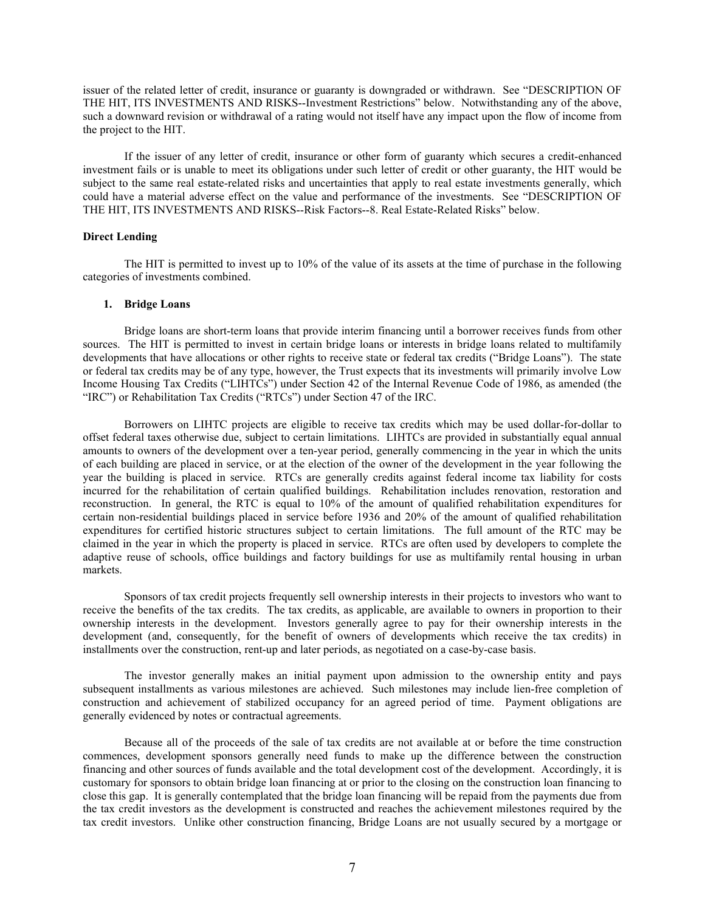issuer of the related letter of credit, insurance or guaranty is downgraded or withdrawn. See "DESCRIPTION OF THE HIT, ITS INVESTMENTS AND RISKS--Investment Restrictions" below. Notwithstanding any of the above, such a downward revision or withdrawal of a rating would not itself have any impact upon the flow of income from the project to the HIT.

If the issuer of any letter of credit, insurance or other form of guaranty which secures a credit-enhanced investment fails or is unable to meet its obligations under such letter of credit or other guaranty, the HIT would be subject to the same real estate-related risks and uncertainties that apply to real estate investments generally, which could have a material adverse effect on the value and performance of the investments. See "DESCRIPTION OF THE HIT, ITS INVESTMENTS AND RISKS--Risk Factors--8. Real Estate-Related Risks" below.

**Direct Lending**

The HIT is permitted to invest up to 10% of the value of its assets at the time of purchase in the following categories of investments combined.

**1. Bridge Loans**

Bridge loans are short-term loans that provide interim financing until a borrower receives funds from other sources. The HIT is permitted to invest in certain bridge loans or interests in bridge loans related to multifamily developments that have allocations or other rights to receive state or federal tax credits ("Bridge Loans"). The state or federal tax credits may be of any type, however, the Trust expects that its investments will primarily involve Low Income Housing Tax Credits ("LIHTCs") under Section 42 of the Internal Revenue Code of 1986, as amended (the "IRC") or Rehabilitation Tax Credits ("RTCs") under Section 47 of the IRC.

Borrowers on LIHTC projects are eligible to receive tax credits which may be used dollar-for-dollar to offset federal taxes otherwise due, subject to certain limitations. LIHTCs are provided in substantially equal annual amounts to owners of the development over a ten-year period, generally commencing in the year in which the units of each building are placed in service, or at the election of the owner of the development in the year following the year the building is placed in service. RTCs are generally credits against federal income tax liability for costs incurred for the rehabilitation of certain qualified buildings. Rehabilitation includes renovation, restoration and reconstruction. In general, the RTC is equal to 10% of the amount of qualified rehabilitation expenditures for certain non-residential buildings placed in service before 1936 and 20% of the amount of qualified rehabilitation expenditures for certified historic structures subject to certain limitations. The full amount of the RTC may be claimed in the year in which the property is placed in service. RTCs are often used by developers to complete the adaptive reuse of schools, office buildings and factory buildings for use as multifamily rental housing in urban markets.

Sponsors of tax credit projects frequently sell ownership interests in their projects to investors who want to receive the benefits of the tax credits. The tax credits, as applicable, are available to owners in proportion to their ownership interests in the development. Investors generally agree to pay for their ownership interests in the development (and, consequently, for the benefit of owners of developments which receive the tax credits) in installments over the construction, rent-up and later periods, as negotiated on a case-by-case basis.

The investor generally makes an initial payment upon admission to the ownership entity and pays subsequent installments as various milestones are achieved. Such milestones may include lien-free completion of construction and achievement of stabilized occupancy for an agreed period of time. Payment obligations are generally evidenced by notes or contractual agreements.

Because all of the proceeds of the sale of tax credits are not available at or before the time construction commences, development sponsors generally need funds to make up the difference between the construction financing and other sources of funds available and the total development cost of the development. Accordingly, it is customary for sponsors to obtain bridge loan financing at or prior to the closing on the construction loan financing to close this gap. It is generally contemplated that the bridge loan financing will be repaid from the payments due from the tax credit investors as the development is constructed and reaches the achievement milestones required by the tax credit investors. Unlike other construction financing, Bridge Loans are not usually secured by a mortgage or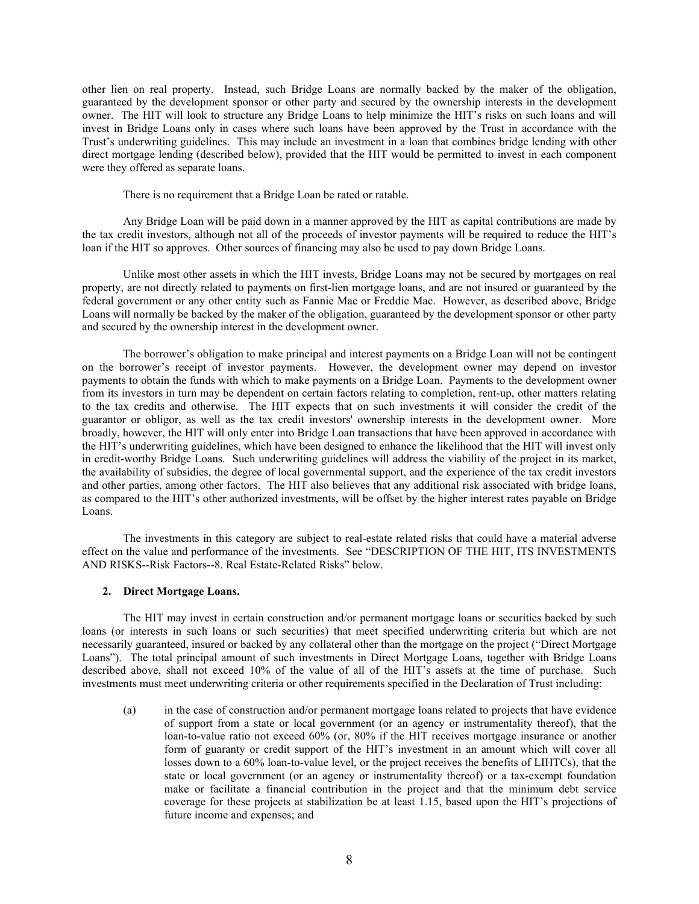other lien on real property. Instead, such Bridge Loans are normally backed by the maker of the obligation, guaranteed by the development sponsor or other party and secured by the ownership interests in the development owner. The HIT will look to structure any Bridge Loans to help minimize the HIT's risks on such loans and will invest in Bridge Loans only in cases where such loans have been approved by the Trust in accordance with the Trust's underwriting guidelines. This may include an investment in a loan that combines bridge lending with other direct mortgage lending (described below), provided that the HIT would be permitted to invest in each component were they offered as separate loans.

There is no requirement that a Bridge Loan be rated or ratable.

Any Bridge Loan will be paid down in a manner approved by the HIT as capital contributions are made by the tax credit investors, although not all of the proceeds of investor payments will be required to reduce the HIT's loan if the HIT so approves. Other sources of financing may also be used to pay down Bridge Loans.

Unlike most other assets in which the HIT invests, Bridge Loans may not be secured by mortgages on real property, are not directly related to payments on first-lien mortgage loans, and are not insured or guaranteed by the federal government or any other entity such as Fannie Mae or Freddie Mac. However, as described above, Bridge Loans will normally be backed by the maker of the obligation, guaranteed by the development sponsor or other party and secured by the ownership interest in the development owner.

The borrower's obligation to make principal and interest payments on a Bridge Loan will not be contingent on the borrower's receipt of investor payments. However, the development owner may depend on investor payments to obtain the funds with which to make payments on a Bridge Loan. Payments to the development owner from its investors in turn may be dependent on certain factors relating to completion, rent-up, other matters relating to the tax credits and otherwise. The HIT expects that on such investments it will consider the credit of the guarantor or obligor, as well as the tax credit investors' ownership interests in the development owner. More broadly, however, the HIT will only enter into Bridge Loan transactions that have been approved in accordance with the HIT's underwriting guidelines, which have been designed to enhance the likelihood that the HIT will invest only in credit-worthy Bridge Loans. Such underwriting guidelines will address the viability of the project in its market, the availability of subsidies, the degree of local governmental support, and the experience of the tax credit investors and other parties, among other factors. The HIT also believes that any additional risk associated with bridge loans, as compared to the HIT's other authorized investments, will be offset by the higher interest rates payable on Bridge Loans.

The investments in this category are subject to real-estate related risks that could have a material adverse effect on the value and performance of the investments. See "DESCRIPTION OF THE HIT, ITS INVESTMENTS AND RISKS--Risk Factors--8. Real Estate-Related Risks" below.

**2. Direct Mortgage Loans.**

The HIT may invest in certain construction and/or permanent mortgage loans or securities backed by such loans (or interests in such loans or such securities) that meet specified underwriting criteria but which are not necessarily guaranteed, insured or backed by any collateral other than the mortgage on the project ("Direct Mortgage Loans"). The total principal amount of such investments in Direct Mortgage Loans, together with Bridge Loans described above, shall not exceed 10% of the value of all of the HIT's assets at the time of purchase. Such investments must meet underwriting criteria or other requirements specified in the Declaration of Trust including:

(a) in the case of construction and/or permanent mortgage loans related to projects that have evidence of support from a state or local government (or an agency or instrumentality thereof), that the loan-to-value ratio not exceed 60% (or, 80% if the HIT receives mortgage insurance or another form of guaranty or credit support of the HIT's investment in an amount which will cover all losses down to a 60% loan-to-value level, or the project receives the benefits of LIHTCs), that the state or local government (or an agency or instrumentality thereof) or a tax-exempt foundation make or facilitate a financial contribution in the project and that the minimum debt service coverage for these projects at stabilization be at least 1.15, based upon the HIT's projections of future income and expenses; and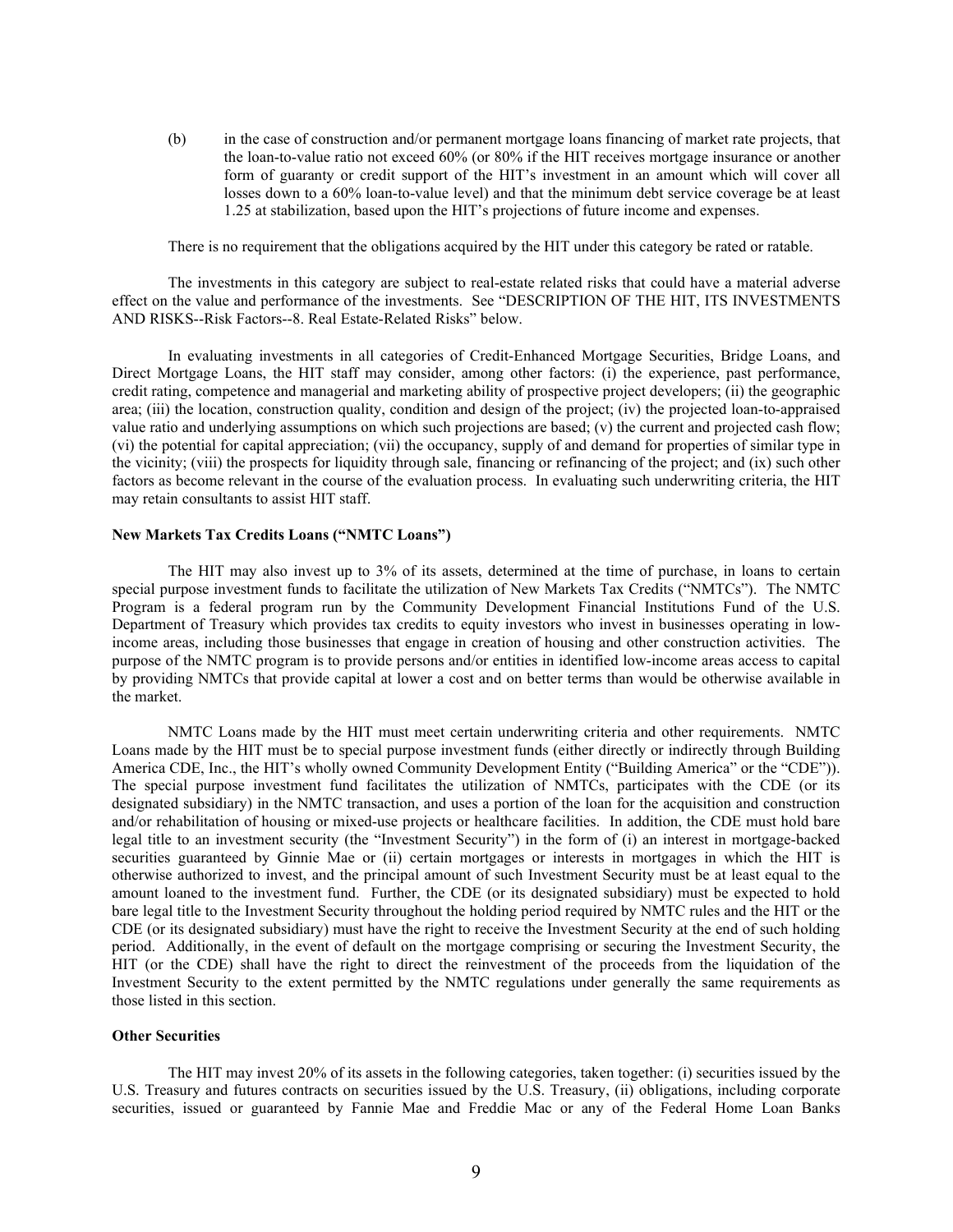(b) in the case of construction and/or permanent mortgage loans financing of market rate projects, that the loan-to-value ratio not exceed 60% (or 80% if the HIT receives mortgage insurance or another form of guaranty or credit support of the HIT's investment in an amount which will cover all losses down to a 60% loan-to-value level) and that the minimum debt service coverage be at least 1.25 at stabilization, based upon the HIT's projections of future income and expenses.

There is no requirement that the obligations acquired by the HIT under this category be rated or ratable.

The investments in this category are subject to real-estate related risks that could have a material adverse effect on the value and performance of the investments. See "DESCRIPTION OF THE HIT, ITS INVESTMENTS AND RISKS--Risk Factors--8. Real Estate-Related Risks" below.

In evaluating investments in all categories of Credit-Enhanced Mortgage Securities, Bridge Loans, and Direct Mortgage Loans, the HIT staff may consider, among other factors: (i) the experience, past performance, credit rating, competence and managerial and marketing ability of prospective project developers; (ii) the geographic area; (iii) the location, construction quality, condition and design of the project; (iv) the projected loan-to-appraised value ratio and underlying assumptions on which such projections are based; (v) the current and projected cash flow; (vi) the potential for capital appreciation; (vii) the occupancy, supply of and demand for properties of similar type in the vicinity; (viii) the prospects for liquidity through sale, financing or refinancing of the project; and (ix) such other factors as become relevant in the course of the evaluation process. In evaluating such underwriting criteria, the HIT may retain consultants to assist HIT staff.

**New Markets Tax Credits Loans ("NMTC Loans")**

The HIT may also invest up to 3% of its assets, determined at the time of purchase, in loans to certain special purpose investment funds to facilitate the utilization of New Markets Tax Credits ("NMTCs"). The NMTC Program is a federal program run by the Community Development Financial Institutions Fund of the U.S. Department of Treasury which provides tax credits to equity investors who invest in businesses operating in low-income areas, including those businesses that engage in creation of housing and other construction activities. The purpose of the NMTC program is to provide persons and/or entities in identified low-income areas access to capital by providing NMTCs that provide capital at lower a cost and on better terms than would be otherwise available in the market.

NMTC Loans made by the HIT must meet certain underwriting criteria and other requirements. NMTC Loans made by the HIT must be to special purpose investment funds (either directly or indirectly through Building America CDE, Inc., the HIT's wholly owned Community Development Entity ("Building America" or the "CDE")). The special purpose investment fund facilitates the utilization of NMTCs, participates with the CDE (or its designated subsidiary) in the NMTC transaction, and uses a portion of the loan for the acquisition and construction and/or rehabilitation of housing or mixed-use projects or healthcare facilities. In addition, the CDE must hold bare legal title to an investment security (the "Investment Security") in the form of (i) an interest in mortgage-backed securities guaranteed by Ginnie Mae or (ii) certain mortgages or interests in mortgages in which the HIT is otherwise authorized to invest, and the principal amount of such Investment Security must be at least equal to the amount loaned to the investment fund. Further, the CDE (or its designated subsidiary) must be expected to hold bare legal title to the Investment Security throughout the holding period required by NMTC rules and the HIT or the CDE (or its designated subsidiary) must have the right to receive the Investment Security at the end of such holding period. Additionally, in the event of default on the mortgage comprising or securing the Investment Security, the HIT (or the CDE) shall have the right to direct the reinvestment of the proceeds from the liquidation of the Investment Security to the extent permitted by the NMTC regulations under generally the same requirements as those listed in this section.

**Other Securities**

The HIT may invest 20% of its assets in the following categories, taken together: (i) securities issued by the U.S. Treasury and futures contracts on securities issued by the U.S. Treasury, (ii) obligations, including corporate securities, issued or guaranteed by Fannie Mae and Freddie Mac or any of the Federal Home Loan Banks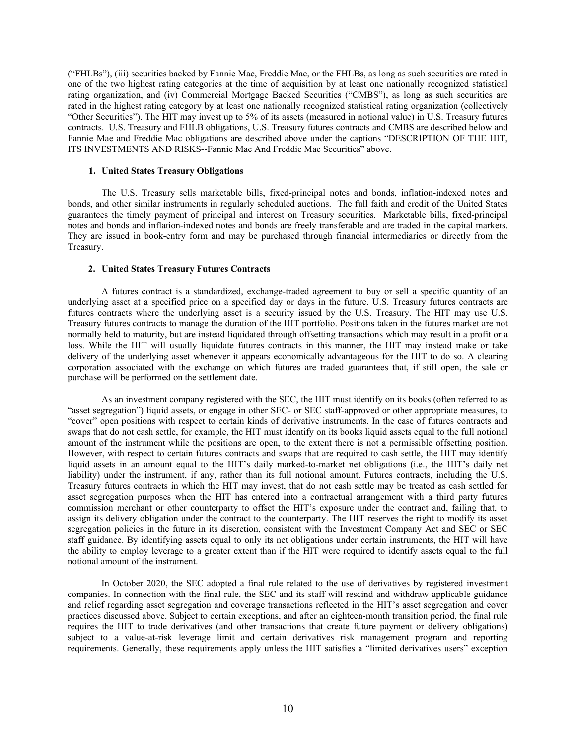("FHLBs"), (iii) securities backed by Fannie Mae, Freddie Mac, or the FHLBs, as long as such securities are rated in one of the two highest rating categories at the time of acquisition by at least one nationally recognized statistical rating organization, and (iv) Commercial Mortgage Backed Securities ("CMBS"), as long as such securities are rated in the highest rating category by at least one nationally recognized statistical rating organization (collectively "Other Securities"). The HIT may invest up to 5% of its assets (measured in notional value) in U.S. Treasury futures contracts. U.S. Treasury and FHLB obligations, U.S. Treasury futures contracts and CMBS are described below and Fannie Mae and Freddie Mac obligations are described above under the captions "DESCRIPTION OF THE HIT, ITS INVESTMENTS AND RISKS--Fannie Mae And Freddie Mac Securities" above.

#### 1. United States Treasury Obligations

The U.S. Treasury sells marketable bills, fixed-principal notes and bonds, inflation-indexed notes and bonds, and other similar instruments in regularly scheduled auctions. The full faith and credit of the United States guarantees the timely payment of principal and interest on Treasury securities. Marketable bills, fixed-principal notes and bonds and inflation-indexed notes and bonds are freely transferable and are traded in the capital markets. They are issued in book-entry form and may be purchased through financial intermediaries or directly from the Treasury.

#### 2. United States Treasury Futures Contracts

A futures contract is a standardized, exchange-traded agreement to buy or sell a specific quantity of an underlying asset at a specified price on a specified day or days in the future. U.S. Treasury futures contracts are futures contracts where the underlying asset is a security issued by the U.S. Treasury. The HIT may use U.S. Treasury futures contracts to manage the duration of the HIT portfolio. Positions taken in the futures market are not normally held to maturity, but are instead liquidated through offsetting transactions which may result in a profit or a loss. While the HIT will usually liquidate futures contracts in this manner, the HIT may instead make or take delivery of the underlying asset whenever it appears economically advantageous for the HIT to do so. A clearing corporation associated with the exchange on which futures are traded guarantees that, if still open, the sale or purchase will be performed on the settlement date.

As an investment company registered with the SEC, the HIT must identify on its books (often referred to as "asset segregation") liquid assets, or engage in other SEC- or SEC staff-approved or other appropriate measures, to "cover" open positions with respect to certain kinds of derivative instruments. In the case of futures contracts and swaps that do not cash settle, for example, the HIT must identify on its books liquid assets equal to the full notional amount of the instrument while the positions are open, to the extent there is not a permissible offsetting position. However, with respect to certain futures contracts and swaps that are required to cash settle, the HIT may identify liquid assets in an amount equal to the HIT's daily marked-to-market net obligations (i.e., the HIT's daily net liability) under the instrument, if any, rather than its full notional amount. Futures contracts, including the U.S. Treasury futures contracts in which the HIT may invest, that do not cash settle may be treated as cash settled for asset segregation purposes when the HIT has entered into a contractual arrangement with a third party futures commission merchant or other counterparty to offset the HIT's exposure under the contract and, failing that, to assign its delivery obligation under the contract to the counterparty. The HIT reserves the right to modify its asset segregation policies in the future in its discretion, consistent with the Investment Company Act and SEC or SEC staff guidance. By identifying assets equal to only its net obligations under certain instruments, the HIT will have the ability to employ leverage to a greater extent than if the HIT were required to identify assets equal to the full notional amount of the instrument.

In October 2020, the SEC adopted a final rule related to the use of derivatives by registered investment companies. In connection with the final rule, the SEC and its staff will rescind and withdraw applicable guidance and relief regarding asset segregation and coverage transactions reflected in the HIT's asset segregation and cover practices discussed above. Subject to certain exceptions, and after an eighteen-month transition period, the final rule requires the HIT to trade derivatives (and other transactions that create future payment or delivery obligations) subject to a value-at-risk leverage limit and certain derivatives risk management program and reporting requirements. Generally, these requirements apply unless the HIT satisfies a "limited derivatives users" exception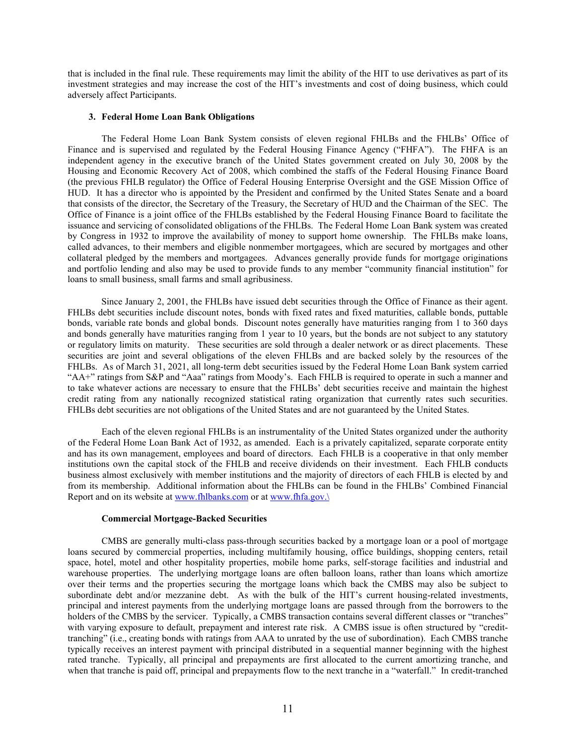that is included in the final rule. These requirements may limit the ability of the HIT to use derivatives as part of its investment strategies and may increase the cost of the HIT's investments and cost of doing business, which could adversely affect Participants.

### 3. Federal Home Loan Bank Obligations

The Federal Home Loan Bank System consists of eleven regional FHLBs and the FHLBs' Office of Finance and is supervised and regulated by the Federal Housing Finance Agency ("FHFA"). The FHFA is an independent agency in the executive branch of the United States government created on July 30, 2008 by the Housing and Economic Recovery Act of 2008, which combined the staffs of the Federal Housing Finance Board (the previous FHLB regulator) the Office of Federal Housing Enterprise Oversight and the GSE Mission Office of HUD. It has a director who is appointed by the President and confirmed by the United States Senate and a board that consists of the director, the Secretary of the Treasury, the Secretary of HUD and the Chairman of the SEC. The Office of Finance is a joint office of the FHLBs established by the Federal Housing Finance Board to facilitate the issuance and servicing of consolidated obligations of the FHLBs. The Federal Home Loan Bank system was created by Congress in 1932 to improve the availability of money to support home ownership. The FHLBs make loans, called advances, to their members and eligible nonmember mortgagees, which are secured by mortgages and other collateral pledged by the members and mortgagees. Advances generally provide funds for mortgage originations and portfolio lending and also may be used to provide funds to any member "community financial institution" for loans to small business, small farms and small agribusiness.

Since January 2, 2001, the FHLBs have issued debt securities through the Office of Finance as their agent. FHLBs debt securities include discount notes, bonds with fixed rates and fixed maturities, callable bonds, puttable bonds, variable rate bonds and global bonds. Discount notes generally have maturities ranging from 1 to 360 days and bonds generally have maturities ranging from 1 year to 10 years, but the bonds are not subject to any statutory or regulatory limits on maturity. These securities are sold through a dealer network or as direct placements. These securities are joint and several obligations of the eleven FHLBs and are backed solely by the resources of the FHLBs. As of March 31, 2021, all long-term debt securities issued by the Federal Home Loan Bank system carried "AA+" ratings from S&P and "Aaa" ratings from Moody's. Each FHLB is required to operate in such a manner and to take whatever actions are necessary to ensure that the FHLBs' debt securities receive and maintain the highest credit rating from any nationally recognized statistical rating organization that currently rates such securities. FHLBs debt securities are not obligations of the United States and are not guaranteed by the United States.

Each of the eleven regional FHLBs is an instrumentality of the United States organized under the authority of the Federal Home Loan Bank Act of 1932, as amended. Each is a privately capitalized, separate corporate entity and has its own management, employees and board of directors. Each FHLB is a cooperative in that only member institutions own the capital stock of the FHLB and receive dividends on their investment. Each FHLB conducts business almost exclusively with member institutions and the majority of directors of each FHLB is elected by and from its membership. Additional information about the FHLBs can be found in the FHLBs' Combined Financial Report and on its website at www.fhlbanks.com or at www.fhfa.gov.\

### Commercial Mortgage-Backed Securities

CMBS are generally multi-class pass-through securities backed by a mortgage loan or a pool of mortgage loans secured by commercial properties, including multifamily housing, office buildings, shopping centers, retail space, hotel, motel and other hospitality properties, mobile home parks, self-storage facilities and industrial and warehouse properties. The underlying mortgage loans are often balloon loans, rather than loans which amortize over their terms and the properties securing the mortgage loans which back the CMBS may also be subject to subordinate debt and/or mezzanine debt. As with the bulk of the HIT's current housing-related investments, principal and interest payments from the underlying mortgage loans are passed through from the borrowers to the holders of the CMBS by the servicer. Typically, a CMBS transaction contains several different classes or "tranches" with varying exposure to default, prepayment and interest rate risk. A CMBS issue is often structured by "credit-tranching" (i.e., creating bonds with ratings from AAA to unrated by the use of subordination). Each CMBS tranche typically receives an interest payment with principal distributed in a sequential manner beginning with the highest rated tranche. Typically, all principal and prepayments are first allocated to the current amortizing tranche, and when that tranche is paid off, principal and prepayments flow to the next tranche in a "waterfall." In credit-tranched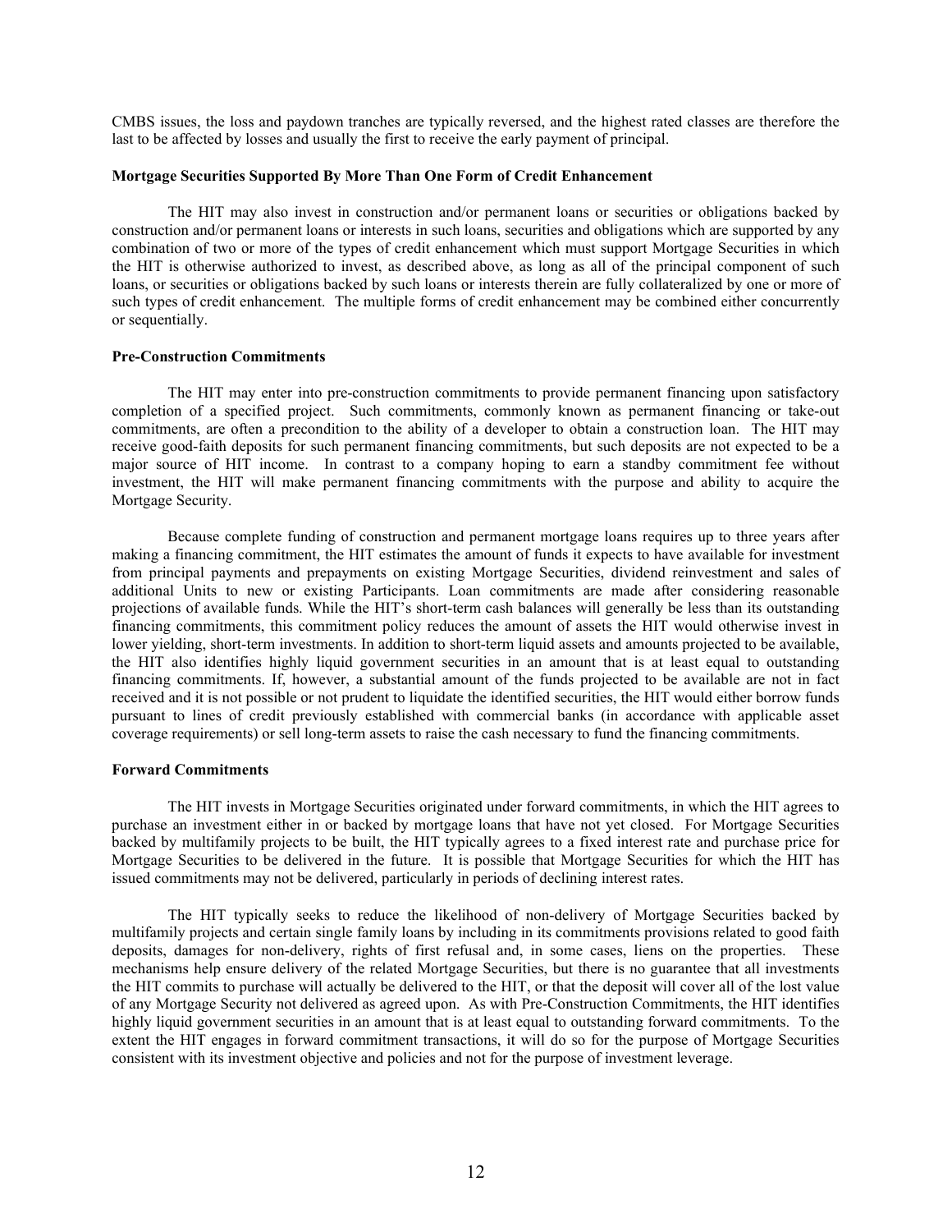CMBS issues, the loss and paydown tranches are typically reversed, and the highest rated classes are therefore the last to be affected by losses and usually the first to receive the early payment of principal.

**Mortgage Securities Supported By More Than One Form of Credit Enhancement**

The HIT may also invest in construction and/or permanent loans or securities or obligations backed by construction and/or permanent loans or interests in such loans, securities and obligations which are supported by any combination of two or more of the types of credit enhancement which must support Mortgage Securities in which the HIT is otherwise authorized to invest, as described above, as long as all of the principal component of such loans, or securities or obligations backed by such loans or interests therein are fully collateralized by one or more of such types of credit enhancement. The multiple forms of credit enhancement may be combined either concurrently or sequentially.

**Pre-Construction Commitments**

The HIT may enter into pre-construction commitments to provide permanent financing upon satisfactory completion of a specified project. Such commitments, commonly known as permanent financing or take-out commitments, are often a precondition to the ability of a developer to obtain a construction loan. The HIT may receive good-faith deposits for such permanent financing commitments, but such deposits are not expected to be a major source of HIT income. In contrast to a company hoping to earn a standby commitment fee without investment, the HIT will make permanent financing commitments with the purpose and ability to acquire the Mortgage Security.

Because complete funding of construction and permanent mortgage loans requires up to three years after making a financing commitment, the HIT estimates the amount of funds it expects to have available for investment from principal payments and prepayments on existing Mortgage Securities, dividend reinvestment and sales of additional Units to new or existing Participants. Loan commitments are made after considering reasonable projections of available funds. While the HIT's short-term cash balances will generally be less than its outstanding financing commitments, this commitment policy reduces the amount of assets the HIT would otherwise invest in lower yielding, short-term investments. In addition to short-term liquid assets and amounts projected to be available, the HIT also identifies highly liquid government securities in an amount that is at least equal to outstanding financing commitments. If, however, a substantial amount of the funds projected to be available are not in fact received and it is not possible or not prudent to liquidate the identified securities, the HIT would either borrow funds pursuant to lines of credit previously established with commercial banks (in accordance with applicable asset coverage requirements) or sell long-term assets to raise the cash necessary to fund the financing commitments.

**Forward Commitments**

The HIT invests in Mortgage Securities originated under forward commitments, in which the HIT agrees to purchase an investment either in or backed by mortgage loans that have not yet closed. For Mortgage Securities backed by multifamily projects to be built, the HIT typically agrees to a fixed interest rate and purchase price for Mortgage Securities to be delivered in the future. It is possible that Mortgage Securities for which the HIT has issued commitments may not be delivered, particularly in periods of declining interest rates.

The HIT typically seeks to reduce the likelihood of non-delivery of Mortgage Securities backed by multifamily projects and certain single family loans by including in its commitments provisions related to good faith deposits, damages for non-delivery, rights of first refusal and, in some cases, liens on the properties. These mechanisms help ensure delivery of the related Mortgage Securities, but there is no guarantee that all investments the HIT commits to purchase will actually be delivered to the HIT, or that the deposit will cover all of the lost value of any Mortgage Security not delivered as agreed upon. As with Pre-Construction Commitments, the HIT identifies highly liquid government securities in an amount that is at least equal to outstanding forward commitments. To the extent the HIT engages in forward commitment transactions, it will do so for the purpose of Mortgage Securities consistent with its investment objective and policies and not for the purpose of investment leverage.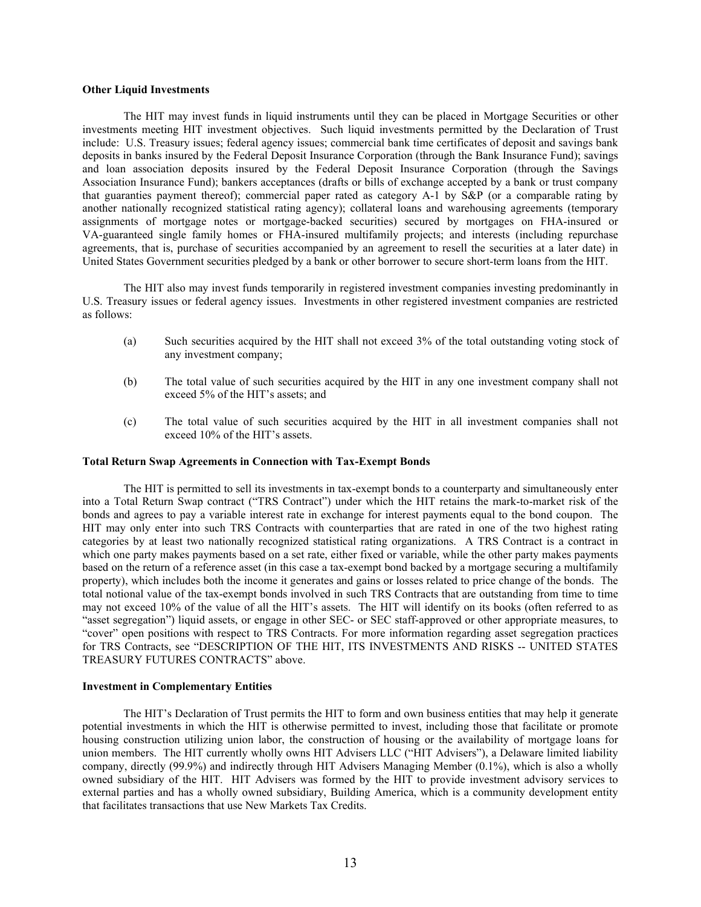**Other Liquid Investments**

The HIT may invest funds in liquid instruments until they can be placed in Mortgage Securities or other investments meeting HIT investment objectives. Such liquid investments permitted by the Declaration of Trust include: U.S. Treasury issues; federal agency issues; commercial bank time certificates of deposit and savings bank deposits in banks insured by the Federal Deposit Insurance Corporation (through the Bank Insurance Fund); savings and loan association deposits insured by the Federal Deposit Insurance Corporation (through the Savings Association Insurance Fund); bankers acceptances (drafts or bills of exchange accepted by a bank or trust company that guaranties payment thereof); commercial paper rated as category A-1 by S&P (or a comparable rating by another nationally recognized statistical rating agency); collateral loans and warehousing agreements (temporary assignments of mortgage notes or mortgage-backed securities) secured by mortgages on FHA-insured or VA-guaranteed single family homes or FHA-insured multifamily projects; and interests (including repurchase agreements, that is, purchase of securities accompanied by an agreement to resell the securities at a later date) in United States Government securities pledged by a bank or other borrower to secure short-term loans from the HIT.

The HIT also may invest funds temporarily in registered investment companies investing predominantly in U.S. Treasury issues or federal agency issues. Investments in other registered investment companies are restricted as follows:

(a) Such securities acquired by the HIT shall not exceed 3% of the total outstanding voting stock of any investment company;

(b) The total value of such securities acquired by the HIT in any one investment company shall not exceed 5% of the HIT's assets; and

(c) The total value of such securities acquired by the HIT in all investment companies shall not exceed 10% of the HIT's assets.

**Total Return Swap Agreements in Connection with Tax-Exempt Bonds**

The HIT is permitted to sell its investments in tax-exempt bonds to a counterparty and simultaneously enter into a Total Return Swap contract ("TRS Contract") under which the HIT retains the mark-to-market risk of the bonds and agrees to pay a variable interest rate in exchange for interest payments equal to the bond coupon. The HIT may only enter into such TRS Contracts with counterparties that are rated in one of the two highest rating categories by at least two nationally recognized statistical rating organizations. A TRS Contract is a contract in which one party makes payments based on a set rate, either fixed or variable, while the other party makes payments based on the return of a reference asset (in this case a tax-exempt bond backed by a mortgage securing a multifamily property), which includes both the income it generates and gains or losses related to price change of the bonds. The total notional value of the tax-exempt bonds involved in such TRS Contracts that are outstanding from time to time may not exceed 10% of the value of all the HIT's assets. The HIT will identify on its books (often referred to as "asset segregation") liquid assets, or engage in other SEC- or SEC staff-approved or other appropriate measures, to "cover" open positions with respect to TRS Contracts. For more information regarding asset segregation practices for TRS Contracts, see "DESCRIPTION OF THE HIT, ITS INVESTMENTS AND RISKS -- UNITED STATES TREASURY FUTURES CONTRACTS" above.

**Investment in Complementary Entities**

The HIT's Declaration of Trust permits the HIT to form and own business entities that may help it generate potential investments in which the HIT is otherwise permitted to invest, including those that facilitate or promote housing construction utilizing union labor, the construction of housing or the availability of mortgage loans for union members. The HIT currently wholly owns HIT Advisers LLC ("HIT Advisers"), a Delaware limited liability company, directly (99.9%) and indirectly through HIT Advisers Managing Member (0.1%), which is also a wholly owned subsidiary of the HIT. HIT Advisers was formed by the HIT to provide investment advisory services to external parties and has a wholly owned subsidiary, Building America, which is a community development entity that facilitates transactions that use New Markets Tax Credits.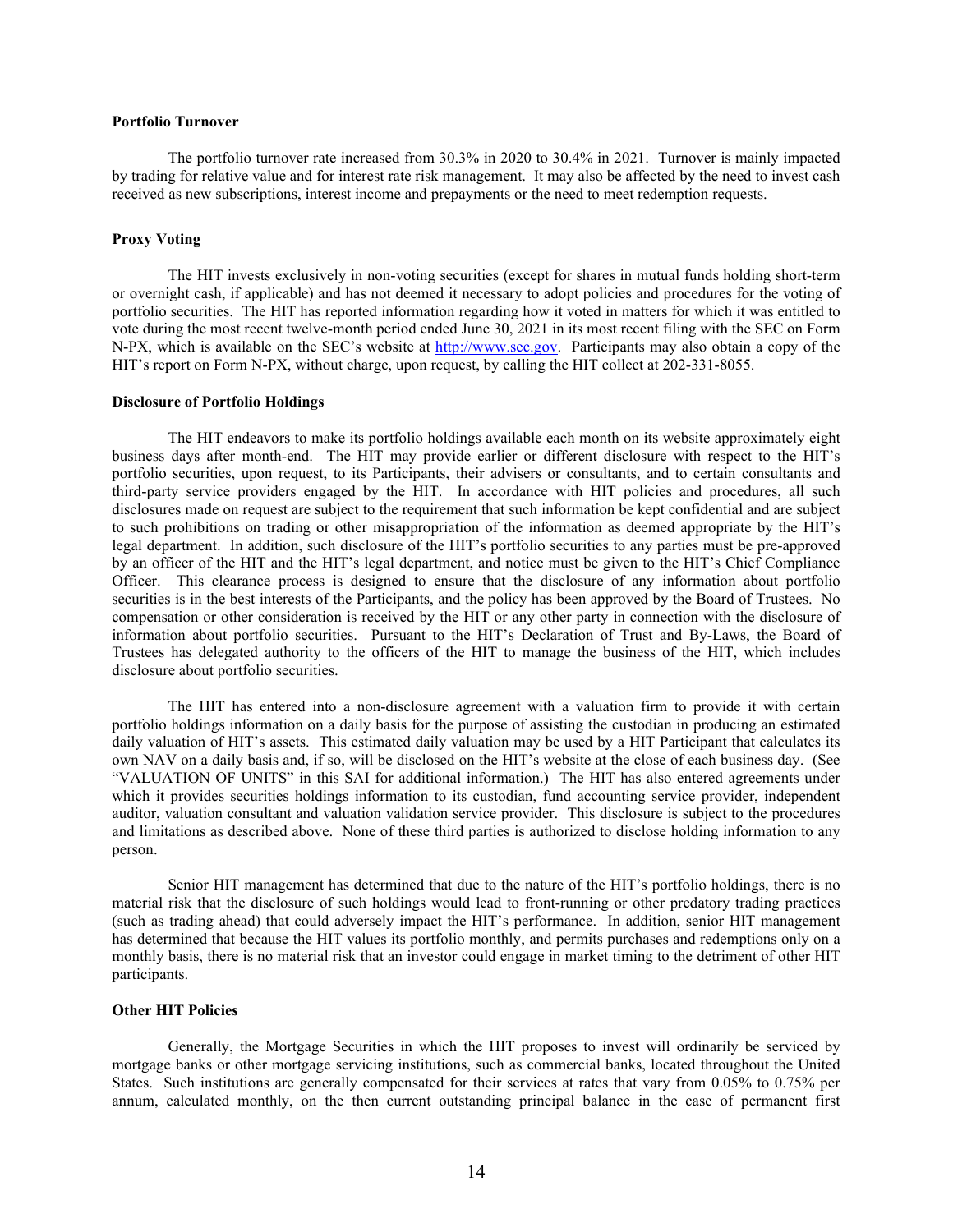**Portfolio Turnover**

The portfolio turnover rate increased from 30.3% in 2020 to 30.4% in 2021. Turnover is mainly impacted by trading for relative value and for interest rate risk management. It may also be affected by the need to invest cash received as new subscriptions, interest income and prepayments or the need to meet redemption requests.

**Proxy Voting**

The HIT invests exclusively in non-voting securities (except for shares in mutual funds holding short-term or overnight cash, if applicable) and has not deemed it necessary to adopt policies and procedures for the voting of portfolio securities. The HIT has reported information regarding how it voted in matters for which it was entitled to vote during the most recent twelve-month period ended June 30, 2021 in its most recent filing with the SEC on Form N-PX, which is available on the SEC's website at http://www.sec.gov. Participants may also obtain a copy of the HIT's report on Form N-PX, without charge, upon request, by calling the HIT collect at 202-331-8055.

**Disclosure of Portfolio Holdings**

The HIT endeavors to make its portfolio holdings available each month on its website approximately eight business days after month-end. The HIT may provide earlier or different disclosure with respect to the HIT's portfolio securities, upon request, to its Participants, their advisers or consultants, and to certain consultants and third-party service providers engaged by the HIT. In accordance with HIT policies and procedures, all such disclosures made on request are subject to the requirement that such information be kept confidential and are subject to such prohibitions on trading or other misappropriation of the information as deemed appropriate by the HIT's legal department. In addition, such disclosure of the HIT's portfolio securities to any parties must be pre-approved by an officer of the HIT and the HIT's legal department, and notice must be given to the HIT's Chief Compliance Officer. This clearance process is designed to ensure that the disclosure of any information about portfolio securities is in the best interests of the Participants, and the policy has been approved by the Board of Trustees. No compensation or other consideration is received by the HIT or any other party in connection with the disclosure of information about portfolio securities. Pursuant to the HIT's Declaration of Trust and By-Laws, the Board of Trustees has delegated authority to the officers of the HIT to manage the business of the HIT, which includes disclosure about portfolio securities.

The HIT has entered into a non-disclosure agreement with a valuation firm to provide it with certain portfolio holdings information on a daily basis for the purpose of assisting the custodian in producing an estimated daily valuation of HIT's assets. This estimated daily valuation may be used by a HIT Participant that calculates its own NAV on a daily basis and, if so, will be disclosed on the HIT's website at the close of each business day. (See "VALUATION OF UNITS" in this SAI for additional information.) The HIT has also entered agreements under which it provides securities holdings information to its custodian, fund accounting service provider, independent auditor, valuation consultant and valuation validation service provider. This disclosure is subject to the procedures and limitations as described above. None of these third parties is authorized to disclose holding information to any person.

Senior HIT management has determined that due to the nature of the HIT's portfolio holdings, there is no material risk that the disclosure of such holdings would lead to front-running or other predatory trading practices (such as trading ahead) that could adversely impact the HIT's performance. In addition, senior HIT management has determined that because the HIT values its portfolio monthly, and permits purchases and redemptions only on a monthly basis, there is no material risk that an investor could engage in market timing to the detriment of other HIT participants.

**Other HIT Policies**

Generally, the Mortgage Securities in which the HIT proposes to invest will ordinarily be serviced by mortgage banks or other mortgage servicing institutions, such as commercial banks, located throughout the United States. Such institutions are generally compensated for their services at rates that vary from 0.05% to 0.75% per annum, calculated monthly, on the then current outstanding principal balance in the case of permanent first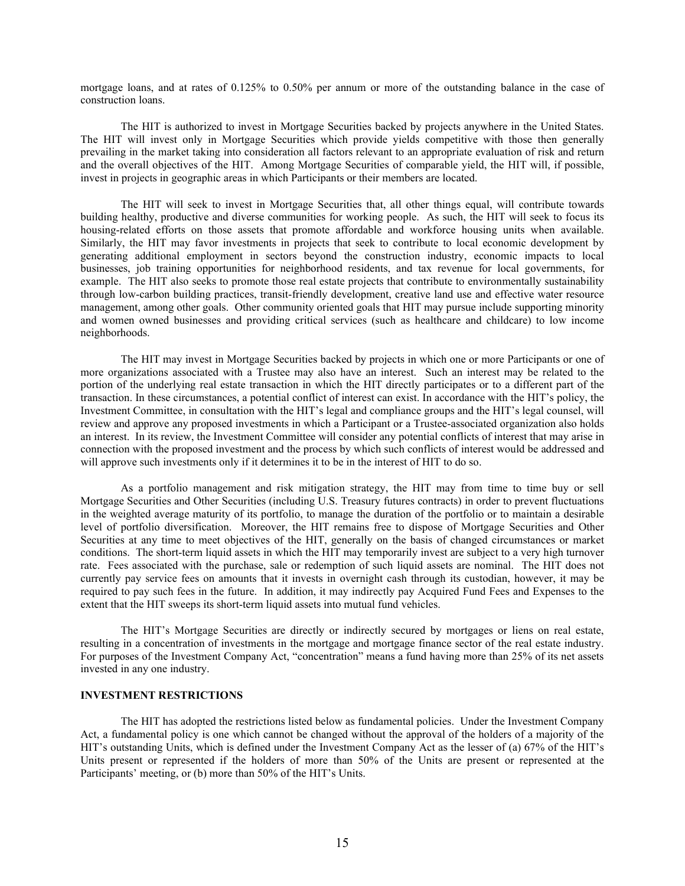mortgage loans, and at rates of 0.125% to 0.50% per annum or more of the outstanding balance in the case of construction loans.

The HIT is authorized to invest in Mortgage Securities backed by projects anywhere in the United States. The HIT will invest only in Mortgage Securities which provide yields competitive with those then generally prevailing in the market taking into consideration all factors relevant to an appropriate evaluation of risk and return and the overall objectives of the HIT. Among Mortgage Securities of comparable yield, the HIT will, if possible, invest in projects in geographic areas in which Participants or their members are located.

The HIT will seek to invest in Mortgage Securities that, all other things equal, will contribute towards building healthy, productive and diverse communities for working people. As such, the HIT will seek to focus its housing-related efforts on those assets that promote affordable and workforce housing units when available. Similarly, the HIT may favor investments in projects that seek to contribute to local economic development by generating additional employment in sectors beyond the construction industry, economic impacts to local businesses, job training opportunities for neighborhood residents, and tax revenue for local governments, for example. The HIT also seeks to promote those real estate projects that contribute to environmentally sustainability through low-carbon building practices, transit-friendly development, creative land use and effective water resource management, among other goals. Other community oriented goals that HIT may pursue include supporting minority and women owned businesses and providing critical services (such as healthcare and childcare) to low income neighborhoods.

The HIT may invest in Mortgage Securities backed by projects in which one or more Participants or one of more organizations associated with a Trustee may also have an interest. Such an interest may be related to the portion of the underlying real estate transaction in which the HIT directly participates or to a different part of the transaction. In these circumstances, a potential conflict of interest can exist. In accordance with the HIT's policy, the Investment Committee, in consultation with the HIT's legal and compliance groups and the HIT's legal counsel, will review and approve any proposed investments in which a Participant or a Trustee-associated organization also holds an interest. In its review, the Investment Committee will consider any potential conflicts of interest that may arise in connection with the proposed investment and the process by which such conflicts of interest would be addressed and will approve such investments only if it determines it to be in the interest of HIT to do so.

As a portfolio management and risk mitigation strategy, the HIT may from time to time buy or sell Mortgage Securities and Other Securities (including U.S. Treasury futures contracts) in order to prevent fluctuations in the weighted average maturity of its portfolio, to manage the duration of the portfolio or to maintain a desirable level of portfolio diversification. Moreover, the HIT remains free to dispose of Mortgage Securities and Other Securities at any time to meet objectives of the HIT, generally on the basis of changed circumstances or market conditions. The short-term liquid assets in which the HIT may temporarily invest are subject to a very high turnover rate. Fees associated with the purchase, sale or redemption of such liquid assets are nominal. The HIT does not currently pay service fees on amounts that it invests in overnight cash through its custodian, however, it may be required to pay such fees in the future. In addition, it may indirectly pay Acquired Fund Fees and Expenses to the extent that the HIT sweeps its short-term liquid assets into mutual fund vehicles.

The HIT's Mortgage Securities are directly or indirectly secured by mortgages or liens on real estate, resulting in a concentration of investments in the mortgage and mortgage finance sector of the real estate industry. For purposes of the Investment Company Act, "concentration" means a fund having more than 25% of its net assets invested in any one industry.

## INVESTMENT RESTRICTIONS

The HIT has adopted the restrictions listed below as fundamental policies. Under the Investment Company Act, a fundamental policy is one which cannot be changed without the approval of the holders of a majority of the HIT's outstanding Units, which is defined under the Investment Company Act as the lesser of (a) 67% of the HIT's Units present or represented if the holders of more than 50% of the Units are present or represented at the Participants' meeting, or (b) more than 50% of the HIT's Units.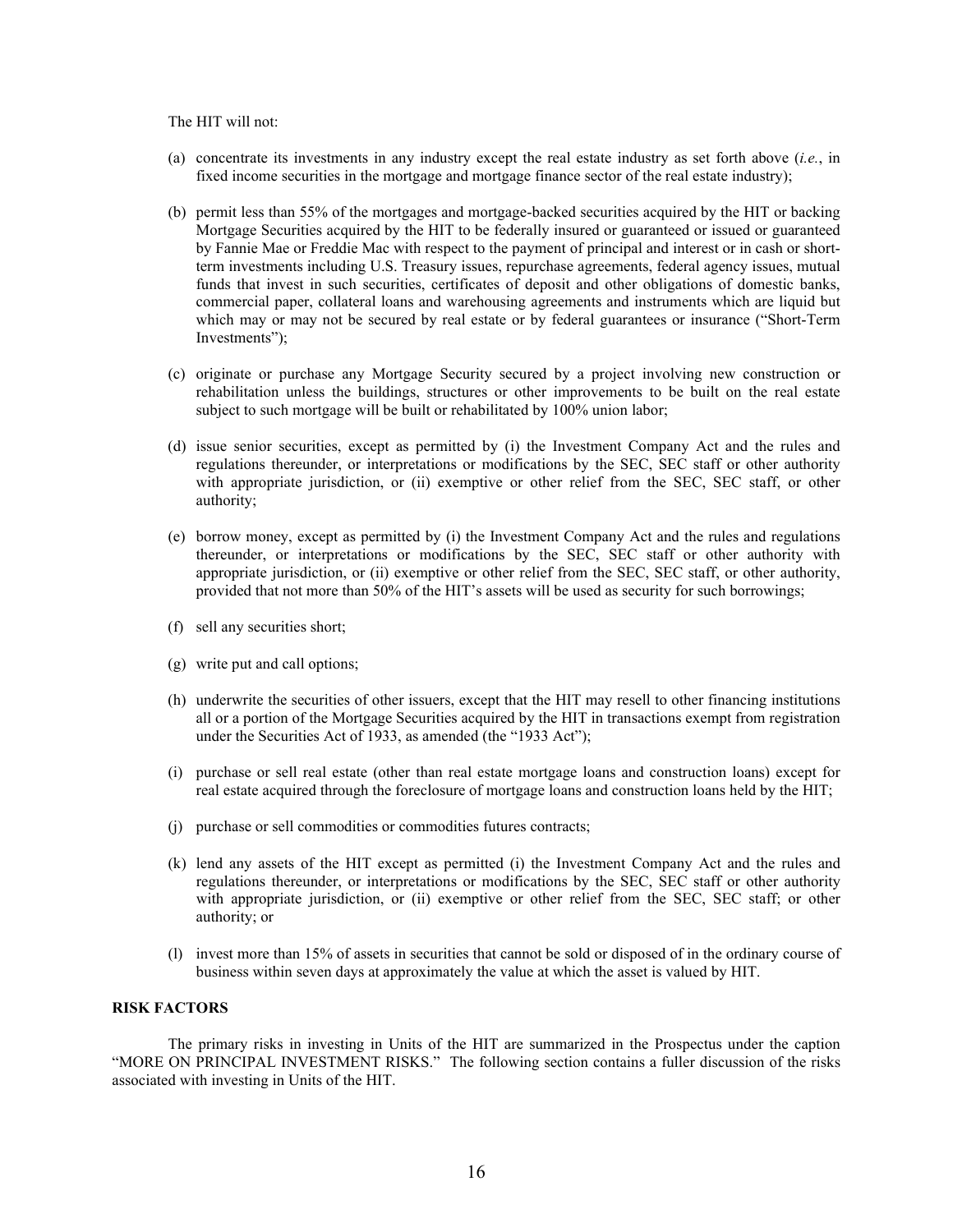The HIT will not:

(a) concentrate its investments in any industry except the real estate industry as set forth above (*i.e.*, in fixed income securities in the mortgage and mortgage finance sector of the real estate industry);

(b) permit less than 55% of the mortgages and mortgage-backed securities acquired by the HIT or backing Mortgage Securities acquired by the HIT to be federally insured or guaranteed or issued or guaranteed by Fannie Mae or Freddie Mac with respect to the payment of principal and interest or in cash or short-term investments including U.S. Treasury issues, repurchase agreements, federal agency issues, mutual funds that invest in such securities, certificates of deposit and other obligations of domestic banks, commercial paper, collateral loans and warehousing agreements and instruments which are liquid but which may or may not be secured by real estate or by federal guarantees or insurance ("Short-Term Investments");

(c) originate or purchase any Mortgage Security secured by a project involving new construction or rehabilitation unless the buildings, structures or other improvements to be built on the real estate subject to such mortgage will be built or rehabilitated by 100% union labor;

(d) issue senior securities, except as permitted by (i) the Investment Company Act and the rules and regulations thereunder, or interpretations or modifications by the SEC, SEC staff or other authority with appropriate jurisdiction, or (ii) exemptive or other relief from the SEC, SEC staff, or other authority;

(e) borrow money, except as permitted by (i) the Investment Company Act and the rules and regulations thereunder, or interpretations or modifications by the SEC, SEC staff or other authority with appropriate jurisdiction, or (ii) exemptive or other relief from the SEC, SEC staff, or other authority, provided that not more than 50% of the HIT's assets will be used as security for such borrowings;

(f) sell any securities short;

(g) write put and call options;

(h) underwrite the securities of other issuers, except that the HIT may resell to other financing institutions all or a portion of the Mortgage Securities acquired by the HIT in transactions exempt from registration under the Securities Act of 1933, as amended (the "1933 Act");

(i) purchase or sell real estate (other than real estate mortgage loans and construction loans) except for real estate acquired through the foreclosure of mortgage loans and construction loans held by the HIT;

(j) purchase or sell commodities or commodities futures contracts;

(k) lend any assets of the HIT except as permitted (i) the Investment Company Act and the rules and regulations thereunder, or interpretations or modifications by the SEC, SEC staff or other authority with appropriate jurisdiction, or (ii) exemptive or other relief from the SEC, SEC staff; or other authority; or

(l) invest more than 15% of assets in securities that cannot be sold or disposed of in the ordinary course of business within seven days at approximately the value at which the asset is valued by HIT.

## RISK FACTORS

The primary risks in investing in Units of the HIT are summarized in the Prospectus under the caption "MORE ON PRINCIPAL INVESTMENT RISKS." The following section contains a fuller discussion of the risks associated with investing in Units of the HIT.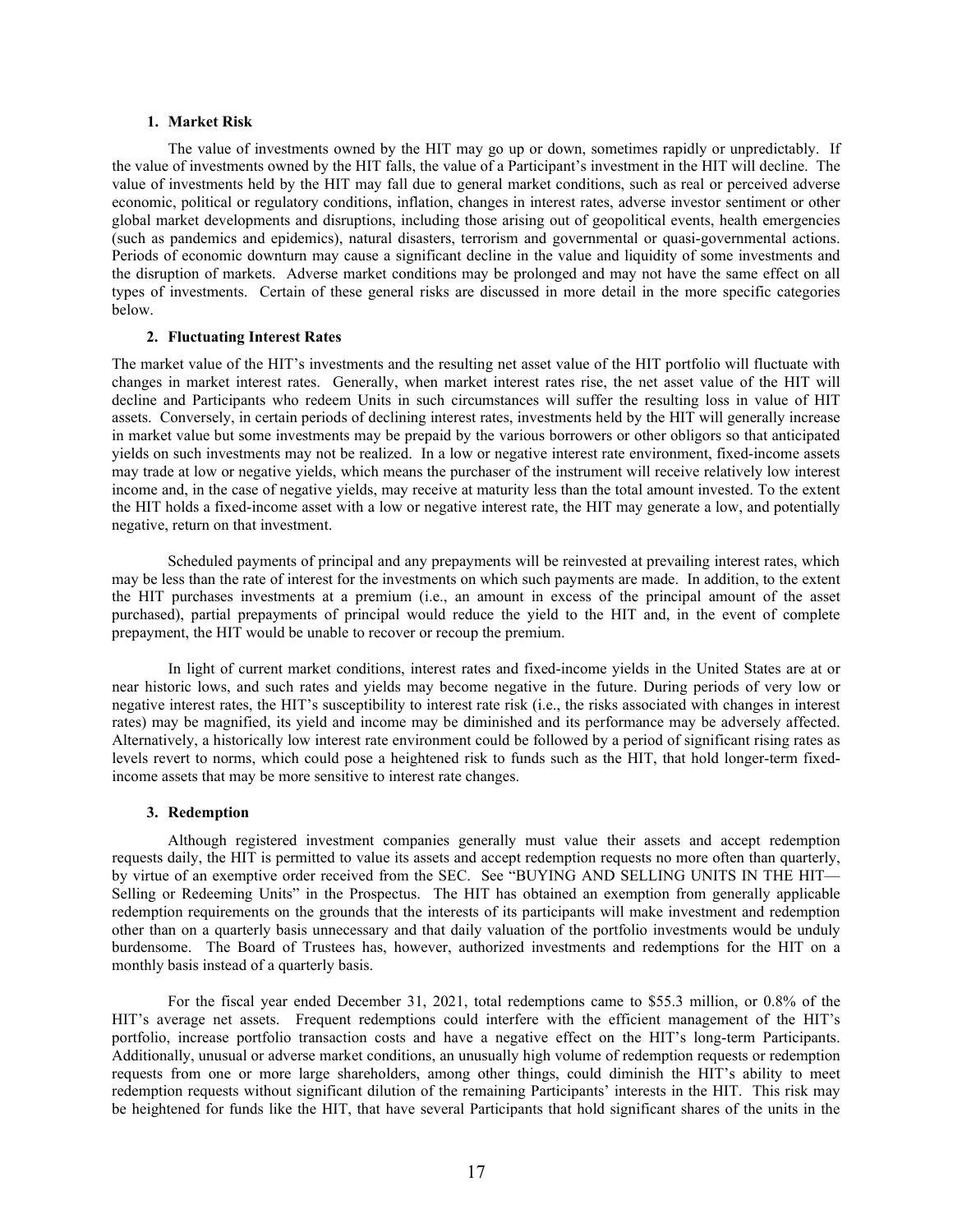### 1. Market Risk

The value of investments owned by the HIT may go up or down, sometimes rapidly or unpredictably. If the value of investments owned by the HIT falls, the value of a Participant's investment in the HIT will decline. The value of investments held by the HIT may fall due to general market conditions, such as real or perceived adverse economic, political or regulatory conditions, inflation, changes in interest rates, adverse investor sentiment or other global market developments and disruptions, including those arising out of geopolitical events, health emergencies (such as pandemics and epidemics), natural disasters, terrorism and governmental or quasi-governmental actions. Periods of economic downturn may cause a significant decline in the value and liquidity of some investments and the disruption of markets. Adverse market conditions may be prolonged and may not have the same effect on all types of investments. Certain of these general risks are discussed in more detail in the more specific categories below.

### 2. Fluctuating Interest Rates

The market value of the HIT's investments and the resulting net asset value of the HIT portfolio will fluctuate with changes in market interest rates. Generally, when market interest rates rise, the net asset value of the HIT will decline and Participants who redeem Units in such circumstances will suffer the resulting loss in value of HIT assets. Conversely, in certain periods of declining interest rates, investments held by the HIT will generally increase in market value but some investments may be prepaid by the various borrowers or other obligors so that anticipated yields on such investments may not be realized. In a low or negative interest rate environment, fixed-income assets may trade at low or negative yields, which means the purchaser of the instrument will receive relatively low interest income and, in the case of negative yields, may receive at maturity less than the total amount invested. To the extent the HIT holds a fixed-income asset with a low or negative interest rate, the HIT may generate a low, and potentially negative, return on that investment.

Scheduled payments of principal and any prepayments will be reinvested at prevailing interest rates, which may be less than the rate of interest for the investments on which such payments are made. In addition, to the extent the HIT purchases investments at a premium (i.e., an amount in excess of the principal amount of the asset purchased), partial prepayments of principal would reduce the yield to the HIT and, in the event of complete prepayment, the HIT would be unable to recover or recoup the premium.

In light of current market conditions, interest rates and fixed-income yields in the United States are at or near historic lows, and such rates and yields may become negative in the future. During periods of very low or negative interest rates, the HIT's susceptibility to interest rate risk (i.e., the risks associated with changes in interest rates) may be magnified, its yield and income may be diminished and its performance may be adversely affected. Alternatively, a historically low interest rate environment could be followed by a period of significant rising rates as levels revert to norms, which could pose a heightened risk to funds such as the HIT, that hold longer-term fixed-income assets that may be more sensitive to interest rate changes.

### 3. Redemption

Although registered investment companies generally must value their assets and accept redemption requests daily, the HIT is permitted to value its assets and accept redemption requests no more often than quarterly, by virtue of an exemptive order received from the SEC. See "BUYING AND SELLING UNITS IN THE HIT—Selling or Redeeming Units" in the Prospectus. The HIT has obtained an exemption from generally applicable redemption requirements on the grounds that the interests of its participants will make investment and redemption other than on a quarterly basis unnecessary and that daily valuation of the portfolio investments would be unduly burdensome. The Board of Trustees has, however, authorized investments and redemptions for the HIT on a monthly basis instead of a quarterly basis.

For the fiscal year ended December 31, 2021, total redemptions came to $55.3 million, or 0.8% of the HIT's average net assets. Frequent redemptions could interfere with the efficient management of the HIT's portfolio, increase portfolio transaction costs and have a negative effect on the HIT's long-term Participants. Additionally, unusual or adverse market conditions, an unusually high volume of redemption requests or redemption requests from one or more large shareholders, among other things, could diminish the HIT's ability to meet redemption requests without significant dilution of the remaining Participants' interests in the HIT. This risk may be heightened for funds like the HIT, that have several Participants that hold significant shares of the units in the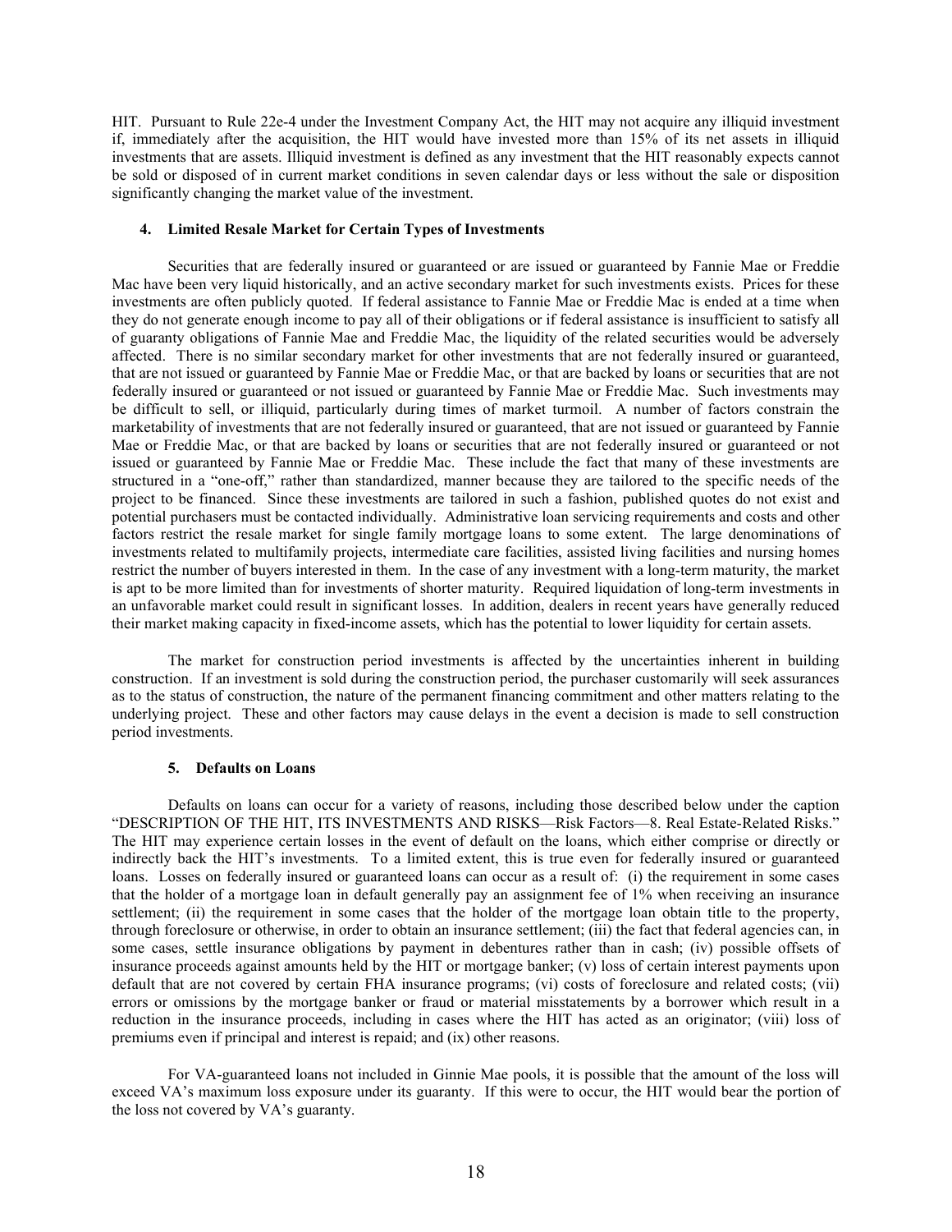HIT. Pursuant to Rule 22e-4 under the Investment Company Act, the HIT may not acquire any illiquid investment if, immediately after the acquisition, the HIT would have invested more than 15% of its net assets in illiquid investments that are assets. Illiquid investment is defined as any investment that the HIT reasonably expects cannot be sold or disposed of in current market conditions in seven calendar days or less without the sale or disposition significantly changing the market value of the investment.

#### 4. Limited Resale Market for Certain Types of Investments

Securities that are federally insured or guaranteed or are issued or guaranteed by Fannie Mae or Freddie Mac have been very liquid historically, and an active secondary market for such investments exists. Prices for these investments are often publicly quoted. If federal assistance to Fannie Mae or Freddie Mac is ended at a time when they do not generate enough income to pay all of their obligations or if federal assistance is insufficient to satisfy all of guaranty obligations of Fannie Mae and Freddie Mac, the liquidity of the related securities would be adversely affected. There is no similar secondary market for other investments that are not federally insured or guaranteed, that are not issued or guaranteed by Fannie Mae or Freddie Mac, or that are backed by loans or securities that are not federally insured or guaranteed or not issued or guaranteed by Fannie Mae or Freddie Mac. Such investments may be difficult to sell, or illiquid, particularly during times of market turmoil. A number of factors constrain the marketability of investments that are not federally insured or guaranteed, that are not issued or guaranteed by Fannie Mae or Freddie Mac, or that are backed by loans or securities that are not federally insured or guaranteed or not issued or guaranteed by Fannie Mae or Freddie Mac. These include the fact that many of these investments are structured in a "one-off," rather than standardized, manner because they are tailored to the specific needs of the project to be financed. Since these investments are tailored in such a fashion, published quotes do not exist and potential purchasers must be contacted individually. Administrative loan servicing requirements and costs and other factors restrict the resale market for single family mortgage loans to some extent. The large denominations of investments related to multifamily projects, intermediate care facilities, assisted living facilities and nursing homes restrict the number of buyers interested in them. In the case of any investment with a long-term maturity, the market is apt to be more limited than for investments of shorter maturity. Required liquidation of long-term investments in an unfavorable market could result in significant losses. In addition, dealers in recent years have generally reduced their market making capacity in fixed-income assets, which has the potential to lower liquidity for certain assets.

The market for construction period investments is affected by the uncertainties inherent in building construction. If an investment is sold during the construction period, the purchaser customarily will seek assurances as to the status of construction, the nature of the permanent financing commitment and other matters relating to the underlying project. These and other factors may cause delays in the event a decision is made to sell construction period investments.

#### 5. Defaults on Loans

Defaults on loans can occur for a variety of reasons, including those described below under the caption "DESCRIPTION OF THE HIT, ITS INVESTMENTS AND RISKS—Risk Factors—8. Real Estate-Related Risks." The HIT may experience certain losses in the event of default on the loans, which either comprise or directly or indirectly back the HIT's investments. To a limited extent, this is true even for federally insured or guaranteed loans. Losses on federally insured or guaranteed loans can occur as a result of: (i) the requirement in some cases that the holder of a mortgage loan in default generally pay an assignment fee of 1% when receiving an insurance settlement; (ii) the requirement in some cases that the holder of the mortgage loan obtain title to the property, through foreclosure or otherwise, in order to obtain an insurance settlement; (iii) the fact that federal agencies can, in some cases, settle insurance obligations by payment in debentures rather than in cash; (iv) possible offsets of insurance proceeds against amounts held by the HIT or mortgage banker; (v) loss of certain interest payments upon default that are not covered by certain FHA insurance programs; (vi) costs of foreclosure and related costs; (vii) errors or omissions by the mortgage banker or fraud or material misstatements by a borrower which result in a reduction in the insurance proceeds, including in cases where the HIT has acted as an originator; (viii) loss of premiums even if principal and interest is repaid; and (ix) other reasons.

For VA-guaranteed loans not included in Ginnie Mae pools, it is possible that the amount of the loss will exceed VA's maximum loss exposure under its guaranty. If this were to occur, the HIT would bear the portion of the loss not covered by VA's guaranty.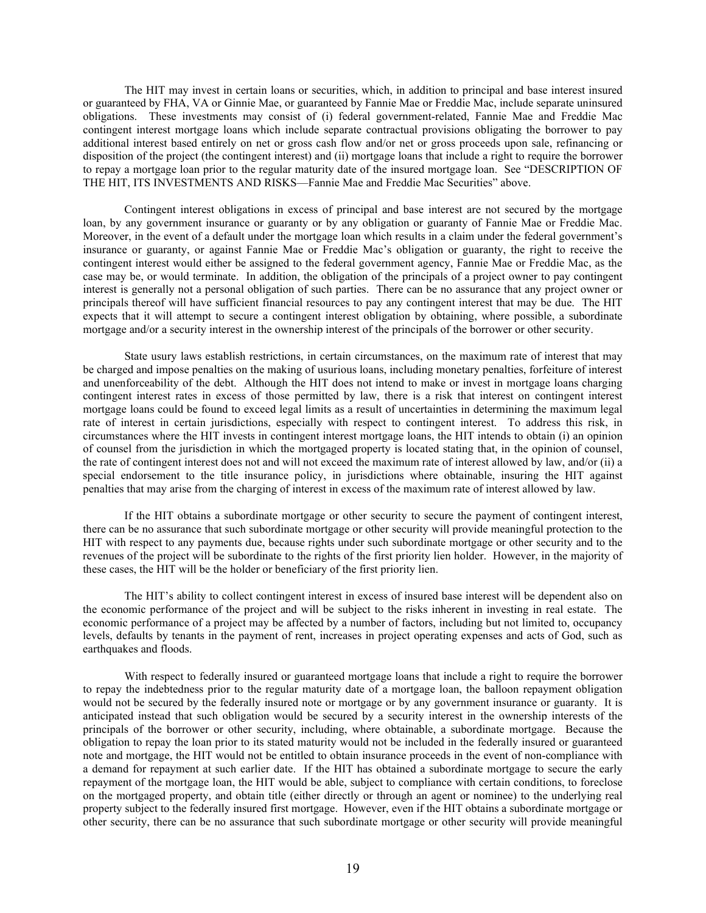The HIT may invest in certain loans or securities, which, in addition to principal and base interest insured or guaranteed by FHA, VA or Ginnie Mae, or guaranteed by Fannie Mae or Freddie Mac, include separate uninsured obligations. These investments may consist of (i) federal government-related, Fannie Mae and Freddie Mac contingent interest mortgage loans which include separate contractual provisions obligating the borrower to pay additional interest based entirely on net or gross cash flow and/or net or gross proceeds upon sale, refinancing or disposition of the project (the contingent interest) and (ii) mortgage loans that include a right to require the borrower to repay a mortgage loan prior to the regular maturity date of the insured mortgage loan. See "DESCRIPTION OF THE HIT, ITS INVESTMENTS AND RISKS—Fannie Mae and Freddie Mac Securities" above.

Contingent interest obligations in excess of principal and base interest are not secured by the mortgage loan, by any government insurance or guaranty or by any obligation or guaranty of Fannie Mae or Freddie Mac. Moreover, in the event of a default under the mortgage loan which results in a claim under the federal government's insurance or guaranty, or against Fannie Mae or Freddie Mac's obligation or guaranty, the right to receive the contingent interest would either be assigned to the federal government agency, Fannie Mae or Freddie Mac, as the case may be, or would terminate. In addition, the obligation of the principals of a project owner to pay contingent interest is generally not a personal obligation of such parties. There can be no assurance that any project owner or principals thereof will have sufficient financial resources to pay any contingent interest that may be due. The HIT expects that it will attempt to secure a contingent interest obligation by obtaining, where possible, a subordinate mortgage and/or a security interest in the ownership interest of the principals of the borrower or other security.

State usury laws establish restrictions, in certain circumstances, on the maximum rate of interest that may be charged and impose penalties on the making of usurious loans, including monetary penalties, forfeiture of interest and unenforceability of the debt. Although the HIT does not intend to make or invest in mortgage loans charging contingent interest rates in excess of those permitted by law, there is a risk that interest on contingent interest mortgage loans could be found to exceed legal limits as a result of uncertainties in determining the maximum legal rate of interest in certain jurisdictions, especially with respect to contingent interest. To address this risk, in circumstances where the HIT invests in contingent interest mortgage loans, the HIT intends to obtain (i) an opinion of counsel from the jurisdiction in which the mortgaged property is located stating that, in the opinion of counsel, the rate of contingent interest does not and will not exceed the maximum rate of interest allowed by law, and/or (ii) a special endorsement to the title insurance policy, in jurisdictions where obtainable, insuring the HIT against penalties that may arise from the charging of interest in excess of the maximum rate of interest allowed by law.

If the HIT obtains a subordinate mortgage or other security to secure the payment of contingent interest, there can be no assurance that such subordinate mortgage or other security will provide meaningful protection to the HIT with respect to any payments due, because rights under such subordinate mortgage or other security and to the revenues of the project will be subordinate to the rights of the first priority lien holder. However, in the majority of these cases, the HIT will be the holder or beneficiary of the first priority lien.

The HIT's ability to collect contingent interest in excess of insured base interest will be dependent also on the economic performance of the project and will be subject to the risks inherent in investing in real estate. The economic performance of a project may be affected by a number of factors, including but not limited to, occupancy levels, defaults by tenants in the payment of rent, increases in project operating expenses and acts of God, such as earthquakes and floods.

With respect to federally insured or guaranteed mortgage loans that include a right to require the borrower to repay the indebtedness prior to the regular maturity date of a mortgage loan, the balloon repayment obligation would not be secured by the federally insured note or mortgage or by any government insurance or guaranty. It is anticipated instead that such obligation would be secured by a security interest in the ownership interests of the principals of the borrower or other security, including, where obtainable, a subordinate mortgage. Because the obligation to repay the loan prior to its stated maturity would not be included in the federally insured or guaranteed note and mortgage, the HIT would not be entitled to obtain insurance proceeds in the event of non-compliance with a demand for repayment at such earlier date. If the HIT has obtained a subordinate mortgage to secure the early repayment of the mortgage loan, the HIT would be able, subject to compliance with certain conditions, to foreclose on the mortgaged property, and obtain title (either directly or through an agent or nominee) to the underlying real property subject to the federally insured first mortgage. However, even if the HIT obtains a subordinate mortgage or other security, there can be no assurance that such subordinate mortgage or other security will provide meaningful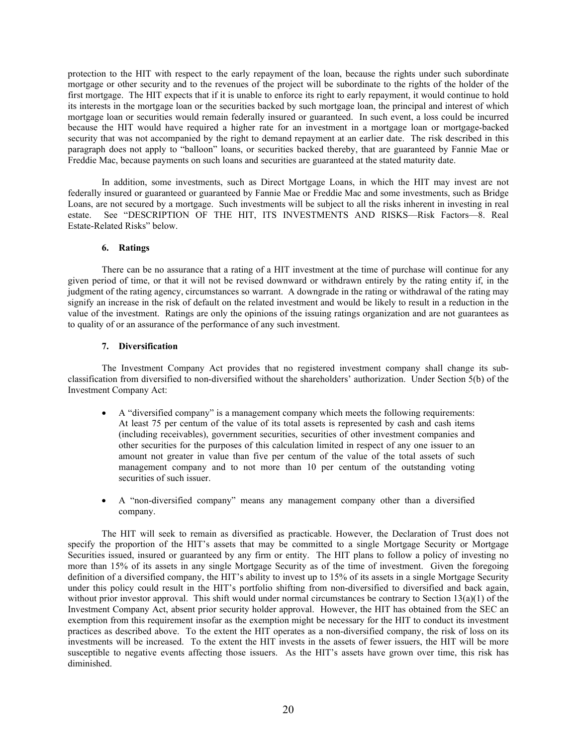protection to the HIT with respect to the early repayment of the loan, because the rights under such subordinate mortgage or other security and to the revenues of the project will be subordinate to the rights of the holder of the first mortgage. The HIT expects that if it is unable to enforce its right to early repayment, it would continue to hold its interests in the mortgage loan or the securities backed by such mortgage loan, the principal and interest of which mortgage loan or securities would remain federally insured or guaranteed. In such event, a loss could be incurred because the HIT would have required a higher rate for an investment in a mortgage loan or mortgage-backed security that was not accompanied by the right to demand repayment at an earlier date. The risk described in this paragraph does not apply to "balloon" loans, or securities backed thereby, that are guaranteed by Fannie Mae or Freddie Mac, because payments on such loans and securities are guaranteed at the stated maturity date.

In addition, some investments, such as Direct Mortgage Loans, in which the HIT may invest are not federally insured or guaranteed or guaranteed by Fannie Mae or Freddie Mac and some investments, such as Bridge Loans, are not secured by a mortgage. Such investments will be subject to all the risks inherent in investing in real estate. See "DESCRIPTION OF THE HIT, ITS INVESTMENTS AND RISKS—Risk Factors—8. Real Estate-Related Risks" below.

#### 6. Ratings

There can be no assurance that a rating of a HIT investment at the time of purchase will continue for any given period of time, or that it will not be revised downward or withdrawn entirely by the rating entity if, in the judgment of the rating agency, circumstances so warrant. A downgrade in the rating or withdrawal of the rating may signify an increase in the risk of default on the related investment and would be likely to result in a reduction in the value of the investment. Ratings are only the opinions of the issuing ratings organization and are not guarantees as to quality of or an assurance of the performance of any such investment.

#### 7. Diversification

The Investment Company Act provides that no registered investment company shall change its sub-classification from diversified to non-diversified without the shareholders' authorization. Under Section 5(b) of the Investment Company Act:

- A "diversified company" is a management company which meets the following requirements: At least 75 per centum of the value of its total assets is represented by cash and cash items (including receivables), government securities, securities of other investment companies and other securities for the purposes of this calculation limited in respect of any one issuer to an amount not greater in value than five per centum of the value of the total assets of such management company and to not more than 10 per centum of the outstanding voting securities of such issuer.

- A "non-diversified company" means any management company other than a diversified company.

The HIT will seek to remain as diversified as practicable. However, the Declaration of Trust does not specify the proportion of the HIT's assets that may be committed to a single Mortgage Security or Mortgage Securities issued, insured or guaranteed by any firm or entity. The HIT plans to follow a policy of investing no more than 15% of its assets in any single Mortgage Security as of the time of investment. Given the foregoing definition of a diversified company, the HIT's ability to invest up to 15% of its assets in a single Mortgage Security under this policy could result in the HIT's portfolio shifting from non-diversified to diversified and back again, without prior investor approval. This shift would under normal circumstances be contrary to Section 13(a)(1) of the Investment Company Act, absent prior security holder approval. However, the HIT has obtained from the SEC an exemption from this requirement insofar as the exemption might be necessary for the HIT to conduct its investment practices as described above. To the extent the HIT operates as a non-diversified company, the risk of loss on its investments will be increased. To the extent the HIT invests in the assets of fewer issuers, the HIT will be more susceptible to negative events affecting those issuers. As the HIT's assets have grown over time, this risk has diminished.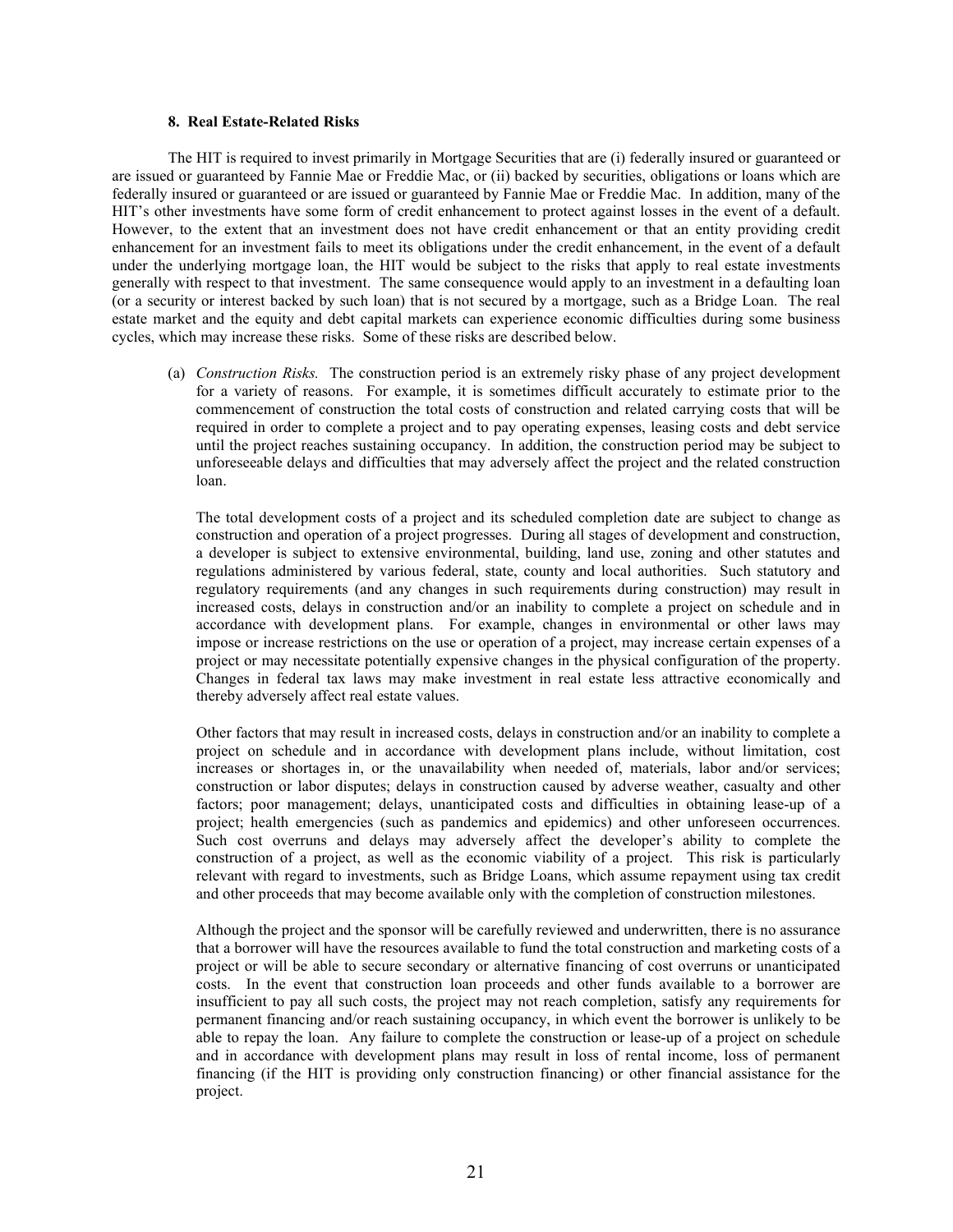#### 8. Real Estate-Related Risks

The HIT is required to invest primarily in Mortgage Securities that are (i) federally insured or guaranteed or are issued or guaranteed by Fannie Mae or Freddie Mac, or (ii) backed by securities, obligations or loans which are federally insured or guaranteed or are issued or guaranteed by Fannie Mae or Freddie Mac. In addition, many of the HIT's other investments have some form of credit enhancement to protect against losses in the event of a default. However, to the extent that an investment does not have credit enhancement or that an entity providing credit enhancement for an investment fails to meet its obligations under the credit enhancement, in the event of a default under the underlying mortgage loan, the HIT would be subject to the risks that apply to real estate investments generally with respect to that investment. The same consequence would apply to an investment in a defaulting loan (or a security or interest backed by such loan) that is not secured by a mortgage, such as a Bridge Loan. The real estate market and the equity and debt capital markets can experience economic difficulties during some business cycles, which may increase these risks. Some of these risks are described below.

(a) *Construction Risks.* The construction period is an extremely risky phase of any project development for a variety of reasons. For example, it is sometimes difficult accurately to estimate prior to the commencement of construction the total costs of construction and related carrying costs that will be required in order to complete a project and to pay operating expenses, leasing costs and debt service until the project reaches sustaining occupancy. In addition, the construction period may be subject to unforeseeable delays and difficulties that may adversely affect the project and the related construction loan.

The total development costs of a project and its scheduled completion date are subject to change as construction and operation of a project progresses. During all stages of development and construction, a developer is subject to extensive environmental, building, land use, zoning and other statutes and regulations administered by various federal, state, county and local authorities. Such statutory and regulatory requirements (and any changes in such requirements during construction) may result in increased costs, delays in construction and/or an inability to complete a project on schedule and in accordance with development plans. For example, changes in environmental or other laws may impose or increase restrictions on the use or operation of a project, may increase certain expenses of a project or may necessitate potentially expensive changes in the physical configuration of the property. Changes in federal tax laws may make investment in real estate less attractive economically and thereby adversely affect real estate values.

Other factors that may result in increased costs, delays in construction and/or an inability to complete a project on schedule and in accordance with development plans include, without limitation, cost increases or shortages in, or the unavailability when needed of, materials, labor and/or services; construction or labor disputes; delays in construction caused by adverse weather, casualty and other factors; poor management; delays, unanticipated costs and difficulties in obtaining lease-up of a project; health emergencies (such as pandemics and epidemics) and other unforeseen occurrences. Such cost overruns and delays may adversely affect the developer's ability to complete the construction of a project, as well as the economic viability of a project. This risk is particularly relevant with regard to investments, such as Bridge Loans, which assume repayment using tax credit and other proceeds that may become available only with the completion of construction milestones.

Although the project and the sponsor will be carefully reviewed and underwritten, there is no assurance that a borrower will have the resources available to fund the total construction and marketing costs of a project or will be able to secure secondary or alternative financing of cost overruns or unanticipated costs. In the event that construction loan proceeds and other funds available to a borrower are insufficient to pay all such costs, the project may not reach completion, satisfy any requirements for permanent financing and/or reach sustaining occupancy, in which event the borrower is unlikely to be able to repay the loan. Any failure to complete the construction or lease-up of a project on schedule and in accordance with development plans may result in loss of rental income, loss of permanent financing (if the HIT is providing only construction financing) or other financial assistance for the project.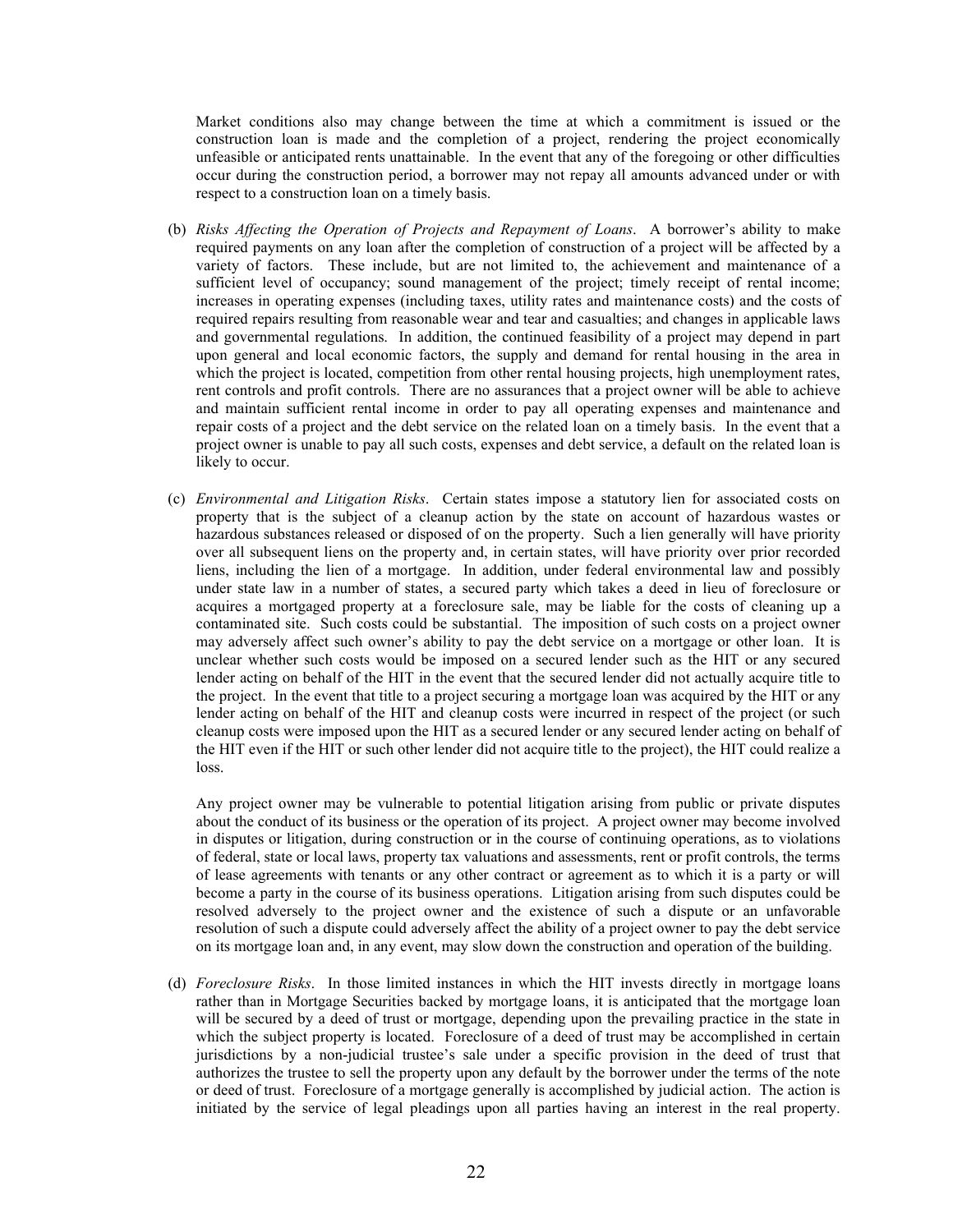Market conditions also may change between the time at which a commitment is issued or the construction loan is made and the completion of a project, rendering the project economically unfeasible or anticipated rents unattainable. In the event that any of the foregoing or other difficulties occur during the construction period, a borrower may not repay all amounts advanced under or with respect to a construction loan on a timely basis.

(b) *Risks Affecting the Operation of Projects and Repayment of Loans*. A borrower's ability to make required payments on any loan after the completion of construction of a project will be affected by a variety of factors. These include, but are not limited to, the achievement and maintenance of a sufficient level of occupancy; sound management of the project; timely receipt of rental income; increases in operating expenses (including taxes, utility rates and maintenance costs) and the costs of required repairs resulting from reasonable wear and tear and casualties; and changes in applicable laws and governmental regulations. In addition, the continued feasibility of a project may depend in part upon general and local economic factors, the supply and demand for rental housing in the area in which the project is located, competition from other rental housing projects, high unemployment rates, rent controls and profit controls. There are no assurances that a project owner will be able to achieve and maintain sufficient rental income in order to pay all operating expenses and maintenance and repair costs of a project and the debt service on the related loan on a timely basis. In the event that a project owner is unable to pay all such costs, expenses and debt service, a default on the related loan is likely to occur.

(c) *Environmental and Litigation Risks*. Certain states impose a statutory lien for associated costs on property that is the subject of a cleanup action by the state on account of hazardous wastes or hazardous substances released or disposed of on the property. Such a lien generally will have priority over all subsequent liens on the property and, in certain states, will have priority over prior recorded liens, including the lien of a mortgage. In addition, under federal environmental law and possibly under state law in a number of states, a secured party which takes a deed in lieu of foreclosure or acquires a mortgaged property at a foreclosure sale, may be liable for the costs of cleaning up a contaminated site. Such costs could be substantial. The imposition of such costs on a project owner may adversely affect such owner's ability to pay the debt service on a mortgage or other loan. It is unclear whether such costs would be imposed on a secured lender such as the HIT or any secured lender acting on behalf of the HIT in the event that the secured lender did not actually acquire title to the project. In the event that title to a project securing a mortgage loan was acquired by the HIT or any lender acting on behalf of the HIT and cleanup costs were incurred in respect of the project (or such cleanup costs were imposed upon the HIT as a secured lender or any secured lender acting on behalf of the HIT even if the HIT or such other lender did not acquire title to the project), the HIT could realize a loss.

Any project owner may be vulnerable to potential litigation arising from public or private disputes about the conduct of its business or the operation of its project. A project owner may become involved in disputes or litigation, during construction or in the course of continuing operations, as to violations of federal, state or local laws, property tax valuations and assessments, rent or profit controls, the terms of lease agreements with tenants or any other contract or agreement as to which it is a party or will become a party in the course of its business operations. Litigation arising from such disputes could be resolved adversely to the project owner and the existence of such a dispute or an unfavorable resolution of such a dispute could adversely affect the ability of a project owner to pay the debt service on its mortgage loan and, in any event, may slow down the construction and operation of the building.

(d) *Foreclosure Risks*. In those limited instances in which the HIT invests directly in mortgage loans rather than in Mortgage Securities backed by mortgage loans, it is anticipated that the mortgage loan will be secured by a deed of trust or mortgage, depending upon the prevailing practice in the state in which the subject property is located. Foreclosure of a deed of trust may be accomplished in certain jurisdictions by a non-judicial trustee's sale under a specific provision in the deed of trust that authorizes the trustee to sell the property upon any default by the borrower under the terms of the note or deed of trust. Foreclosure of a mortgage generally is accomplished by judicial action. The action is initiated by the service of legal pleadings upon all parties having an interest in the real property.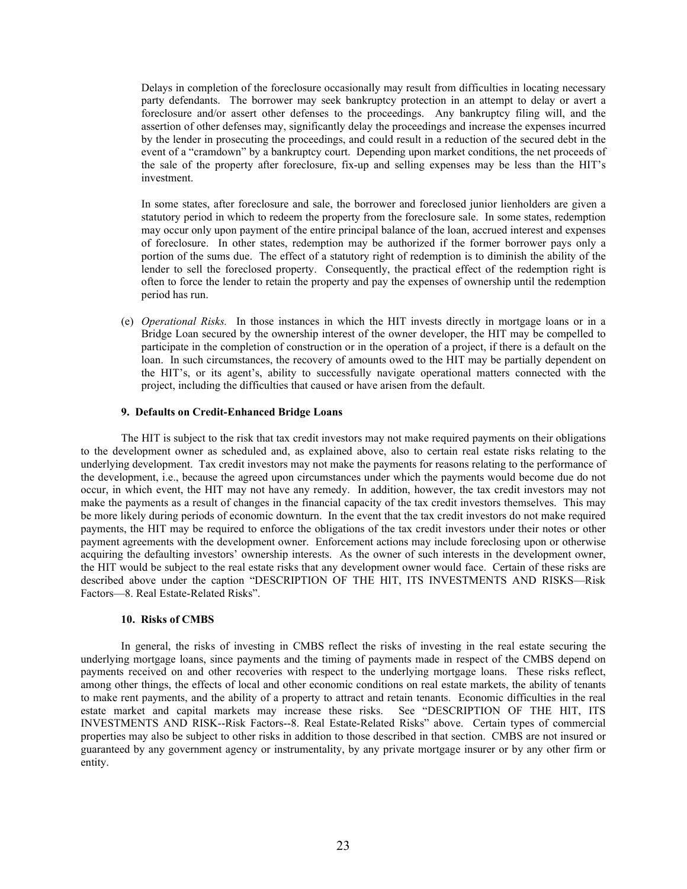Delays in completion of the foreclosure occasionally may result from difficulties in locating necessary party defendants. The borrower may seek bankruptcy protection in an attempt to delay or avert a foreclosure and/or assert other defenses to the proceedings. Any bankruptcy filing will, and the assertion of other defenses may, significantly delay the proceedings and increase the expenses incurred by the lender in prosecuting the proceedings, and could result in a reduction of the secured debt in the event of a "cramdown" by a bankruptcy court. Depending upon market conditions, the net proceeds of the sale of the property after foreclosure, fix-up and selling expenses may be less than the HIT's investment.

In some states, after foreclosure and sale, the borrower and foreclosed junior lienholders are given a statutory period in which to redeem the property from the foreclosure sale. In some states, redemption may occur only upon payment of the entire principal balance of the loan, accrued interest and expenses of foreclosure. In other states, redemption may be authorized if the former borrower pays only a portion of the sums due. The effect of a statutory right of redemption is to diminish the ability of the lender to sell the foreclosed property. Consequently, the practical effect of the redemption right is often to force the lender to retain the property and pay the expenses of ownership until the redemption period has run.

(e) *Operational Risks.* In those instances in which the HIT invests directly in mortgage loans or in a Bridge Loan secured by the ownership interest of the owner developer, the HIT may be compelled to participate in the completion of construction or in the operation of a project, if there is a default on the loan. In such circumstances, the recovery of amounts owed to the HIT may be partially dependent on the HIT's, or its agent's, ability to successfully navigate operational matters connected with the project, including the difficulties that caused or have arisen from the default.

#### 9. Defaults on Credit-Enhanced Bridge Loans

The HIT is subject to the risk that tax credit investors may not make required payments on their obligations to the development owner as scheduled and, as explained above, also to certain real estate risks relating to the underlying development. Tax credit investors may not make the payments for reasons relating to the performance of the development, i.e., because the agreed upon circumstances under which the payments would become due do not occur, in which event, the HIT may not have any remedy. In addition, however, the tax credit investors may not make the payments as a result of changes in the financial capacity of the tax credit investors themselves. This may be more likely during periods of economic downturn. In the event that the tax credit investors do not make required payments, the HIT may be required to enforce the obligations of the tax credit investors under their notes or other payment agreements with the development owner. Enforcement actions may include foreclosing upon or otherwise acquiring the defaulting investors' ownership interests. As the owner of such interests in the development owner, the HIT would be subject to the real estate risks that any development owner would face. Certain of these risks are described above under the caption "DESCRIPTION OF THE HIT, ITS INVESTMENTS AND RISKS—Risk Factors—8. Real Estate-Related Risks".

#### 10. Risks of CMBS

In general, the risks of investing in CMBS reflect the risks of investing in the real estate securing the underlying mortgage loans, since payments and the timing of payments made in respect of the CMBS depend on payments received on and other recoveries with respect to the underlying mortgage loans. These risks reflect, among other things, the effects of local and other economic conditions on real estate markets, the ability of tenants to make rent payments, and the ability of a property to attract and retain tenants. Economic difficulties in the real estate market and capital markets may increase these risks. See "DESCRIPTION OF THE HIT, ITS INVESTMENTS AND RISK--Risk Factors--8. Real Estate-Related Risks" above. Certain types of commercial properties may also be subject to other risks in addition to those described in that section. CMBS are not insured or guaranteed by any government agency or instrumentality, by any private mortgage insurer or by any other firm or entity.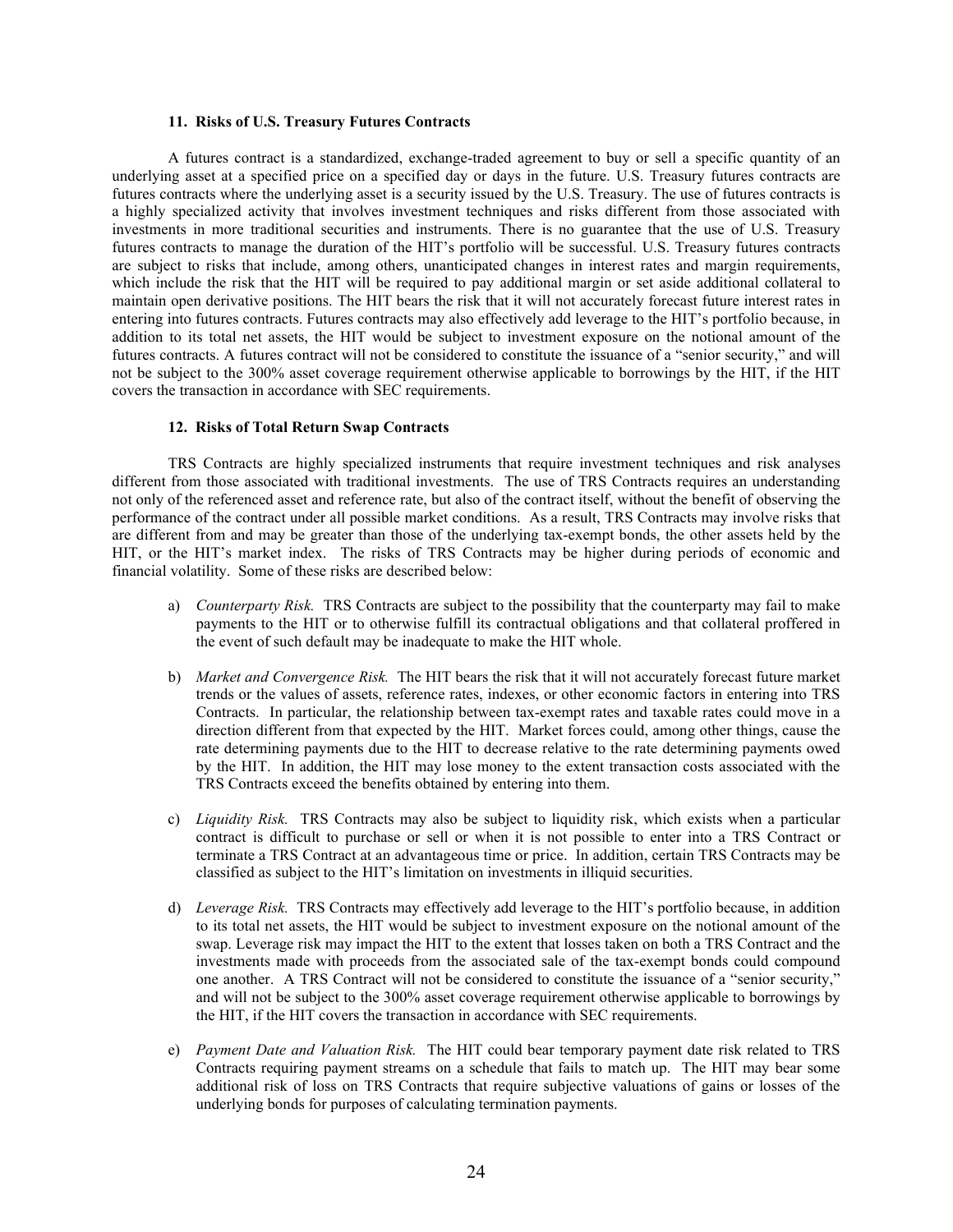#### 11. Risks of U.S. Treasury Futures Contracts

A futures contract is a standardized, exchange-traded agreement to buy or sell a specific quantity of an underlying asset at a specified price on a specified day or days in the future. U.S. Treasury futures contracts are futures contracts where the underlying asset is a security issued by the U.S. Treasury. The use of futures contracts is a highly specialized activity that involves investment techniques and risks different from those associated with investments in more traditional securities and instruments. There is no guarantee that the use of U.S. Treasury futures contracts to manage the duration of the HIT's portfolio will be successful. U.S. Treasury futures contracts are subject to risks that include, among others, unanticipated changes in interest rates and margin requirements, which include the risk that the HIT will be required to pay additional margin or set aside additional collateral to maintain open derivative positions. The HIT bears the risk that it will not accurately forecast future interest rates in entering into futures contracts. Futures contracts may also effectively add leverage to the HIT's portfolio because, in addition to its total net assets, the HIT would be subject to investment exposure on the notional amount of the futures contracts. A futures contract will not be considered to constitute the issuance of a "senior security," and will not be subject to the 300% asset coverage requirement otherwise applicable to borrowings by the HIT, if the HIT covers the transaction in accordance with SEC requirements.

#### 12. Risks of Total Return Swap Contracts

TRS Contracts are highly specialized instruments that require investment techniques and risk analyses different from those associated with traditional investments. The use of TRS Contracts requires an understanding not only of the referenced asset and reference rate, but also of the contract itself, without the benefit of observing the performance of the contract under all possible market conditions. As a result, TRS Contracts may involve risks that are different from and may be greater than those of the underlying tax-exempt bonds, the other assets held by the HIT, or the HIT's market index. The risks of TRS Contracts may be higher during periods of economic and financial volatility. Some of these risks are described below:

a) *Counterparty Risk.* TRS Contracts are subject to the possibility that the counterparty may fail to make payments to the HIT or to otherwise fulfill its contractual obligations and that collateral proffered in the event of such default may be inadequate to make the HIT whole.

b) *Market and Convergence Risk.* The HIT bears the risk that it will not accurately forecast future market trends or the values of assets, reference rates, indexes, or other economic factors in entering into TRS Contracts. In particular, the relationship between tax-exempt rates and taxable rates could move in a direction different from that expected by the HIT. Market forces could, among other things, cause the rate determining payments due to the HIT to decrease relative to the rate determining payments owed by the HIT. In addition, the HIT may lose money to the extent transaction costs associated with the TRS Contracts exceed the benefits obtained by entering into them.

c) *Liquidity Risk.* TRS Contracts may also be subject to liquidity risk, which exists when a particular contract is difficult to purchase or sell or when it is not possible to enter into a TRS Contract or terminate a TRS Contract at an advantageous time or price. In addition, certain TRS Contracts may be classified as subject to the HIT's limitation on investments in illiquid securities.

d) *Leverage Risk.* TRS Contracts may effectively add leverage to the HIT's portfolio because, in addition to its total net assets, the HIT would be subject to investment exposure on the notional amount of the swap. Leverage risk may impact the HIT to the extent that losses taken on both a TRS Contract and the investments made with proceeds from the associated sale of the tax-exempt bonds could compound one another. A TRS Contract will not be considered to constitute the issuance of a "senior security," and will not be subject to the 300% asset coverage requirement otherwise applicable to borrowings by the HIT, if the HIT covers the transaction in accordance with SEC requirements.

e) *Payment Date and Valuation Risk.* The HIT could bear temporary payment date risk related to TRS Contracts requiring payment streams on a schedule that fails to match up. The HIT may bear some additional risk of loss on TRS Contracts that require subjective valuations of gains or losses of the underlying bonds for purposes of calculating termination payments.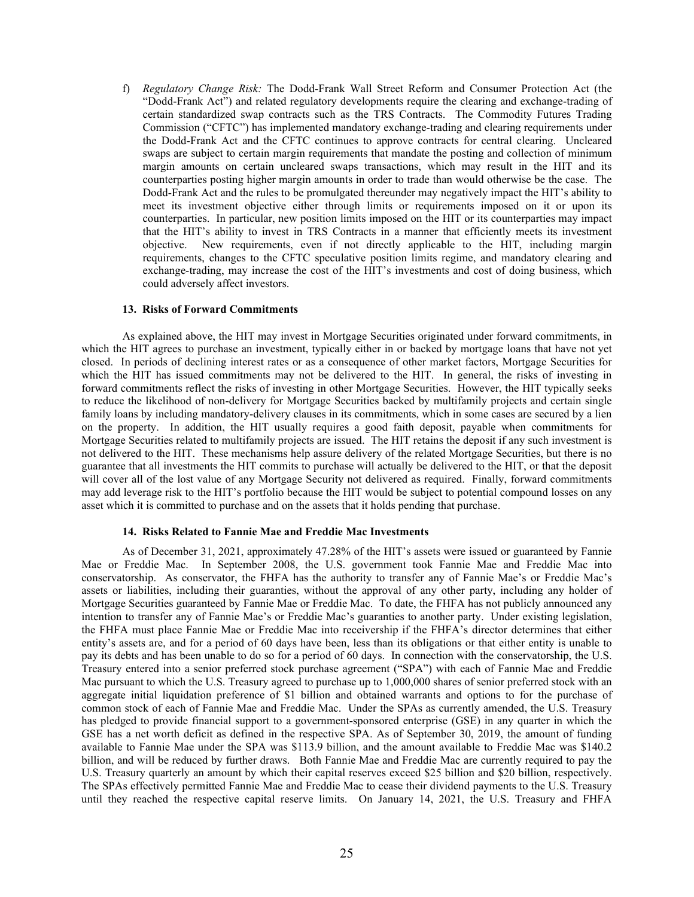f) *Regulatory Change Risk:* The Dodd-Frank Wall Street Reform and Consumer Protection Act (the "Dodd-Frank Act") and related regulatory developments require the clearing and exchange-trading of certain standardized swap contracts such as the TRS Contracts. The Commodity Futures Trading Commission ("CFTC") has implemented mandatory exchange-trading and clearing requirements under the Dodd-Frank Act and the CFTC continues to approve contracts for central clearing. Uncleared swaps are subject to certain margin requirements that mandate the posting and collection of minimum margin amounts on certain uncleared swaps transactions, which may result in the HIT and its counterparties posting higher margin amounts in order to trade than would otherwise be the case. The Dodd-Frank Act and the rules to be promulgated thereunder may negatively impact the HIT's ability to meet its investment objective either through limits or requirements imposed on it or upon its counterparties. In particular, new position limits imposed on the HIT or its counterparties may impact that the HIT's ability to invest in TRS Contracts in a manner that efficiently meets its investment objective. New requirements, even if not directly applicable to the HIT, including margin requirements, changes to the CFTC speculative position limits regime, and mandatory clearing and exchange-trading, may increase the cost of the HIT's investments and cost of doing business, which could adversely affect investors.

#### 13. Risks of Forward Commitments

As explained above, the HIT may invest in Mortgage Securities originated under forward commitments, in which the HIT agrees to purchase an investment, typically either in or backed by mortgage loans that have not yet closed. In periods of declining interest rates or as a consequence of other market factors, Mortgage Securities for which the HIT has issued commitments may not be delivered to the HIT. In general, the risks of investing in forward commitments reflect the risks of investing in other Mortgage Securities. However, the HIT typically seeks to reduce the likelihood of non-delivery for Mortgage Securities backed by multifamily projects and certain single family loans by including mandatory-delivery clauses in its commitments, which in some cases are secured by a lien on the property. In addition, the HIT usually requires a good faith deposit, payable when commitments for Mortgage Securities related to multifamily projects are issued. The HIT retains the deposit if any such investment is not delivered to the HIT. These mechanisms help assure delivery of the related Mortgage Securities, but there is no guarantee that all investments the HIT commits to purchase will actually be delivered to the HIT, or that the deposit will cover all of the lost value of any Mortgage Security not delivered as required. Finally, forward commitments may add leverage risk to the HIT's portfolio because the HIT would be subject to potential compound losses on any asset which it is committed to purchase and on the assets that it holds pending that purchase.

#### 14. Risks Related to Fannie Mae and Freddie Mac Investments

As of December 31, 2021, approximately 47.28% of the HIT's assets were issued or guaranteed by Fannie Mae or Freddie Mac. In September 2008, the U.S. government took Fannie Mae and Freddie Mac into conservatorship. As conservator, the FHFA has the authority to transfer any of Fannie Mae's or Freddie Mac's assets or liabilities, including their guaranties, without the approval of any other party, including any holder of Mortgage Securities guaranteed by Fannie Mae or Freddie Mac. To date, the FHFA has not publicly announced any intention to transfer any of Fannie Mae's or Freddie Mac's guaranties to another party. Under existing legislation, the FHFA must place Fannie Mae or Freddie Mac into receivership if the FHFA's director determines that either entity's assets are, and for a period of 60 days have been, less than its obligations or that either entity is unable to pay its debts and has been unable to do so for a period of 60 days. In connection with the conservatorship, the U.S. Treasury entered into a senior preferred stock purchase agreement ("SPA") with each of Fannie Mae and Freddie Mac pursuant to which the U.S. Treasury agreed to purchase up to 1,000,000 shares of senior preferred stock with an aggregate initial liquidation preference of $1 billion and obtained warrants and options to for the purchase of common stock of each of Fannie Mae and Freddie Mac. Under the SPAs as currently amended, the U.S. Treasury has pledged to provide financial support to a government-sponsored enterprise (GSE) in any quarter in which the GSE has a net worth deficit as defined in the respective SPA. As of September 30, 2019, the amount of funding available to Fannie Mae under the SPA was $113.9 billion, and the amount available to Freddie Mac was $140.2 billion, and will be reduced by further draws. Both Fannie Mae and Freddie Mac are currently required to pay the U.S. Treasury quarterly an amount by which their capital reserves exceed $25 billion and $20 billion, respectively. The SPAs effectively permitted Fannie Mae and Freddie Mac to cease their dividend payments to the U.S. Treasury until they reached the respective capital reserve limits. On January 14, 2021, the U.S. Treasury and FHFA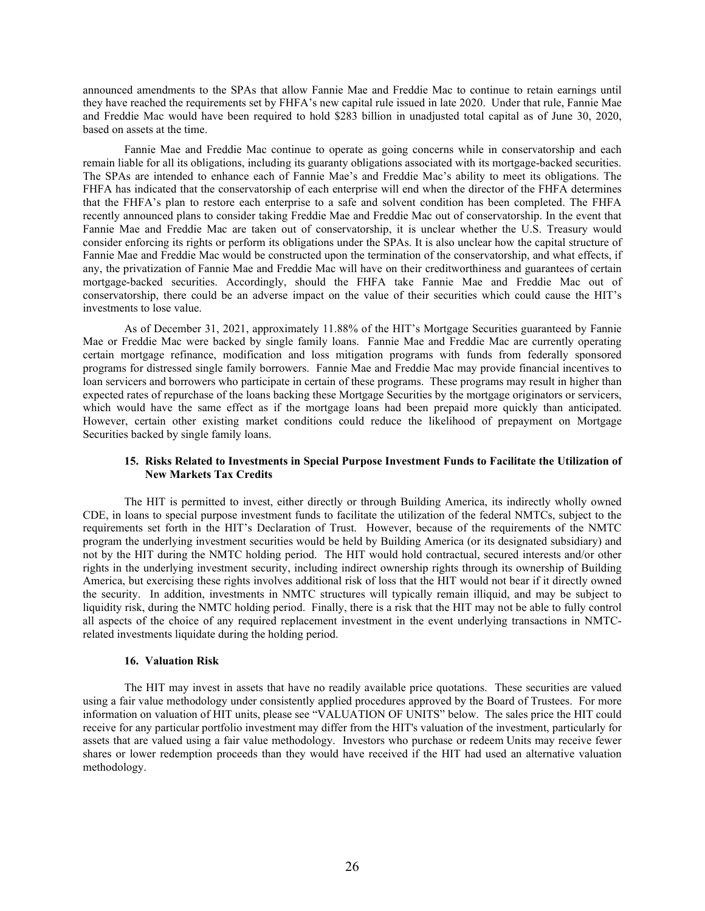announced amendments to the SPAs that allow Fannie Mae and Freddie Mac to continue to retain earnings until they have reached the requirements set by FHFA's new capital rule issued in late 2020. Under that rule, Fannie Mae and Freddie Mac would have been required to hold $283 billion in unadjusted total capital as of June 30, 2020, based on assets at the time.

Fannie Mae and Freddie Mac continue to operate as going concerns while in conservatorship and each remain liable for all its obligations, including its guaranty obligations associated with its mortgage-backed securities. The SPAs are intended to enhance each of Fannie Mae's and Freddie Mac's ability to meet its obligations. The FHFA has indicated that the conservatorship of each enterprise will end when the director of the FHFA determines that the FHFA's plan to restore each enterprise to a safe and solvent condition has been completed. The FHFA recently announced plans to consider taking Freddie Mae and Freddie Mac out of conservatorship. In the event that Fannie Mae and Freddie Mac are taken out of conservatorship, it is unclear whether the U.S. Treasury would consider enforcing its rights or perform its obligations under the SPAs. It is also unclear how the capital structure of Fannie Mae and Freddie Mac would be constructed upon the termination of the conservatorship, and what effects, if any, the privatization of Fannie Mae and Freddie Mac will have on their creditworthiness and guarantees of certain mortgage-backed securities. Accordingly, should the FHFA take Fannie Mae and Freddie Mac out of conservatorship, there could be an adverse impact on the value of their securities which could cause the HIT's investments to lose value.

As of December 31, 2021, approximately 11.88% of the HIT's Mortgage Securities guaranteed by Fannie Mae or Freddie Mac were backed by single family loans. Fannie Mae and Freddie Mac are currently operating certain mortgage refinance, modification and loss mitigation programs with funds from federally sponsored programs for distressed single family borrowers. Fannie Mae and Freddie Mac may provide financial incentives to loan servicers and borrowers who participate in certain of these programs. These programs may result in higher than expected rates of repurchase of the loans backing these Mortgage Securities by the mortgage originators or servicers, which would have the same effect as if the mortgage loans had been prepaid more quickly than anticipated. However, certain other existing market conditions could reduce the likelihood of prepayment on Mortgage Securities backed by single family loans.

### 15. Risks Related to Investments in Special Purpose Investment Funds to Facilitate the Utilization of New Markets Tax Credits

The HIT is permitted to invest, either directly or through Building America, its indirectly wholly owned CDE, in loans to special purpose investment funds to facilitate the utilization of the federal NMTCs, subject to the requirements set forth in the HIT's Declaration of Trust. However, because of the requirements of the NMTC program the underlying investment securities would be held by Building America (or its designated subsidiary) and not by the HIT during the NMTC holding period. The HIT would hold contractual, secured interests and/or other rights in the underlying investment security, including indirect ownership rights through its ownership of Building America, but exercising these rights involves additional risk of loss that the HIT would not bear if it directly owned the security. In addition, investments in NMTC structures will typically remain illiquid, and may be subject to liquidity risk, during the NMTC holding period. Finally, there is a risk that the HIT may not be able to fully control all aspects of the choice of any required replacement investment in the event underlying transactions in NMTC-related investments liquidate during the holding period.

### 16. Valuation Risk

The HIT may invest in assets that have no readily available price quotations. These securities are valued using a fair value methodology under consistently applied procedures approved by the Board of Trustees. For more information on valuation of HIT units, please see "VALUATION OF UNITS" below. The sales price the HIT could receive for any particular portfolio investment may differ from the HIT's valuation of the investment, particularly for assets that are valued using a fair value methodology. Investors who purchase or redeem Units may receive fewer shares or lower redemption proceeds than they would have received if the HIT had used an alternative valuation methodology.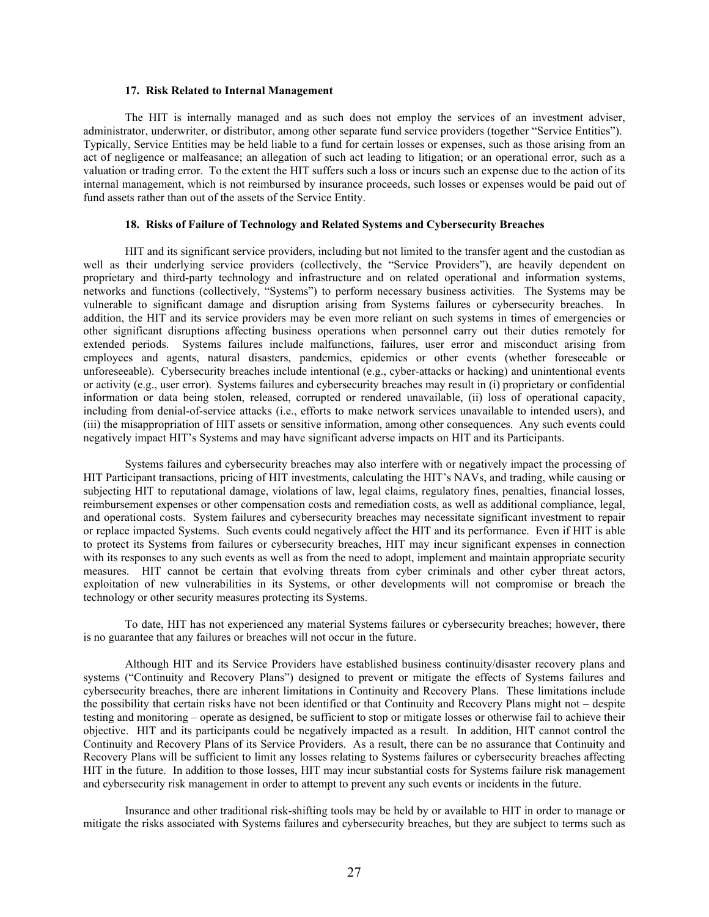#### 17. Risk Related to Internal Management

The HIT is internally managed and as such does not employ the services of an investment adviser, administrator, underwriter, or distributor, among other separate fund service providers (together "Service Entities"). Typically, Service Entities may be held liable to a fund for certain losses or expenses, such as those arising from an act of negligence or malfeasance; an allegation of such act leading to litigation; or an operational error, such as a valuation or trading error. To the extent the HIT suffers such a loss or incurs such an expense due to the action of its internal management, which is not reimbursed by insurance proceeds, such losses or expenses would be paid out of fund assets rather than out of the assets of the Service Entity.

#### 18. Risks of Failure of Technology and Related Systems and Cybersecurity Breaches

HIT and its significant service providers, including but not limited to the transfer agent and the custodian as well as their underlying service providers (collectively, the "Service Providers"), are heavily dependent on proprietary and third-party technology and infrastructure and on related operational and information systems, networks and functions (collectively, "Systems") to perform necessary business activities. The Systems may be vulnerable to significant damage and disruption arising from Systems failures or cybersecurity breaches. In addition, the HIT and its service providers may be even more reliant on such systems in times of emergencies or other significant disruptions affecting business operations when personnel carry out their duties remotely for extended periods. Systems failures include malfunctions, failures, user error and misconduct arising from employees and agents, natural disasters, pandemics, epidemics or other events (whether foreseeable or unforeseeable). Cybersecurity breaches include intentional (e.g., cyber-attacks or hacking) and unintentional events or activity (e.g., user error). Systems failures and cybersecurity breaches may result in (i) proprietary or confidential information or data being stolen, released, corrupted or rendered unavailable, (ii) loss of operational capacity, including from denial-of-service attacks (i.e., efforts to make network services unavailable to intended users), and (iii) the misappropriation of HIT assets or sensitive information, among other consequences. Any such events could negatively impact HIT's Systems and may have significant adverse impacts on HIT and its Participants.

Systems failures and cybersecurity breaches may also interfere with or negatively impact the processing of HIT Participant transactions, pricing of HIT investments, calculating the HIT's NAVs, and trading, while causing or subjecting HIT to reputational damage, violations of law, legal claims, regulatory fines, penalties, financial losses, reimbursement expenses or other compensation costs and remediation costs, as well as additional compliance, legal, and operational costs. System failures and cybersecurity breaches may necessitate significant investment to repair or replace impacted Systems. Such events could negatively affect the HIT and its performance. Even if HIT is able to protect its Systems from failures or cybersecurity breaches, HIT may incur significant expenses in connection with its responses to any such events as well as from the need to adopt, implement and maintain appropriate security measures. HIT cannot be certain that evolving threats from cyber criminals and other cyber threat actors, exploitation of new vulnerabilities in its Systems, or other developments will not compromise or breach the technology or other security measures protecting its Systems.

To date, HIT has not experienced any material Systems failures or cybersecurity breaches; however, there is no guarantee that any failures or breaches will not occur in the future.

Although HIT and its Service Providers have established business continuity/disaster recovery plans and systems ("Continuity and Recovery Plans") designed to prevent or mitigate the effects of Systems failures and cybersecurity breaches, there are inherent limitations in Continuity and Recovery Plans. These limitations include the possibility that certain risks have not been identified or that Continuity and Recovery Plans might not – despite testing and monitoring – operate as designed, be sufficient to stop or mitigate losses or otherwise fail to achieve their objective. HIT and its participants could be negatively impacted as a result. In addition, HIT cannot control the Continuity and Recovery Plans of its Service Providers. As a result, there can be no assurance that Continuity and Recovery Plans will be sufficient to limit any losses relating to Systems failures or cybersecurity breaches affecting HIT in the future. In addition to those losses, HIT may incur substantial costs for Systems failure risk management and cybersecurity risk management in order to attempt to prevent any such events or incidents in the future.

Insurance and other traditional risk-shifting tools may be held by or available to HIT in order to manage or mitigate the risks associated with Systems failures and cybersecurity breaches, but they are subject to terms such as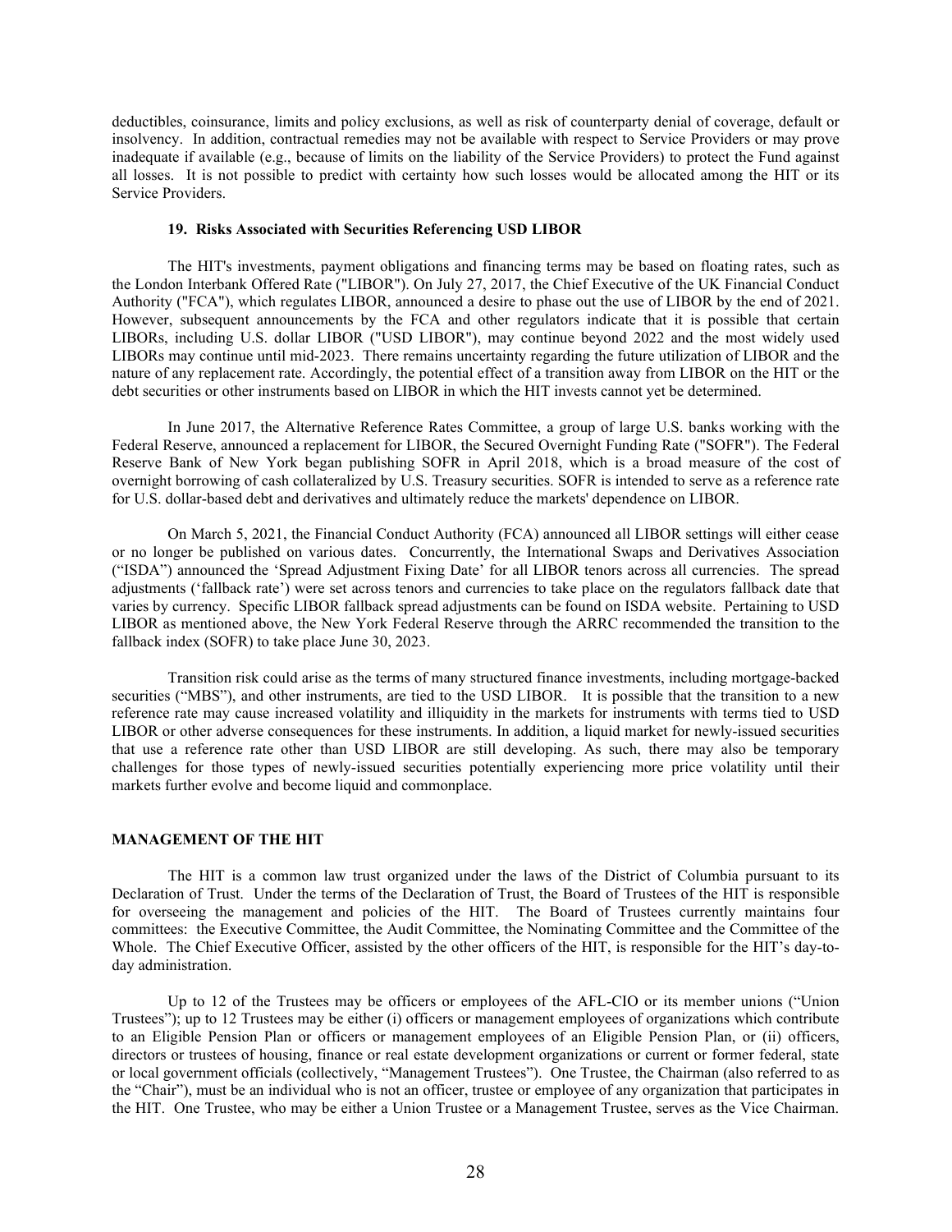deductibles, coinsurance, limits and policy exclusions, as well as risk of counterparty denial of coverage, default or insolvency. In addition, contractual remedies may not be available with respect to Service Providers or may prove inadequate if available (e.g., because of limits on the liability of the Service Providers) to protect the Fund against all losses. It is not possible to predict with certainty how such losses would be allocated among the HIT or its Service Providers.

**19. Risks Associated with Securities Referencing USD LIBOR**

The HIT's investments, payment obligations and financing terms may be based on floating rates, such as the London Interbank Offered Rate ("LIBOR"). On July 27, 2017, the Chief Executive of the UK Financial Conduct Authority ("FCA"), which regulates LIBOR, announced a desire to phase out the use of LIBOR by the end of 2021. However, subsequent announcements by the FCA and other regulators indicate that it is possible that certain LIBORs, including U.S. dollar LIBOR ("USD LIBOR"), may continue beyond 2022 and the most widely used LIBORs may continue until mid-2023. There remains uncertainty regarding the future utilization of LIBOR and the nature of any replacement rate. Accordingly, the potential effect of a transition away from LIBOR on the HIT or the debt securities or other instruments based on LIBOR in which the HIT invests cannot yet be determined.

In June 2017, the Alternative Reference Rates Committee, a group of large U.S. banks working with the Federal Reserve, announced a replacement for LIBOR, the Secured Overnight Funding Rate ("SOFR"). The Federal Reserve Bank of New York began publishing SOFR in April 2018, which is a broad measure of the cost of overnight borrowing of cash collateralized by U.S. Treasury securities. SOFR is intended to serve as a reference rate for U.S. dollar-based debt and derivatives and ultimately reduce the markets' dependence on LIBOR.

On March 5, 2021, the Financial Conduct Authority (FCA) announced all LIBOR settings will either cease or no longer be published on various dates. Concurrently, the International Swaps and Derivatives Association ("ISDA") announced the 'Spread Adjustment Fixing Date' for all LIBOR tenors across all currencies. The spread adjustments ('fallback rate') were set across tenors and currencies to take place on the regulators fallback date that varies by currency. Specific LIBOR fallback spread adjustments can be found on ISDA website. Pertaining to USD LIBOR as mentioned above, the New York Federal Reserve through the ARRC recommended the transition to the fallback index (SOFR) to take place June 30, 2023.

Transition risk could arise as the terms of many structured finance investments, including mortgage-backed securities ("MBS"), and other instruments, are tied to the USD LIBOR. It is possible that the transition to a new reference rate may cause increased volatility and illiquidity in the markets for instruments with terms tied to USD LIBOR or other adverse consequences for these instruments. In addition, a liquid market for newly-issued securities that use a reference rate other than USD LIBOR are still developing. As such, there may also be temporary challenges for those types of newly-issued securities potentially experiencing more price volatility until their markets further evolve and become liquid and commonplace.

## MANAGEMENT OF THE HIT

The HIT is a common law trust organized under the laws of the District of Columbia pursuant to its Declaration of Trust. Under the terms of the Declaration of Trust, the Board of Trustees of the HIT is responsible for overseeing the management and policies of the HIT. The Board of Trustees currently maintains four committees: the Executive Committee, the Audit Committee, the Nominating Committee and the Committee of the Whole. The Chief Executive Officer, assisted by the other officers of the HIT, is responsible for the HIT's day-to-day administration.

Up to 12 of the Trustees may be officers or employees of the AFL-CIO or its member unions ("Union Trustees"); up to 12 Trustees may be either (i) officers or management employees of organizations which contribute to an Eligible Pension Plan or officers or management employees of an Eligible Pension Plan, or (ii) officers, directors or trustees of housing, finance or real estate development organizations or current or former federal, state or local government officials (collectively, "Management Trustees"). One Trustee, the Chairman (also referred to as the "Chair"), must be an individual who is not an officer, trustee or employee of any organization that participates in the HIT. One Trustee, who may be either a Union Trustee or a Management Trustee, serves as the Vice Chairman.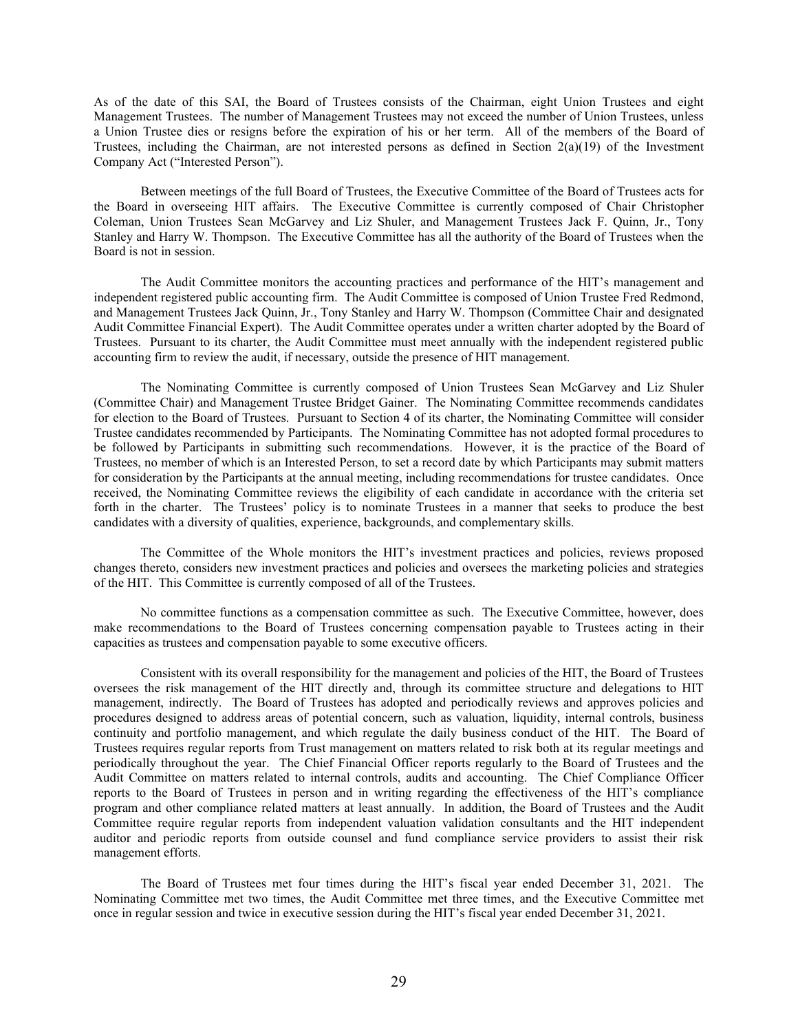As of the date of this SAI, the Board of Trustees consists of the Chairman, eight Union Trustees and eight Management Trustees. The number of Management Trustees may not exceed the number of Union Trustees, unless a Union Trustee dies or resigns before the expiration of his or her term. All of the members of the Board of Trustees, including the Chairman, are not interested persons as defined in Section 2(a)(19) of the Investment Company Act ("Interested Person").

Between meetings of the full Board of Trustees, the Executive Committee of the Board of Trustees acts for the Board in overseeing HIT affairs. The Executive Committee is currently composed of Chair Christopher Coleman, Union Trustees Sean McGarvey and Liz Shuler, and Management Trustees Jack F. Quinn, Jr., Tony Stanley and Harry W. Thompson. The Executive Committee has all the authority of the Board of Trustees when the Board is not in session.

The Audit Committee monitors the accounting practices and performance of the HIT's management and independent registered public accounting firm. The Audit Committee is composed of Union Trustee Fred Redmond, and Management Trustees Jack Quinn, Jr., Tony Stanley and Harry W. Thompson (Committee Chair and designated Audit Committee Financial Expert). The Audit Committee operates under a written charter adopted by the Board of Trustees. Pursuant to its charter, the Audit Committee must meet annually with the independent registered public accounting firm to review the audit, if necessary, outside the presence of HIT management.

The Nominating Committee is currently composed of Union Trustees Sean McGarvey and Liz Shuler (Committee Chair) and Management Trustee Bridget Gainer. The Nominating Committee recommends candidates for election to the Board of Trustees. Pursuant to Section 4 of its charter, the Nominating Committee will consider Trustee candidates recommended by Participants. The Nominating Committee has not adopted formal procedures to be followed by Participants in submitting such recommendations. However, it is the practice of the Board of Trustees, no member of which is an Interested Person, to set a record date by which Participants may submit matters for consideration by the Participants at the annual meeting, including recommendations for trustee candidates. Once received, the Nominating Committee reviews the eligibility of each candidate in accordance with the criteria set forth in the charter. The Trustees' policy is to nominate Trustees in a manner that seeks to produce the best candidates with a diversity of qualities, experience, backgrounds, and complementary skills.

The Committee of the Whole monitors the HIT's investment practices and policies, reviews proposed changes thereto, considers new investment practices and policies and oversees the marketing policies and strategies of the HIT. This Committee is currently composed of all of the Trustees.

No committee functions as a compensation committee as such. The Executive Committee, however, does make recommendations to the Board of Trustees concerning compensation payable to Trustees acting in their capacities as trustees and compensation payable to some executive officers.

Consistent with its overall responsibility for the management and policies of the HIT, the Board of Trustees oversees the risk management of the HIT directly and, through its committee structure and delegations to HIT management, indirectly. The Board of Trustees has adopted and periodically reviews and approves policies and procedures designed to address areas of potential concern, such as valuation, liquidity, internal controls, business continuity and portfolio management, and which regulate the daily business conduct of the HIT. The Board of Trustees requires regular reports from Trust management on matters related to risk both at its regular meetings and periodically throughout the year. The Chief Financial Officer reports regularly to the Board of Trustees and the Audit Committee on matters related to internal controls, audits and accounting. The Chief Compliance Officer reports to the Board of Trustees in person and in writing regarding the effectiveness of the HIT's compliance program and other compliance related matters at least annually. In addition, the Board of Trustees and the Audit Committee require regular reports from independent valuation validation consultants and the HIT independent auditor and periodic reports from outside counsel and fund compliance service providers to assist their risk management efforts.

The Board of Trustees met four times during the HIT's fiscal year ended December 31, 2021. The Nominating Committee met two times, the Audit Committee met three times, and the Executive Committee met once in regular session and twice in executive session during the HIT's fiscal year ended December 31, 2021.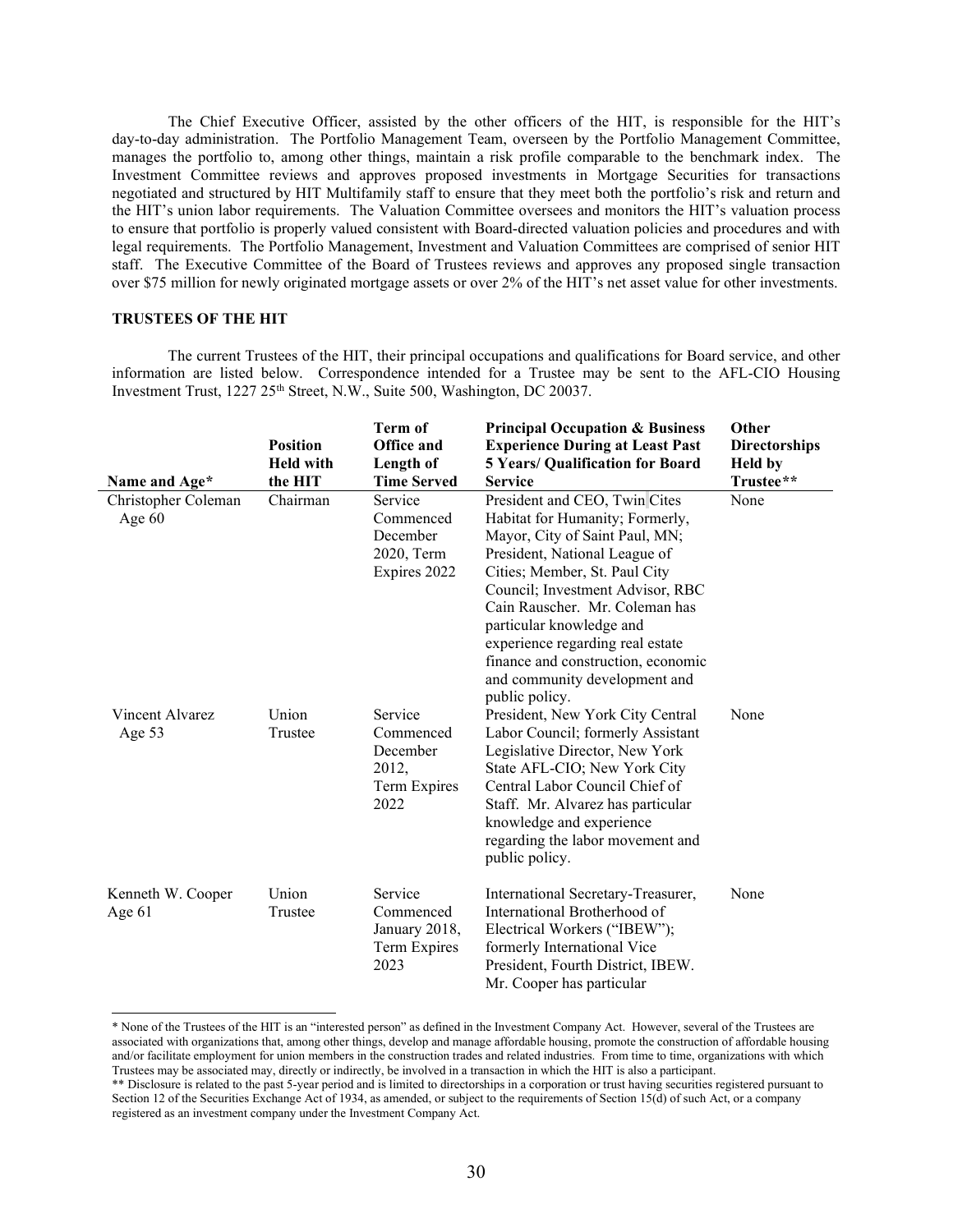The Chief Executive Officer, assisted by the other officers of the HIT, is responsible for the HIT's day-to-day administration. The Portfolio Management Team, overseen by the Portfolio Management Committee, manages the portfolio to, among other things, maintain a risk profile comparable to the benchmark index. The Investment Committee reviews and approves proposed investments in Mortgage Securities for transactions negotiated and structured by HIT Multifamily staff to ensure that they meet both the portfolio's risk and return and the HIT's union labor requirements. The Valuation Committee oversees and monitors the HIT's valuation process to ensure that portfolio is properly valued consistent with Board-directed valuation policies and procedures and with legal requirements. The Portfolio Management, Investment and Valuation Committees are comprised of senior HIT staff. The Executive Committee of the Board of Trustees reviews and approves any proposed single transaction over $75 million for newly originated mortgage assets or over 2% of the HIT's net asset value for other investments.

**TRUSTEES OF THE HIT**

The current Trustees of the HIT, their principal occupations and qualifications for Board service, and other information are listed below. Correspondence intended for a Trustee may be sent to the AFL-CIO Housing Investment Trust, 1227 25th Street, N.W., Suite 500, Washington, DC 20037.

| Name and Age* | Position Held with the HIT | Term of Office and Length of Time Served | Principal Occupation & Business Experience During at Least Past 5 Years/ Qualification for Board Service | Other Directorships Held by Trustee** |
|---|---|---|---|---|
| Christopher Coleman Age 60 | Chairman | Service Commenced December 2020, Term Expires 2022 | President and CEO, Twin Cites Habitat for Humanity; Formerly, Mayor, City of Saint Paul, MN; President, National League of Cities; Member, St. Paul City Council; Investment Advisor, RBC Cain Rauscher. Mr. Coleman has particular knowledge and experience regarding real estate finance and construction, economic and community development and public policy. | None |
| Vincent Alvarez Age 53 | Union Trustee | Service Commenced December 2012, Term Expires 2022 | President, New York City Central Labor Council; formerly Assistant Legislative Director, New York State AFL-CIO; New York City Central Labor Council Chief of Staff. Mr. Alvarez has particular knowledge and experience regarding the labor movement and public policy. | None |
| Kenneth W. Cooper Age 61 | Union Trustee | Service Commenced January 2018, Term Expires 2023 | International Secretary-Treasurer, International Brotherhood of Electrical Workers ("IBEW"); formerly International Vice President, Fourth District, IBEW. Mr. Cooper has particular | None |

* None of the Trustees of the HIT is an "interested person" as defined in the Investment Company Act. However, several of the Trustees are associated with organizations that, among other things, develop and manage affordable housing, promote the construction of affordable housing and/or facilitate employment for union members in the construction trades and related industries. From time to time, organizations with which Trustees may be associated may, directly or indirectly, be involved in a transaction in which the HIT is also a participant.

** Disclosure is related to the past 5-year period and is limited to directorships in a corporation or trust having securities registered pursuant to Section 12 of the Securities Exchange Act of 1934, as amended, or subject to the requirements of Section 15(d) of such Act, or a company registered as an investment company under the Investment Company Act.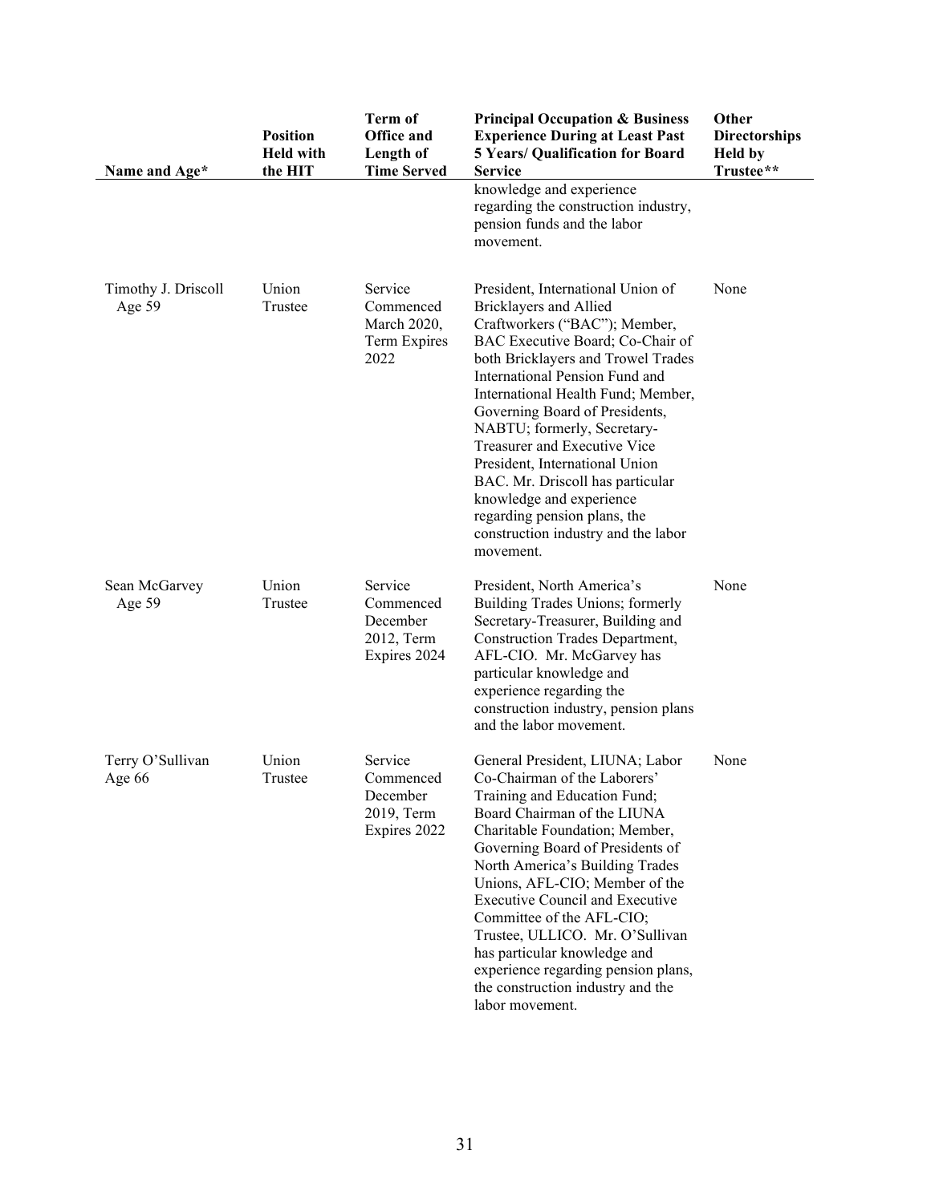| Name and Age* | Position Held with the HIT | Term of Office and Length of Time Served | Principal Occupation & Business Experience During at Least Past 5 Years/ Qualification for Board Service | Other Directorships Held by Trustee** |
|---|---|---|---|---|
| | | | knowledge and experience regarding the construction industry, pension funds and the labor movement. | |
| Timothy J. Driscoll Age 59 | Union Trustee | Service Commenced March 2020, Term Expires 2022 | President, International Union of Bricklayers and Allied Craftworkers ("BAC"); Member, BAC Executive Board; Co-Chair of both Bricklayers and Trowel Trades International Pension Fund and International Health Fund; Member, Governing Board of Presidents, NABTU; formerly, Secretary-Treasurer and Executive Vice President, International Union BAC. Mr. Driscoll has particular knowledge and experience regarding pension plans, the construction industry and the labor movement. | None |
| Sean McGarvey Age 59 | Union Trustee | Service Commenced December 2012, Term Expires 2024 | President, North America's Building Trades Unions; formerly Secretary-Treasurer, Building and Construction Trades Department, AFL-CIO. Mr. McGarvey has particular knowledge and experience regarding the construction industry, pension plans and the labor movement. | None |
| Terry O'Sullivan Age 66 | Union Trustee | Service Commenced December 2019, Term Expires 2022 | General President, LIUNA; Labor Co-Chairman of the Laborers' Training and Education Fund; Board Chairman of the LIUNA Charitable Foundation; Member, Governing Board of Presidents of North America's Building Trades Unions, AFL-CIO; Member of the Executive Council and Executive Committee of the AFL-CIO; Trustee, ULLICO. Mr. O'Sullivan has particular knowledge and experience regarding pension plans, the construction industry and the labor movement. | None |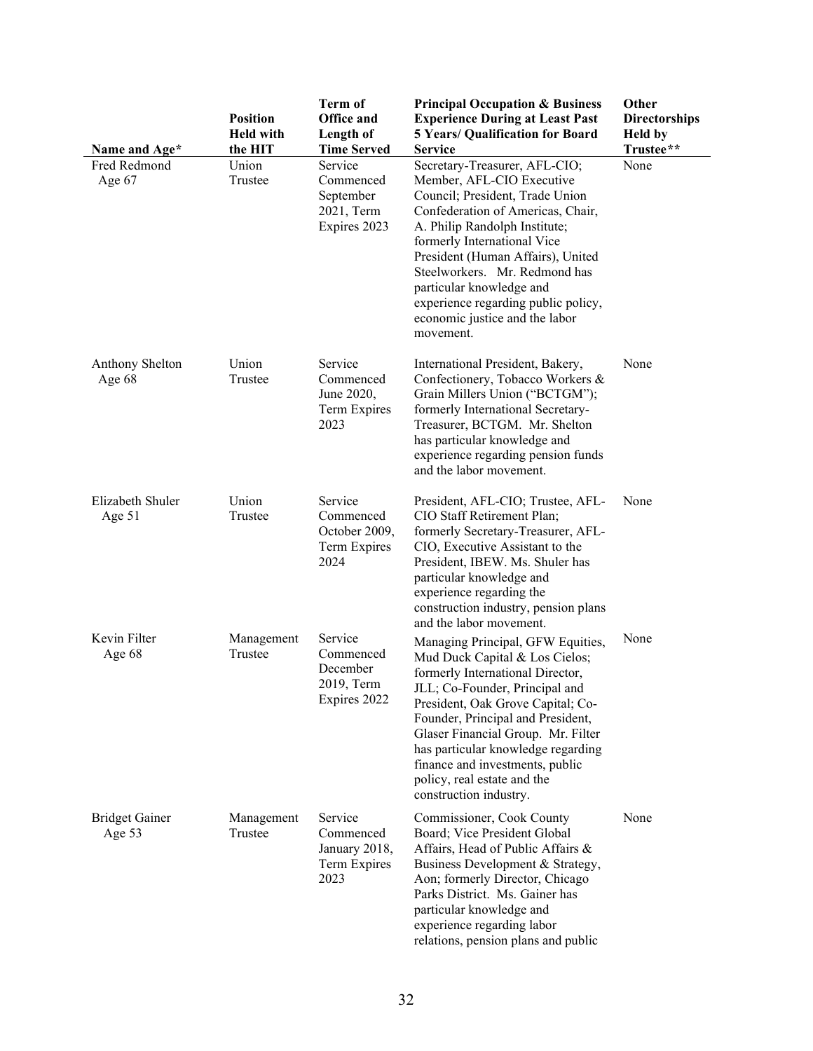| Name and Age* | Position Held with the HIT | Term of Office and Length of Time Served | Principal Occupation & Business Experience During at Least Past 5 Years/ Qualification for Board Service | Other Directorships Held by Trustee** |
|---|---|---|---|---|
| Fred Redmond Age 67 | Union Trustee | Service Commenced September 2021, Term Expires 2023 | Secretary-Treasurer, AFL-CIO; Member, AFL-CIO Executive Council; President, Trade Union Confederation of Americas, Chair, A. Philip Randolph Institute; formerly International Vice President (Human Affairs), United Steelworkers. Mr. Redmond has particular knowledge and experience regarding public policy, economic justice and the labor movement. | None |
| Anthony Shelton Age 68 | Union Trustee | Service Commenced June 2020, Term Expires 2023 | International President, Bakery, Confectionery, Tobacco Workers & Grain Millers Union ("BCTGM"); formerly International Secretary-Treasurer, BCTGM. Mr. Shelton has particular knowledge and experience regarding pension funds and the labor movement. | None |
| Elizabeth Shuler Age 51 | Union Trustee | Service Commenced October 2009, Term Expires 2024 | President, AFL-CIO; Trustee, AFL-CIO Staff Retirement Plan; formerly Secretary-Treasurer, AFL-CIO, Executive Assistant to the President, IBEW. Ms. Shuler has particular knowledge and experience regarding the construction industry, pension plans and the labor movement. | None |
| Kevin Filter Age 68 | Management Trustee | Service Commenced December 2019, Term Expires 2022 | Managing Principal, GFW Equities, Mud Duck Capital & Los Cielos; formerly International Director, JLL; Co-Founder, Principal and President, Oak Grove Capital; Co-Founder, Principal and President, Glaser Financial Group. Mr. Filter has particular knowledge regarding finance and investments, public policy, real estate and the construction industry. | None |
| Bridget Gainer Age 53 | Management Trustee | Service Commenced January 2018, Term Expires 2023 | Commissioner, Cook County Board; Vice President Global Affairs, Head of Public Affairs & Business Development & Strategy, Aon; formerly Director, Chicago Parks District. Ms. Gainer has particular knowledge and experience regarding labor relations, pension plans and public | None |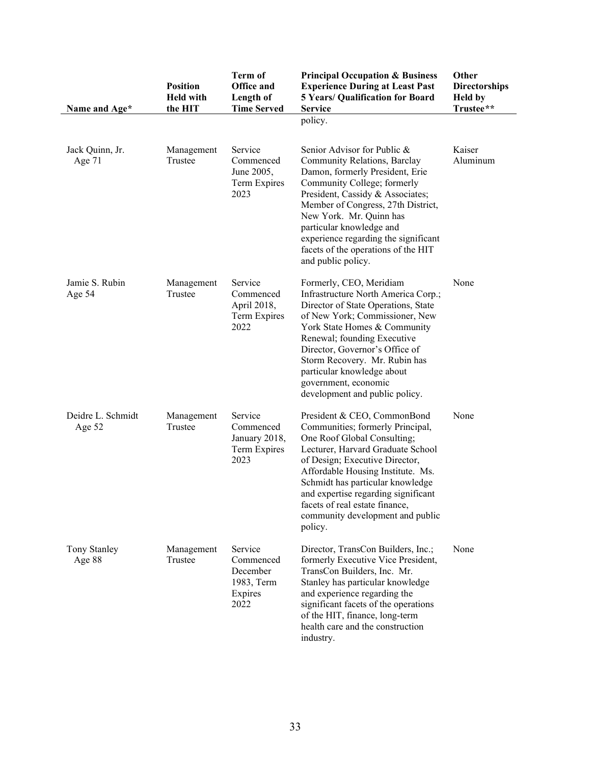| Name and Age* | Position Held with the HIT | Term of Office and Length of Time Served | Principal Occupation & Business Experience During at Least Past 5 Years/ Qualification for Board Service | Other Directorships Held by Trustee** |
|---|---|---|---|---|
| | | | policy. | |
| Jack Quinn, Jr. Age 71 | Management Trustee | Service Commenced June 2005, Term Expires 2023 | Senior Advisor for Public & Community Relations, Barclay Damon, formerly President, Erie Community College; formerly President, Cassidy & Associates; Member of Congress, 27th District, New York. Mr. Quinn has particular knowledge and experience regarding the significant facets of the operations of the HIT and public policy. | Kaiser Aluminum |
| Jamie S. Rubin Age 54 | Management Trustee | Service Commenced April 2018, Term Expires 2022 | Formerly, CEO, Meridiam Infrastructure North America Corp.; Director of State Operations, State of New York; Commissioner, New York State Homes & Community Renewal; founding Executive Director, Governor's Office of Storm Recovery. Mr. Rubin has particular knowledge about government, economic development and public policy. | None |
| Deidre L. Schmidt Age 52 | Management Trustee | Service Commenced January 2018, Term Expires 2023 | President & CEO, CommonBond Communities; formerly Principal, One Roof Global Consulting; Lecturer, Harvard Graduate School of Design; Executive Director, Affordable Housing Institute. Ms. Schmidt has particular knowledge and expertise regarding significant facets of real estate finance, community development and public policy. | None |
| Tony Stanley Age 88 | Management Trustee | Service Commenced December 1983, Term Expires 2022 | Director, TransCon Builders, Inc.; formerly Executive Vice President, TransCon Builders, Inc. Mr. Stanley has particular knowledge and experience regarding the significant facets of the operations of the HIT, finance, long-term health care and the construction industry. | None |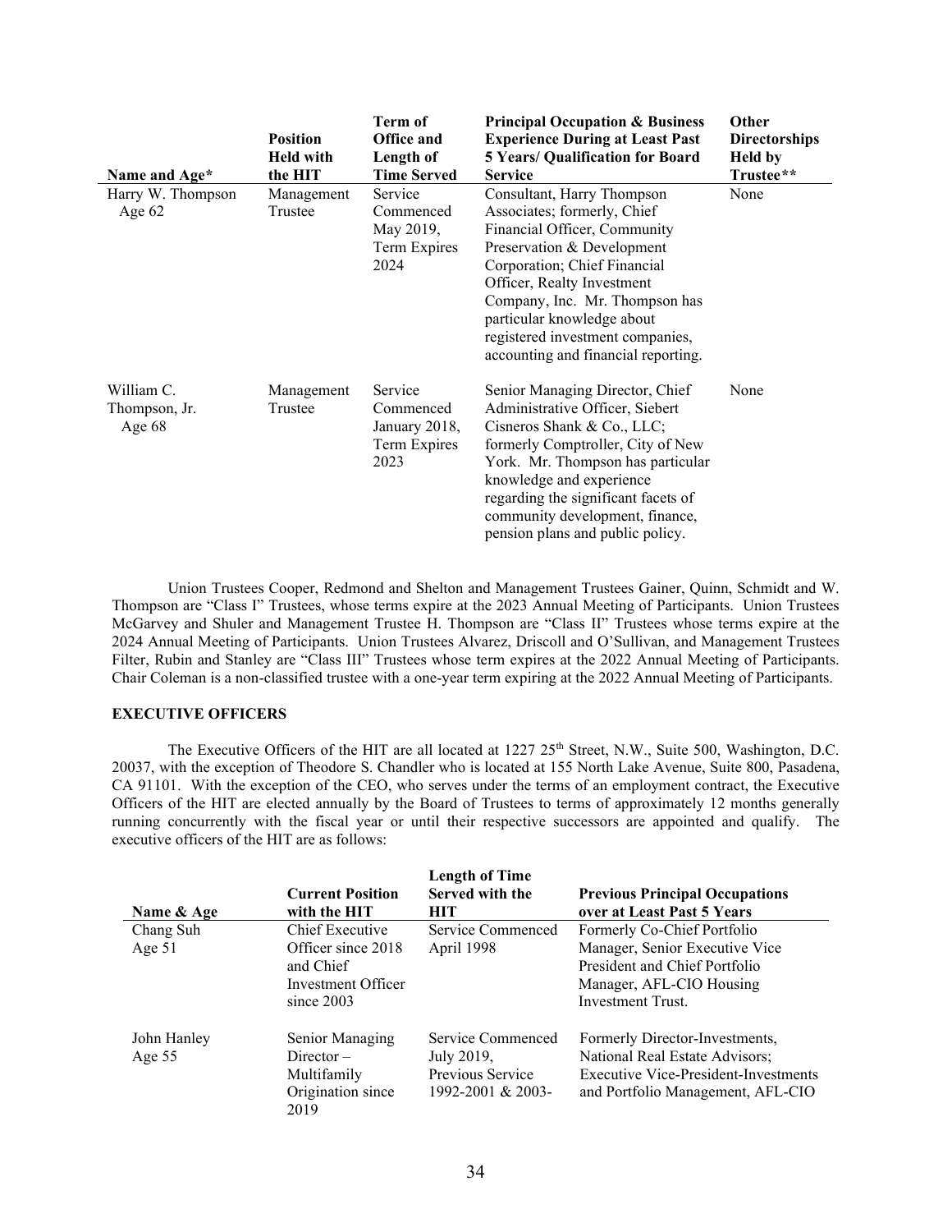| Name and Age* | Position Held with the HIT | Term of Office and Length of Time Served | Principal Occupation & Business Experience During at Least Past 5 Years/ Qualification for Board Service | Other Directorships Held by Trustee** |
|---|---|---|---|---|
| Harry W. Thompson Age 62 | Management Trustee | Service Commenced May 2019, Term Expires 2024 | Consultant, Harry Thompson Associates; formerly, Chief Financial Officer, Community Preservation & Development Corporation; Chief Financial Officer, Realty Investment Company, Inc. Mr. Thompson has particular knowledge about registered investment companies, accounting and financial reporting. | None |
| William C. Thompson, Jr. Age 68 | Management Trustee | Service Commenced January 2018, Term Expires 2023 | Senior Managing Director, Chief Administrative Officer, Siebert Cisneros Shank & Co., LLC; formerly Comptroller, City of New York. Mr. Thompson has particular knowledge and experience regarding the significant facets of community development, finance, pension plans and public policy. | None |

Union Trustees Cooper, Redmond and Shelton and Management Trustees Gainer, Quinn, Schmidt and W. Thompson are "Class I" Trustees, whose terms expire at the 2023 Annual Meeting of Participants. Union Trustees McGarvey and Shuler and Management Trustee H. Thompson are "Class II" Trustees whose terms expire at the 2024 Annual Meeting of Participants. Union Trustees Alvarez, Driscoll and O'Sullivan, and Management Trustees Filter, Rubin and Stanley are "Class III" Trustees whose term expires at the 2022 Annual Meeting of Participants. Chair Coleman is a non-classified trustee with a one-year term expiring at the 2022 Annual Meeting of Participants.

**EXECUTIVE OFFICERS**

The Executive Officers of the HIT are all located at 1227 25th Street, N.W., Suite 500, Washington, D.C. 20037, with the exception of Theodore S. Chandler who is located at 155 North Lake Avenue, Suite 800, Pasadena, CA 91101. With the exception of the CEO, who serves under the terms of an employment contract, the Executive Officers of the HIT are elected annually by the Board of Trustees to terms of approximately 12 months generally running concurrently with the fiscal year or until their respective successors are appointed and qualify. The executive officers of the HIT are as follows:

| Name & Age | Current Position with the HIT | Length of Time Served with the HIT | Previous Principal Occupations over at Least Past 5 Years |
|---|---|---|---|
| Chang Suh Age 51 | Chief Executive Officer since 2018 and Chief Investment Officer since 2003 | Service Commenced April 1998 | Formerly Co-Chief Portfolio Manager, Senior Executive Vice President and Chief Portfolio Manager, AFL-CIO Housing Investment Trust. |
| John Hanley Age 55 | Senior Managing Director – Multifamily Origination since 2019 | Service Commenced July 2019, Previous Service 1992-2001 & 2003- | Formerly Director-Investments, National Real Estate Advisors; Executive Vice-President-Investments and Portfolio Management, AFL-CIO |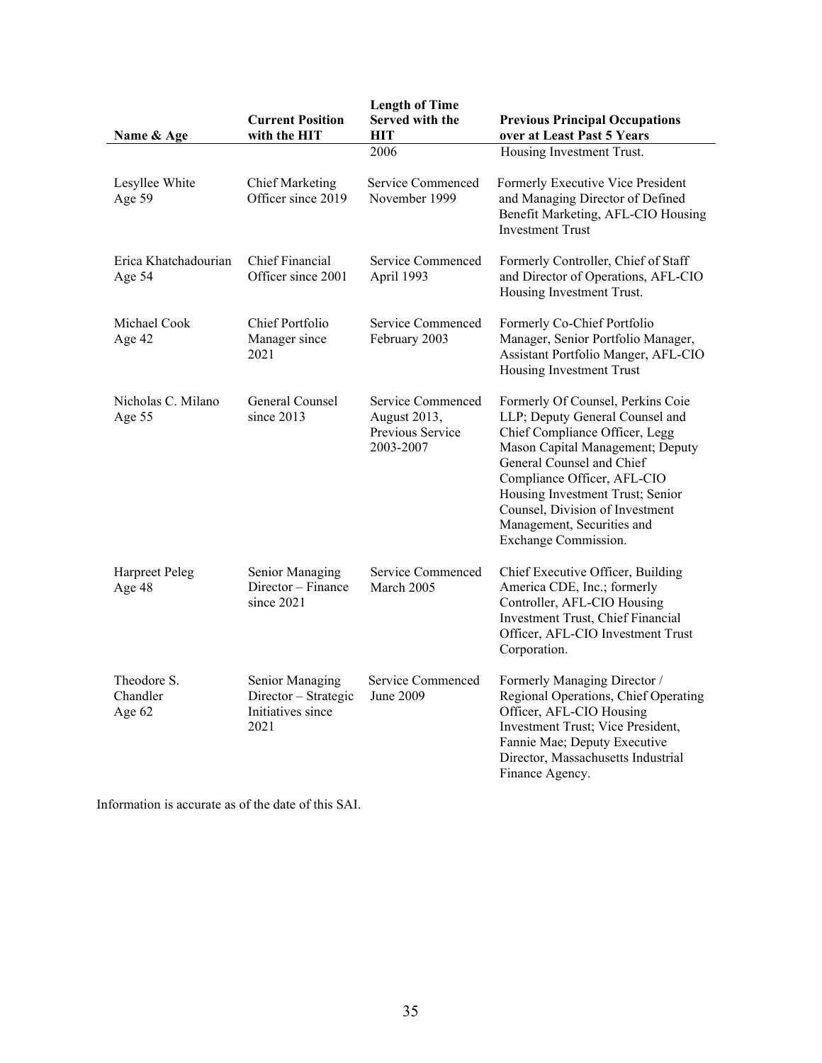| Name & Age | Current Position with the HIT | Length of Time Served with the HIT | Previous Principal Occupations over at Least Past 5 Years |
|---|---|---|---|
| | | 2006 | Housing Investment Trust. |
| Lesyllee White<br>Age 59 | Chief Marketing Officer since 2019 | Service Commenced November 1999 | Formerly Executive Vice President and Managing Director of Defined Benefit Marketing, AFL-CIO Housing Investment Trust |
| Erica Khatchadourian<br>Age 54 | Chief Financial Officer since 2001 | Service Commenced April 1993 | Formerly Controller, Chief of Staff and Director of Operations, AFL-CIO Housing Investment Trust. |
| Michael Cook<br>Age 42 | Chief Portfolio Manager since 2021 | Service Commenced February 2003 | Formerly Co-Chief Portfolio Manager, Senior Portfolio Manager, Assistant Portfolio Manger, AFL-CIO Housing Investment Trust |
| Nicholas C. Milano<br>Age 55 | General Counsel since 2013 | Service Commenced August 2013, Previous Service 2003-2007 | Formerly Of Counsel, Perkins Coie LLP; Deputy General Counsel and Chief Compliance Officer, Legg Mason Capital Management; Deputy General Counsel and Chief Compliance Officer, AFL-CIO Housing Investment Trust; Senior Counsel, Division of Investment Management, Securities and Exchange Commission. |
| Harpreet Peleg<br>Age 48 | Senior Managing Director – Finance since 2021 | Service Commenced March 2005 | Chief Executive Officer, Building America CDE, Inc.; formerly Controller, AFL-CIO Housing Investment Trust, Chief Financial Officer, AFL-CIO Investment Trust Corporation. |
| Theodore S. Chandler<br>Age 62 | Senior Managing Director – Strategic Initiatives since 2021 | Service Commenced June 2009 | Formerly Managing Director / Regional Operations, Chief Operating Officer, AFL-CIO Housing Investment Trust; Vice President, Fannie Mae; Deputy Executive Director, Massachusetts Industrial Finance Agency. |

Information is accurate as of the date of this SAI.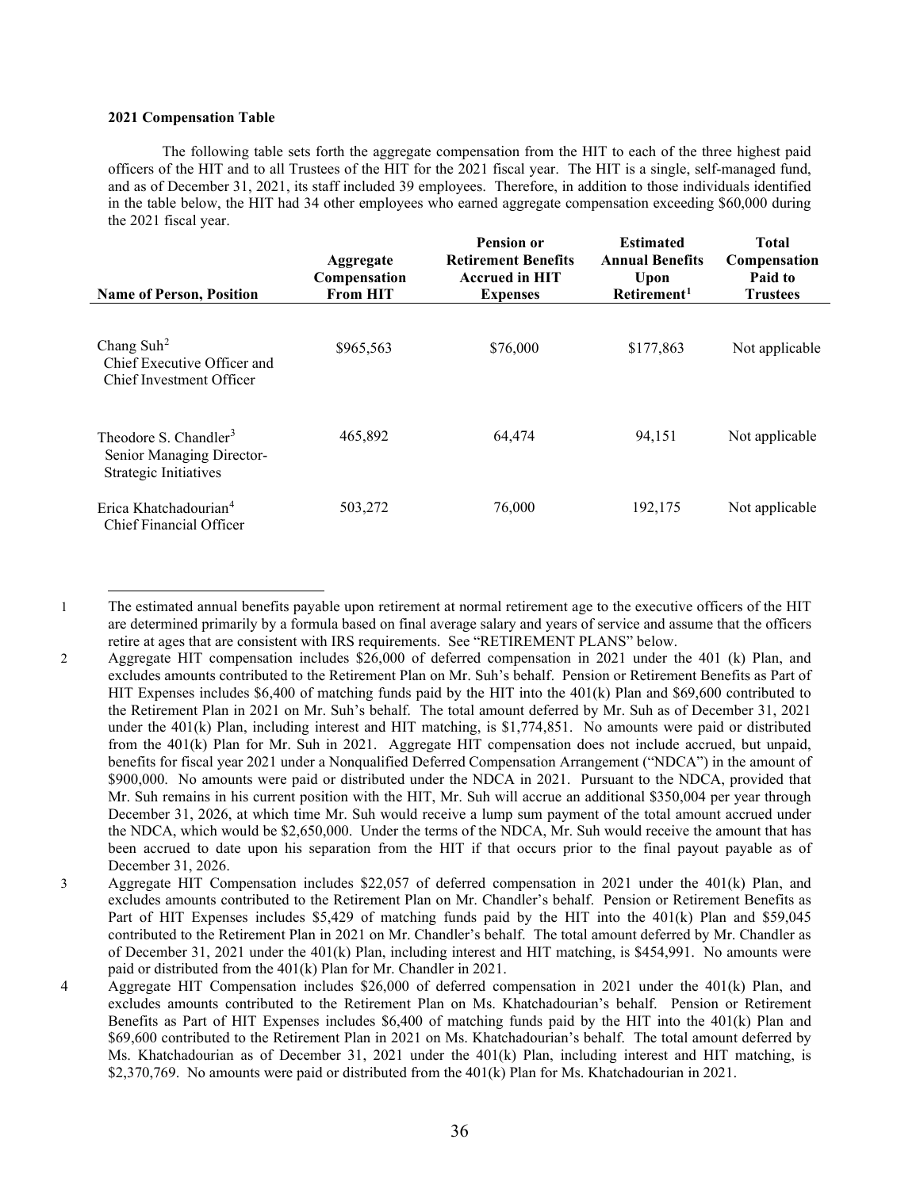**2021 Compensation Table**

The following table sets forth the aggregate compensation from the HIT to each of the three highest paid officers of the HIT and to all Trustees of the HIT for the 2021 fiscal year. The HIT is a single, self-managed fund, and as of December 31, 2021, its staff included 39 employees. Therefore, in addition to those individuals identified in the table below, the HIT had 34 other employees who earned aggregate compensation exceeding $60,000 during the 2021 fiscal year.

| Name of Person, Position | Aggregate Compensation From HIT | Pension or Retirement Benefits Accrued in HIT Expenses | Estimated Annual Benefits Upon Retirement[1] | Total Compensation Paid to Trustees |
|---|---|---|---|---|
| Chang Suh[2] Chief Executive Officer and Chief Investment Officer | $965,563 | $76,000 | $177,863 | Not applicable |
| Theodore S. Chandler[3] Senior Managing Director-Strategic Initiatives | 465,892 | 64,474 | 94,151 | Not applicable |
| Erica Khatchadourian[4] Chief Financial Officer | 503,272 | 76,000 | 192,175 | Not applicable |

1 The estimated annual benefits payable upon retirement at normal retirement age to the executive officers of the HIT are determined primarily by a formula based on final average salary and years of service and assume that the officers retire at ages that are consistent with IRS requirements. See "RETIREMENT PLANS" below.

2 Aggregate HIT compensation includes $26,000 of deferred compensation in 2021 under the 401 (k) Plan, and excludes amounts contributed to the Retirement Plan on Mr. Suh's behalf. Pension or Retirement Benefits as Part of HIT Expenses includes $6,400 of matching funds paid by the HIT into the 401(k) Plan and $69,600 contributed to the Retirement Plan in 2021 on Mr. Suh's behalf. The total amount deferred by Mr. Suh as of December 31, 2021 under the 401(k) Plan, including interest and HIT matching, is $1,774,851. No amounts were paid or distributed from the 401(k) Plan for Mr. Suh in 2021. Aggregate HIT compensation does not include accrued, but unpaid, benefits for fiscal year 2021 under a Nonqualified Deferred Compensation Arrangement ("NDCA") in the amount of $900,000. No amounts were paid or distributed under the NDCA in 2021. Pursuant to the NDCA, provided that Mr. Suh remains in his current position with the HIT, Mr. Suh will accrue an additional $350,004 per year through December 31, 2026, at which time Mr. Suh would receive a lump sum payment of the total amount accrued under the NDCA, which would be $2,650,000. Under the terms of the NDCA, Mr. Suh would receive the amount that has been accrued to date upon his separation from the HIT if that occurs prior to the final payout payable as of December 31, 2026.

3 Aggregate HIT Compensation includes $22,057 of deferred compensation in 2021 under the 401(k) Plan, and excludes amounts contributed to the Retirement Plan on Mr. Chandler's behalf. Pension or Retirement Benefits as Part of HIT Expenses includes $5,429 of matching funds paid by the HIT into the 401(k) Plan and $59,045 contributed to the Retirement Plan in 2021 on Mr. Chandler's behalf. The total amount deferred by Mr. Chandler as of December 31, 2021 under the 401(k) Plan, including interest and HIT matching, is $454,991. No amounts were paid or distributed from the 401(k) Plan for Mr. Chandler in 2021.

4 Aggregate HIT Compensation includes $26,000 of deferred compensation in 2021 under the 401(k) Plan, and excludes amounts contributed to the Retirement Plan on Ms. Khatchadourian's behalf. Pension or Retirement Benefits as Part of HIT Expenses includes $6,400 of matching funds paid by the HIT into the 401(k) Plan and $69,600 contributed to the Retirement Plan in 2021 on Ms. Khatchadourian's behalf. The total amount deferred by Ms. Khatchadourian as of December 31, 2021 under the 401(k) Plan, including interest and HIT matching, is $2,370,769. No amounts were paid or distributed from the 401(k) Plan for Ms. Khatchadourian in 2021.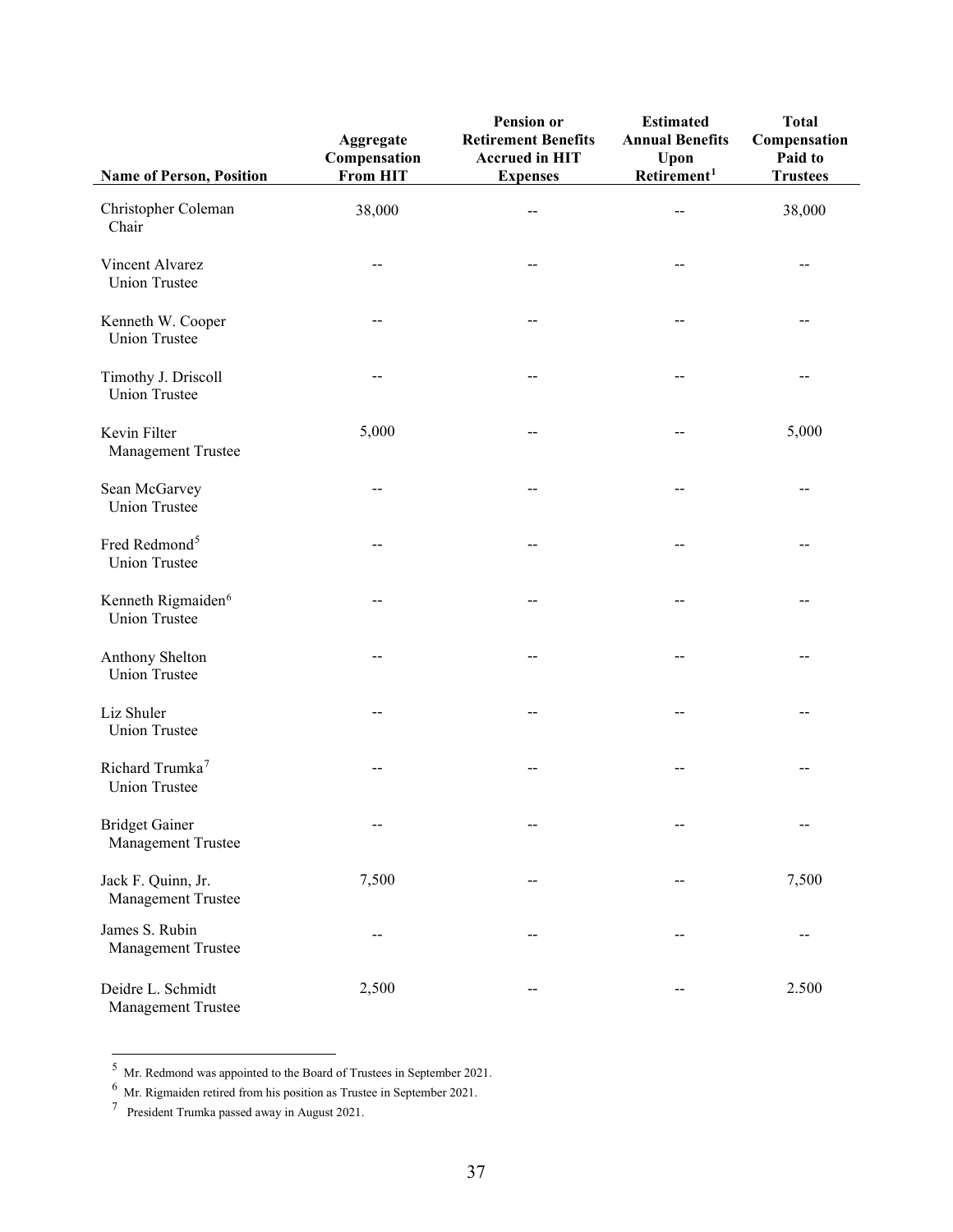| Name of Person, Position | Aggregate Compensation From HIT | Pension or Retirement Benefits Accrued in HIT Expenses | Estimated Annual Benefits Upon Retirement[1] | Total Compensation Paid to Trustees |
|---|---|---|---|---|
| Christopher Coleman<br>Chair | 38,000 | -- | -- | 38,000 |
| Vincent Alvarez<br>Union Trustee | -- | -- | -- | -- |
| Kenneth W. Cooper<br>Union Trustee | -- | -- | -- | -- |
| Timothy J. Driscoll<br>Union Trustee | -- | -- | -- | -- |
| Kevin Filter<br>Management Trustee | 5,000 | -- | -- | 5,000 |
| Sean McGarvey<br>Union Trustee | -- | -- | -- | -- |
| Fred Redmond[5]<br>Union Trustee | -- | -- | -- | -- |
| Kenneth Rigmaiden[6]<br>Union Trustee | -- | -- | -- | -- |
| Anthony Shelton<br>Union Trustee | -- | -- | -- | -- |
| Liz Shuler<br>Union Trustee | -- | -- | -- | -- |
| Richard Trumka[7]<br>Union Trustee | -- | -- | -- | -- |
| Bridget Gainer<br>Management Trustee | -- | -- | -- | -- |
| Jack F. Quinn, Jr.<br>Management Trustee | 7,500 | -- | -- | 7,500 |
| James S. Rubin<br>Management Trustee | -- | -- | -- | -- |
| Deidre L. Schmidt<br>Management Trustee | 2,500 | -- | -- | 2.500 |

[5] Mr. Redmond was appointed to the Board of Trustees in September 2021.

[6] Mr. Rigmaiden retired from his position as Trustee in September 2021.

[7] President Trumka passed away in August 2021.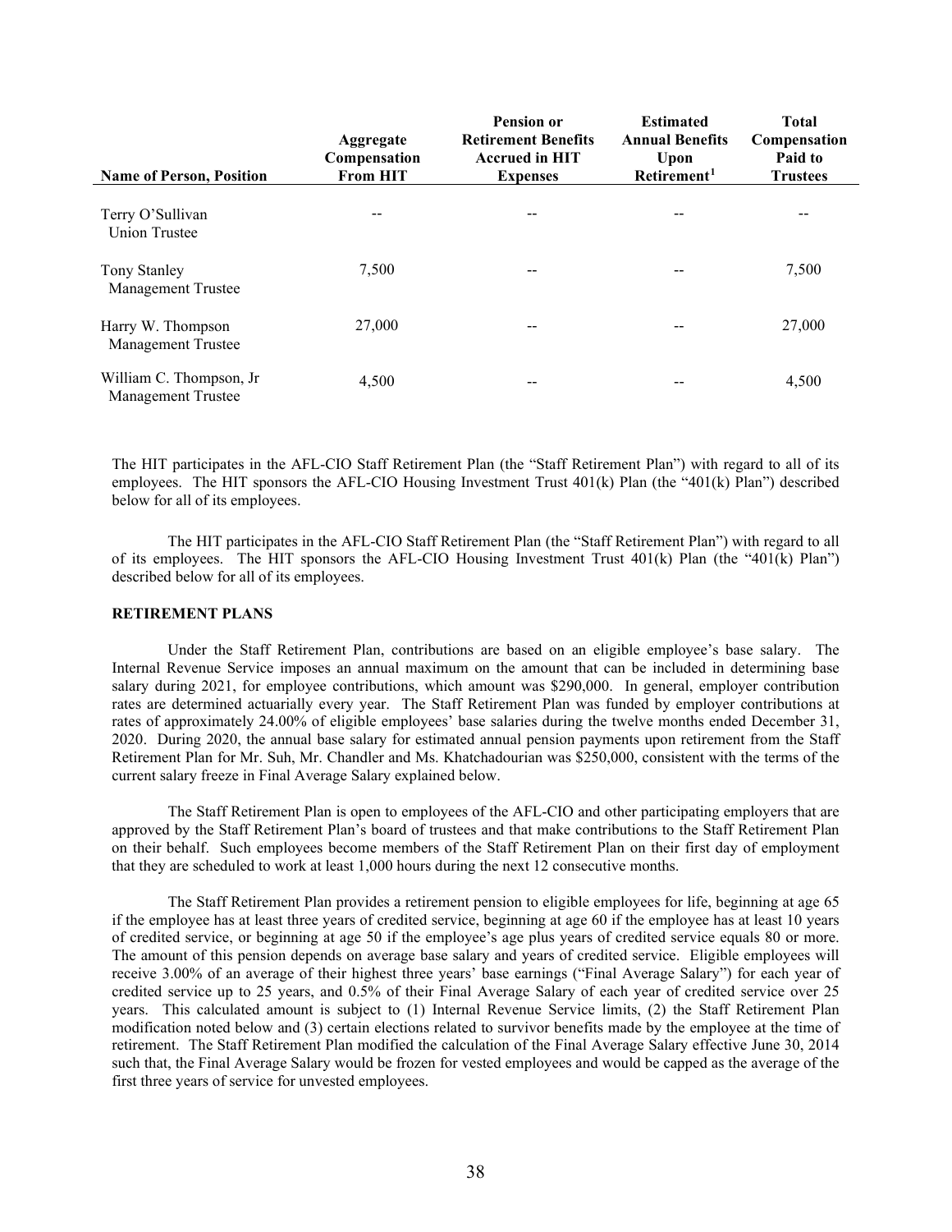| Name of Person, Position | Aggregate Compensation From HIT | Pension or Retirement Benefits Accrued in HIT Expenses | Estimated Annual Benefits Upon Retirement[1] | Total Compensation Paid to Trustees |
|---|---|---|---|---|
| Terry O'Sullivan<br>Union Trustee | -- | -- | -- | -- |
| Tony Stanley<br>Management Trustee | 7,500 | -- | -- | 7,500 |
| Harry W. Thompson<br>Management Trustee | 27,000 | -- | -- | 27,000 |
| William C. Thompson, Jr<br>Management Trustee | 4,500 | -- | -- | 4,500 |

The HIT participates in the AFL-CIO Staff Retirement Plan (the "Staff Retirement Plan") with regard to all of its employees. The HIT sponsors the AFL-CIO Housing Investment Trust 401(k) Plan (the "401(k) Plan") described below for all of its employees.

The HIT participates in the AFL-CIO Staff Retirement Plan (the "Staff Retirement Plan") with regard to all of its employees. The HIT sponsors the AFL-CIO Housing Investment Trust 401(k) Plan (the "401(k) Plan") described below for all of its employees.

**RETIREMENT PLANS**

Under the Staff Retirement Plan, contributions are based on an eligible employee's base salary. The Internal Revenue Service imposes an annual maximum on the amount that can be included in determining base salary during 2021, for employee contributions, which amount was $290,000. In general, employer contribution rates are determined actuarially every year. The Staff Retirement Plan was funded by employer contributions at rates of approximately 24.00% of eligible employees' base salaries during the twelve months ended December 31, 2020. During 2020, the annual base salary for estimated annual pension payments upon retirement from the Staff Retirement Plan for Mr. Suh, Mr. Chandler and Ms. Khatchadourian was $250,000, consistent with the terms of the current salary freeze in Final Average Salary explained below.

The Staff Retirement Plan is open to employees of the AFL-CIO and other participating employers that are approved by the Staff Retirement Plan's board of trustees and that make contributions to the Staff Retirement Plan on their behalf. Such employees become members of the Staff Retirement Plan on their first day of employment that they are scheduled to work at least 1,000 hours during the next 12 consecutive months.

The Staff Retirement Plan provides a retirement pension to eligible employees for life, beginning at age 65 if the employee has at least three years of credited service, beginning at age 60 if the employee has at least 10 years of credited service, or beginning at age 50 if the employee's age plus years of credited service equals 80 or more. The amount of this pension depends on average base salary and years of credited service. Eligible employees will receive 3.00% of an average of their highest three years' base earnings ("Final Average Salary") for each year of credited service up to 25 years, and 0.5% of their Final Average Salary of each year of credited service over 25 years. This calculated amount is subject to (1) Internal Revenue Service limits, (2) the Staff Retirement Plan modification noted below and (3) certain elections related to survivor benefits made by the employee at the time of retirement. The Staff Retirement Plan modified the calculation of the Final Average Salary effective June 30, 2014 such that, the Final Average Salary would be frozen for vested employees and would be capped as the average of the first three years of service for unvested employees.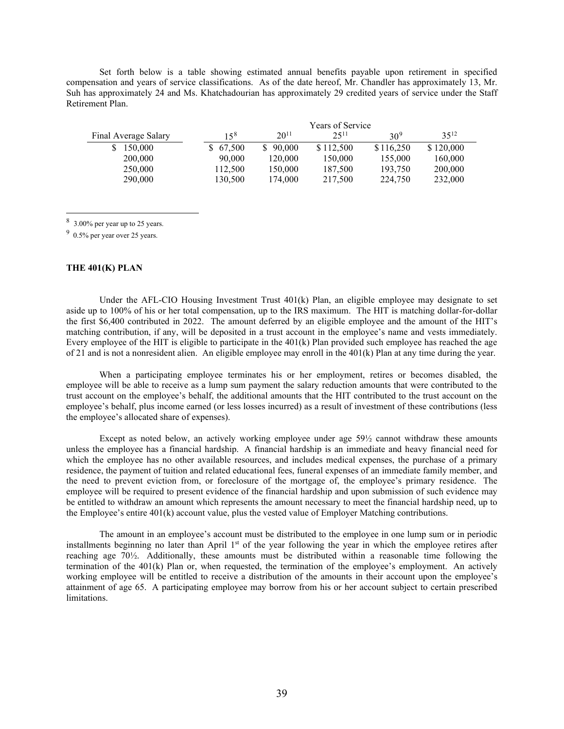Set forth below is a table showing estimated annual benefits payable upon retirement in specified compensation and years of service classifications. As of the date hereof, Mr. Chandler has approximately 13, Mr. Suh has approximately 24 and Ms. Khatchadourian has approximately 29 credited years of service under the Staff Retirement Plan.

| | Years of Service | | | | |
|---|---|---|---|---|---|
| Final Average Salary | 15[8] | 20[11] | 25[11] | 30[9] | 35[12] |
| $ 150,000 | $ 67,500 | $ 90,000 | $ 112,500 | $ 116,250 | $ 120,000 |
| 200,000 | 90,000 | 120,000 | 150,000 | 155,000 | 160,000 |
| 250,000 | 112,500 | 150,000 | 187,500 | 193,750 | 200,000 |
| 290,000 | 130,500 | 174,000 | 217,500 | 224,750 | 232,000 |

[8] 3.00% per year up to 25 years.

[9] 0.5% per year over 25 years.

**THE 401(K) PLAN**

Under the AFL-CIO Housing Investment Trust 401(k) Plan, an eligible employee may designate to set aside up to 100% of his or her total compensation, up to the IRS maximum. The HIT is matching dollar-for-dollar the first $6,400 contributed in 2022. The amount deferred by an eligible employee and the amount of the HIT's matching contribution, if any, will be deposited in a trust account in the employee's name and vests immediately. Every employee of the HIT is eligible to participate in the 401(k) Plan provided such employee has reached the age of 21 and is not a nonresident alien. An eligible employee may enroll in the 401(k) Plan at any time during the year.

When a participating employee terminates his or her employment, retires or becomes disabled, the employee will be able to receive as a lump sum payment the salary reduction amounts that were contributed to the trust account on the employee's behalf, the additional amounts that the HIT contributed to the trust account on the employee's behalf, plus income earned (or less losses incurred) as a result of investment of these contributions (less the employee's allocated share of expenses).

Except as noted below, an actively working employee under age 59½ cannot withdraw these amounts unless the employee has a financial hardship. A financial hardship is an immediate and heavy financial need for which the employee has no other available resources, and includes medical expenses, the purchase of a primary residence, the payment of tuition and related educational fees, funeral expenses of an immediate family member, and the need to prevent eviction from, or foreclosure of the mortgage of, the employee's primary residence. The employee will be required to present evidence of the financial hardship and upon submission of such evidence may be entitled to withdraw an amount which represents the amount necessary to meet the financial hardship need, up to the Employee's entire 401(k) account value, plus the vested value of Employer Matching contributions.

The amount in an employee's account must be distributed to the employee in one lump sum or in periodic installments beginning no later than April 1st of the year following the year in which the employee retires after reaching age 70½. Additionally, these amounts must be distributed within a reasonable time following the termination of the 401(k) Plan or, when requested, the termination of the employee's employment. An actively working employee will be entitled to receive a distribution of the amounts in their account upon the employee's attainment of age 65. A participating employee may borrow from his or her account subject to certain prescribed limitations.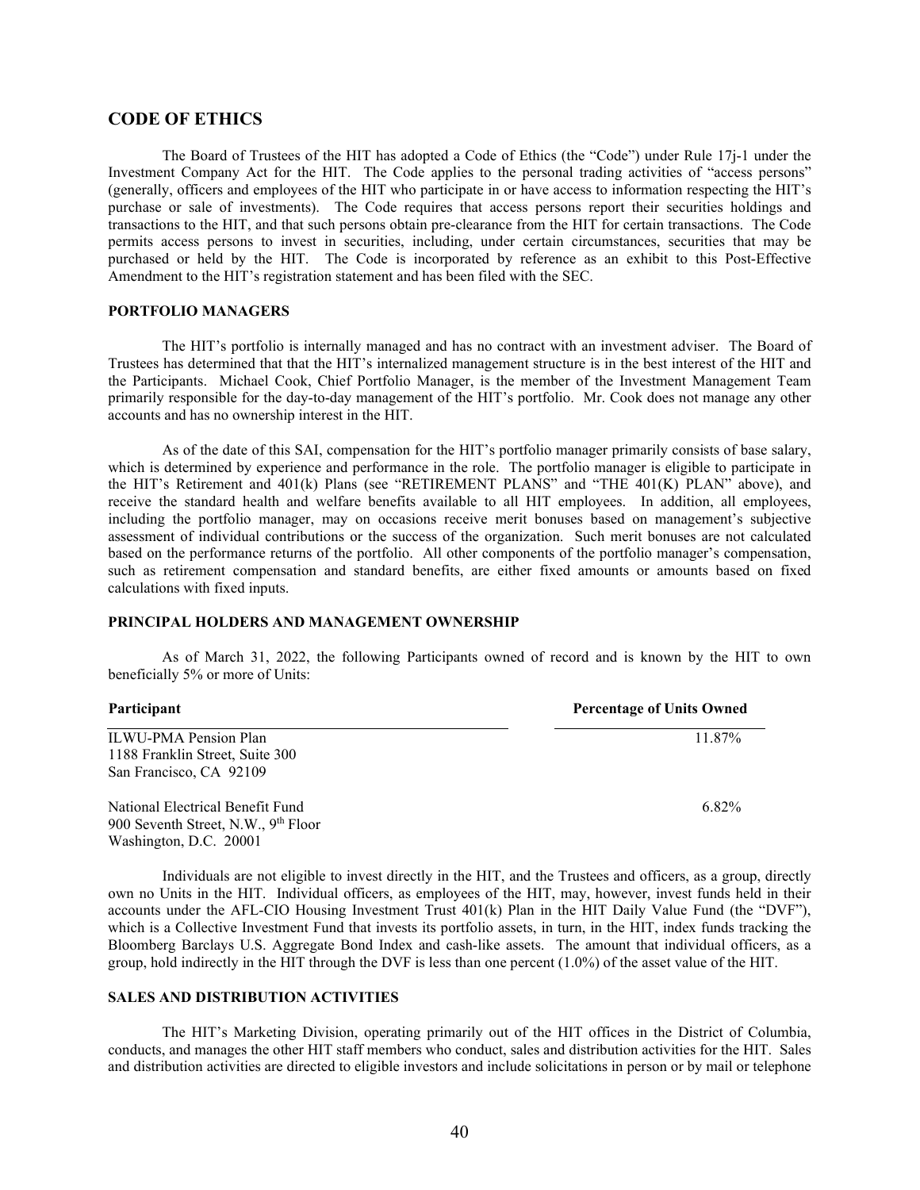## CODE OF ETHICS

The Board of Trustees of the HIT has adopted a Code of Ethics (the "Code") under Rule 17j-1 under the Investment Company Act for the HIT. The Code applies to the personal trading activities of "access persons" (generally, officers and employees of the HIT who participate in or have access to information respecting the HIT's purchase or sale of investments). The Code requires that access persons report their securities holdings and transactions to the HIT, and that such persons obtain pre-clearance from the HIT for certain transactions. The Code permits access persons to invest in securities, including, under certain circumstances, securities that may be purchased or held by the HIT. The Code is incorporated by reference as an exhibit to this Post-Effective Amendment to the HIT's registration statement and has been filed with the SEC.

### PORTFOLIO MANAGERS

The HIT's portfolio is internally managed and has no contract with an investment adviser. The Board of Trustees has determined that that the HIT's internalized management structure is in the best interest of the HIT and the Participants. Michael Cook, Chief Portfolio Manager, is the member of the Investment Management Team primarily responsible for the day-to-day management of the HIT's portfolio. Mr. Cook does not manage any other accounts and has no ownership interest in the HIT.

As of the date of this SAI, compensation for the HIT's portfolio manager primarily consists of base salary, which is determined by experience and performance in the role. The portfolio manager is eligible to participate in the HIT's Retirement and 401(k) Plans (see "RETIREMENT PLANS" and "THE 401(K) PLAN" above), and receive the standard health and welfare benefits available to all HIT employees. In addition, all employees, including the portfolio manager, may on occasions receive merit bonuses based on management's subjective assessment of individual contributions or the success of the organization. Such merit bonuses are not calculated based on the performance returns of the portfolio. All other components of the portfolio manager's compensation, such as retirement compensation and standard benefits, are either fixed amounts or amounts based on fixed calculations with fixed inputs.

### PRINCIPAL HOLDERS AND MANAGEMENT OWNERSHIP

As of March 31, 2022, the following Participants owned of record and is known by the HIT to own beneficially 5% or more of Units:

| Participant | Percentage of Units Owned |
|---|---|
| ILWU-PMA Pension Plan<br>1188 Franklin Street, Suite 300<br>San Francisco, CA 92109 | 11.87% |
| National Electrical Benefit Fund<br>900 Seventh Street, N.W., 9th Floor<br>Washington, D.C. 20001 | 6.82% |

Individuals are not eligible to invest directly in the HIT, and the Trustees and officers, as a group, directly own no Units in the HIT. Individual officers, as employees of the HIT, may, however, invest funds held in their accounts under the AFL-CIO Housing Investment Trust 401(k) Plan in the HIT Daily Value Fund (the "DVF"), which is a Collective Investment Fund that invests its portfolio assets, in turn, in the HIT, index funds tracking the Bloomberg Barclays U.S. Aggregate Bond Index and cash-like assets. The amount that individual officers, as a group, hold indirectly in the HIT through the DVF is less than one percent (1.0%) of the asset value of the HIT.

### SALES AND DISTRIBUTION ACTIVITIES

The HIT's Marketing Division, operating primarily out of the HIT offices in the District of Columbia, conducts, and manages the other HIT staff members who conduct, sales and distribution activities for the HIT. Sales and distribution activities are directed to eligible investors and include solicitations in person or by mail or telephone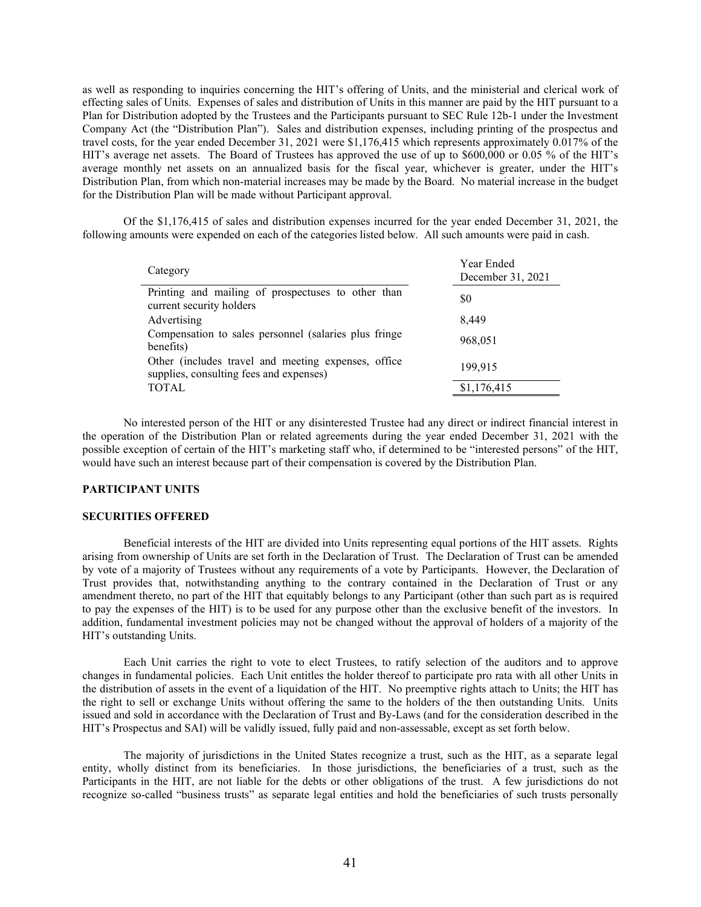as well as responding to inquiries concerning the HIT's offering of Units, and the ministerial and clerical work of effecting sales of Units. Expenses of sales and distribution of Units in this manner are paid by the HIT pursuant to a Plan for Distribution adopted by the Trustees and the Participants pursuant to SEC Rule 12b-1 under the Investment Company Act (the "Distribution Plan"). Sales and distribution expenses, including printing of the prospectus and travel costs, for the year ended December 31, 2021 were $1,176,415 which represents approximately 0.017% of the HIT's average net assets. The Board of Trustees has approved the use of up to $600,000 or 0.05 % of the HIT's average monthly net assets on an annualized basis for the fiscal year, whichever is greater, under the HIT's Distribution Plan, from which non-material increases may be made by the Board. No material increase in the budget for the Distribution Plan will be made without Participant approval.

Of the $1,176,415 of sales and distribution expenses incurred for the year ended December 31, 2021, the following amounts were expended on each of the categories listed below. All such amounts were paid in cash.

| Category | Year Ended December 31, 2021 |
|---|---|
| Printing and mailing of prospectuses to other than current security holders | $0 |
| Advertising | 8,449 |
| Compensation to sales personnel (salaries plus fringe benefits) | 968,051 |
| Other (includes travel and meeting expenses, office supplies, consulting fees and expenses) | 199,915 |
| TOTAL | $1,176,415 |

No interested person of the HIT or any disinterested Trustee had any direct or indirect financial interest in the operation of the Distribution Plan or related agreements during the year ended December 31, 2021 with the possible exception of certain of the HIT's marketing staff who, if determined to be "interested persons" of the HIT, would have such an interest because part of their compensation is covered by the Distribution Plan.

## PARTICIPANT UNITS

## SECURITIES OFFERED

Beneficial interests of the HIT are divided into Units representing equal portions of the HIT assets. Rights arising from ownership of Units are set forth in the Declaration of Trust. The Declaration of Trust can be amended by vote of a majority of Trustees without any requirements of a vote by Participants. However, the Declaration of Trust provides that, notwithstanding anything to the contrary contained in the Declaration of Trust or any amendment thereto, no part of the HIT that equitably belongs to any Participant (other than such part as is required to pay the expenses of the HIT) is to be used for any purpose other than the exclusive benefit of the investors. In addition, fundamental investment policies may not be changed without the approval of holders of a majority of the HIT's outstanding Units.

Each Unit carries the right to vote to elect Trustees, to ratify selection of the auditors and to approve changes in fundamental policies. Each Unit entitles the holder thereof to participate pro rata with all other Units in the distribution of assets in the event of a liquidation of the HIT. No preemptive rights attach to Units; the HIT has the right to sell or exchange Units without offering the same to the holders of the then outstanding Units. Units issued and sold in accordance with the Declaration of Trust and By-Laws (and for the consideration described in the HIT's Prospectus and SAI) will be validly issued, fully paid and non-assessable, except as set forth below.

The majority of jurisdictions in the United States recognize a trust, such as the HIT, as a separate legal entity, wholly distinct from its beneficiaries. In those jurisdictions, the beneficiaries of a trust, such as the Participants in the HIT, are not liable for the debts or other obligations of the trust. A few jurisdictions do not recognize so-called "business trusts" as separate legal entities and hold the beneficiaries of such trusts personally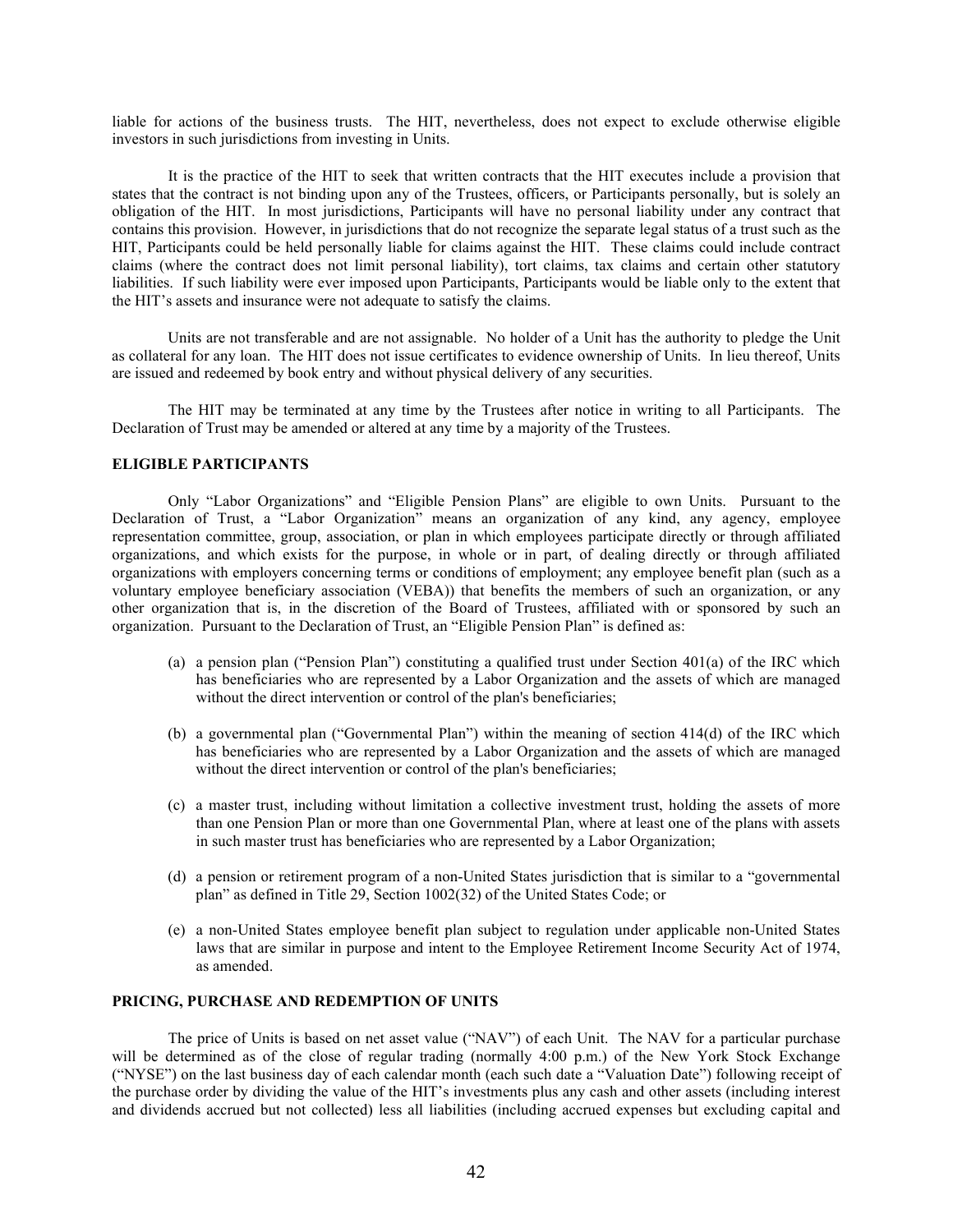liable for actions of the business trusts. The HIT, nevertheless, does not expect to exclude otherwise eligible investors in such jurisdictions from investing in Units.

It is the practice of the HIT to seek that written contracts that the HIT executes include a provision that states that the contract is not binding upon any of the Trustees, officers, or Participants personally, but is solely an obligation of the HIT. In most jurisdictions, Participants will have no personal liability under any contract that contains this provision. However, in jurisdictions that do not recognize the separate legal status of a trust such as the HIT, Participants could be held personally liable for claims against the HIT. These claims could include contract claims (where the contract does not limit personal liability), tort claims, tax claims and certain other statutory liabilities. If such liability were ever imposed upon Participants, Participants would be liable only to the extent that the HIT's assets and insurance were not adequate to satisfy the claims.

Units are not transferable and are not assignable. No holder of a Unit has the authority to pledge the Unit as collateral for any loan. The HIT does not issue certificates to evidence ownership of Units. In lieu thereof, Units are issued and redeemed by book entry and without physical delivery of any securities.

The HIT may be terminated at any time by the Trustees after notice in writing to all Participants. The Declaration of Trust may be amended or altered at any time by a majority of the Trustees.

### ELIGIBLE PARTICIPANTS

Only "Labor Organizations" and "Eligible Pension Plans" are eligible to own Units. Pursuant to the Declaration of Trust, a "Labor Organization" means an organization of any kind, any agency, employee representation committee, group, association, or plan in which employees participate directly or through affiliated organizations, and which exists for the purpose, in whole or in part, of dealing directly or through affiliated organizations with employers concerning terms or conditions of employment; any employee benefit plan (such as a voluntary employee beneficiary association (VEBA)) that benefits the members of such an organization, or any other organization that is, in the discretion of the Board of Trustees, affiliated with or sponsored by such an organization. Pursuant to the Declaration of Trust, an "Eligible Pension Plan" is defined as:

(a) a pension plan ("Pension Plan") constituting a qualified trust under Section 401(a) of the IRC which has beneficiaries who are represented by a Labor Organization and the assets of which are managed without the direct intervention or control of the plan's beneficiaries;

(b) a governmental plan ("Governmental Plan") within the meaning of section 414(d) of the IRC which has beneficiaries who are represented by a Labor Organization and the assets of which are managed without the direct intervention or control of the plan's beneficiaries;

(c) a master trust, including without limitation a collective investment trust, holding the assets of more than one Pension Plan or more than one Governmental Plan, where at least one of the plans with assets in such master trust has beneficiaries who are represented by a Labor Organization;

(d) a pension or retirement program of a non-United States jurisdiction that is similar to a "governmental plan" as defined in Title 29, Section 1002(32) of the United States Code; or

(e) a non-United States employee benefit plan subject to regulation under applicable non-United States laws that are similar in purpose and intent to the Employee Retirement Income Security Act of 1974, as amended.

### PRICING, PURCHASE AND REDEMPTION OF UNITS

The price of Units is based on net asset value ("NAV") of each Unit. The NAV for a particular purchase will be determined as of the close of regular trading (normally 4:00 p.m.) of the New York Stock Exchange ("NYSE") on the last business day of each calendar month (each such date a "Valuation Date") following receipt of the purchase order by dividing the value of the HIT's investments plus any cash and other assets (including interest and dividends accrued but not collected) less all liabilities (including accrued expenses but excluding capital and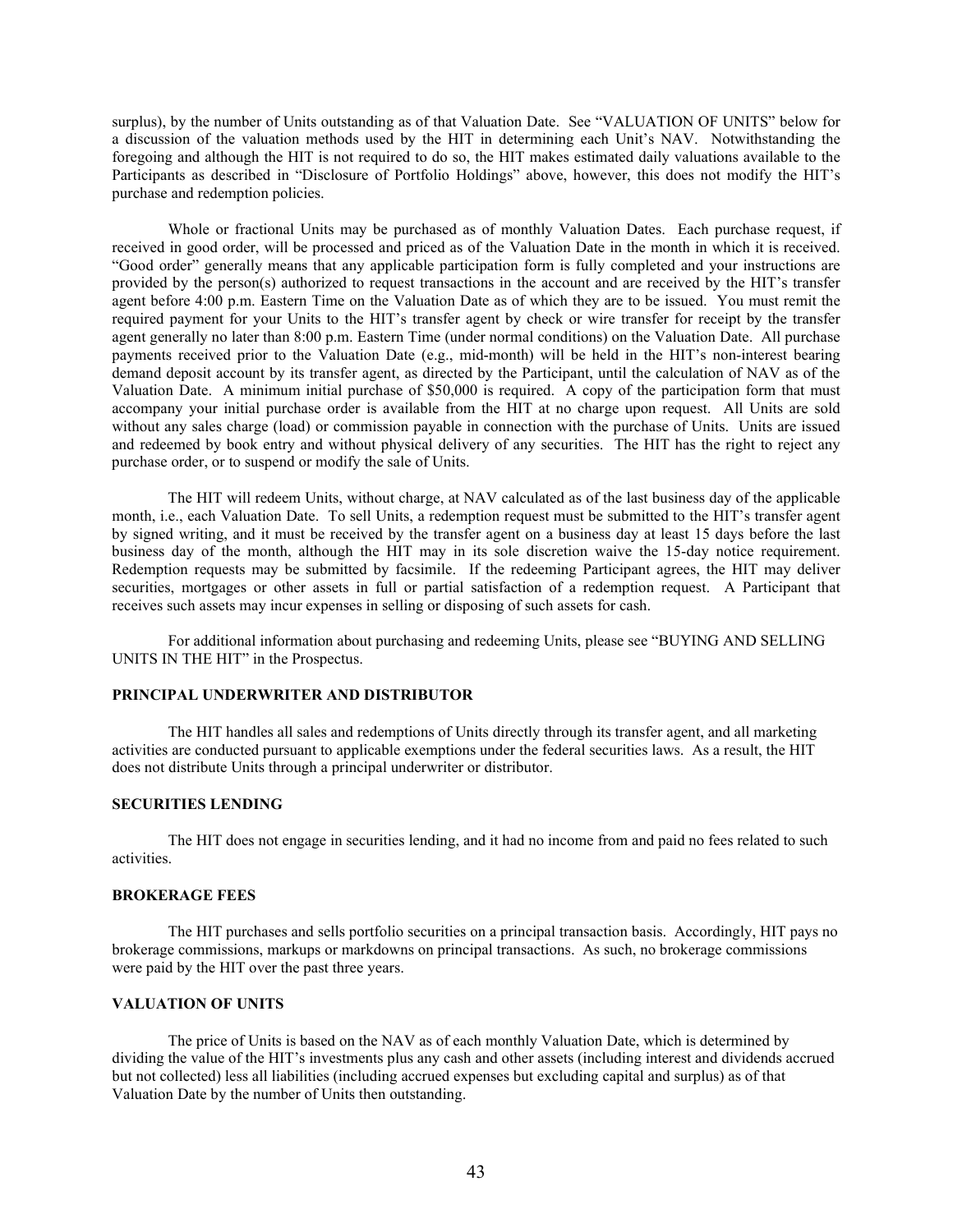surplus), by the number of Units outstanding as of that Valuation Date. See "VALUATION OF UNITS" below for a discussion of the valuation methods used by the HIT in determining each Unit's NAV. Notwithstanding the foregoing and although the HIT is not required to do so, the HIT makes estimated daily valuations available to the Participants as described in "Disclosure of Portfolio Holdings" above, however, this does not modify the HIT's purchase and redemption policies.

Whole or fractional Units may be purchased as of monthly Valuation Dates. Each purchase request, if received in good order, will be processed and priced as of the Valuation Date in the month in which it is received. "Good order" generally means that any applicable participation form is fully completed and your instructions are provided by the person(s) authorized to request transactions in the account and are received by the HIT's transfer agent before 4:00 p.m. Eastern Time on the Valuation Date as of which they are to be issued. You must remit the required payment for your Units to the HIT's transfer agent by check or wire transfer for receipt by the transfer agent generally no later than 8:00 p.m. Eastern Time (under normal conditions) on the Valuation Date. All purchase payments received prior to the Valuation Date (e.g., mid-month) will be held in the HIT's non-interest bearing demand deposit account by its transfer agent, as directed by the Participant, until the calculation of NAV as of the Valuation Date. A minimum initial purchase of $50,000 is required. A copy of the participation form that must accompany your initial purchase order is available from the HIT at no charge upon request. All Units are sold without any sales charge (load) or commission payable in connection with the purchase of Units. Units are issued and redeemed by book entry and without physical delivery of any securities. The HIT has the right to reject any purchase order, or to suspend or modify the sale of Units.

The HIT will redeem Units, without charge, at NAV calculated as of the last business day of the applicable month, i.e., each Valuation Date. To sell Units, a redemption request must be submitted to the HIT's transfer agent by signed writing, and it must be received by the transfer agent on a business day at least 15 days before the last business day of the month, although the HIT may in its sole discretion waive the 15-day notice requirement. Redemption requests may be submitted by facsimile. If the redeeming Participant agrees, the HIT may deliver securities, mortgages or other assets in full or partial satisfaction of a redemption request. A Participant that receives such assets may incur expenses in selling or disposing of such assets for cash.

For additional information about purchasing and redeeming Units, please see "BUYING AND SELLING UNITS IN THE HIT" in the Prospectus.

## PRINCIPAL UNDERWRITER AND DISTRIBUTOR

The HIT handles all sales and redemptions of Units directly through its transfer agent, and all marketing activities are conducted pursuant to applicable exemptions under the federal securities laws. As a result, the HIT does not distribute Units through a principal underwriter or distributor.

## SECURITIES LENDING

The HIT does not engage in securities lending, and it had no income from and paid no fees related to such activities.

## BROKERAGE FEES

The HIT purchases and sells portfolio securities on a principal transaction basis. Accordingly, HIT pays no brokerage commissions, markups or markdowns on principal transactions. As such, no brokerage commissions were paid by the HIT over the past three years.

## VALUATION OF UNITS

The price of Units is based on the NAV as of each monthly Valuation Date, which is determined by dividing the value of the HIT's investments plus any cash and other assets (including interest and dividends accrued but not collected) less all liabilities (including accrued expenses but excluding capital and surplus) as of that Valuation Date by the number of Units then outstanding.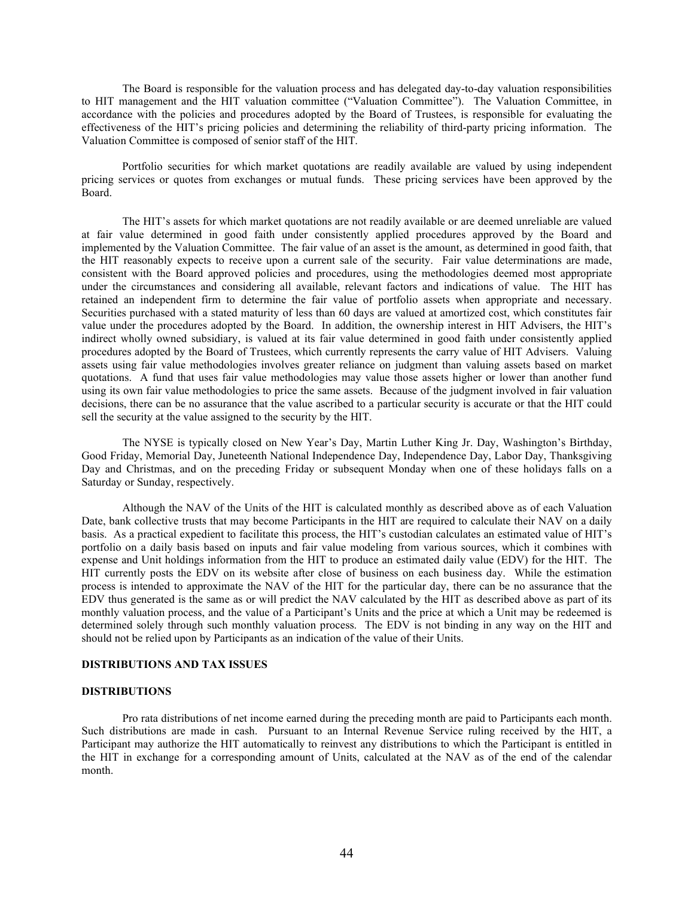The Board is responsible for the valuation process and has delegated day-to-day valuation responsibilities to HIT management and the HIT valuation committee ("Valuation Committee"). The Valuation Committee, in accordance with the policies and procedures adopted by the Board of Trustees, is responsible for evaluating the effectiveness of the HIT's pricing policies and determining the reliability of third-party pricing information. The Valuation Committee is composed of senior staff of the HIT.

Portfolio securities for which market quotations are readily available are valued by using independent pricing services or quotes from exchanges or mutual funds. These pricing services have been approved by the Board.

The HIT's assets for which market quotations are not readily available or are deemed unreliable are valued at fair value determined in good faith under consistently applied procedures approved by the Board and implemented by the Valuation Committee. The fair value of an asset is the amount, as determined in good faith, that the HIT reasonably expects to receive upon a current sale of the security. Fair value determinations are made, consistent with the Board approved policies and procedures, using the methodologies deemed most appropriate under the circumstances and considering all available, relevant factors and indications of value. The HIT has retained an independent firm to determine the fair value of portfolio assets when appropriate and necessary. Securities purchased with a stated maturity of less than 60 days are valued at amortized cost, which constitutes fair value under the procedures adopted by the Board. In addition, the ownership interest in HIT Advisers, the HIT's indirect wholly owned subsidiary, is valued at its fair value determined in good faith under consistently applied procedures adopted by the Board of Trustees, which currently represents the carry value of HIT Advisers. Valuing assets using fair value methodologies involves greater reliance on judgment than valuing assets based on market quotations. A fund that uses fair value methodologies may value those assets higher or lower than another fund using its own fair value methodologies to price the same assets. Because of the judgment involved in fair valuation decisions, there can be no assurance that the value ascribed to a particular security is accurate or that the HIT could sell the security at the value assigned to the security by the HIT.

The NYSE is typically closed on New Year's Day, Martin Luther King Jr. Day, Washington's Birthday, Good Friday, Memorial Day, Juneteenth National Independence Day, Independence Day, Labor Day, Thanksgiving Day and Christmas, and on the preceding Friday or subsequent Monday when one of these holidays falls on a Saturday or Sunday, respectively.

Although the NAV of the Units of the HIT is calculated monthly as described above as of each Valuation Date, bank collective trusts that may become Participants in the HIT are required to calculate their NAV on a daily basis. As a practical expedient to facilitate this process, the HIT's custodian calculates an estimated value of HIT's portfolio on a daily basis based on inputs and fair value modeling from various sources, which it combines with expense and Unit holdings information from the HIT to produce an estimated daily value (EDV) for the HIT. The HIT currently posts the EDV on its website after close of business on each business day. While the estimation process is intended to approximate the NAV of the HIT for the particular day, there can be no assurance that the EDV thus generated is the same as or will predict the NAV calculated by the HIT as described above as part of its monthly valuation process, and the value of a Participant's Units and the price at which a Unit may be redeemed is determined solely through such monthly valuation process. The EDV is not binding in any way on the HIT and should not be relied upon by Participants as an indication of the value of their Units.

## DISTRIBUTIONS AND TAX ISSUES

### DISTRIBUTIONS

Pro rata distributions of net income earned during the preceding month are paid to Participants each month. Such distributions are made in cash. Pursuant to an Internal Revenue Service ruling received by the HIT, a Participant may authorize the HIT automatically to reinvest any distributions to which the Participant is entitled in the HIT in exchange for a corresponding amount of Units, calculated at the NAV as of the end of the calendar month.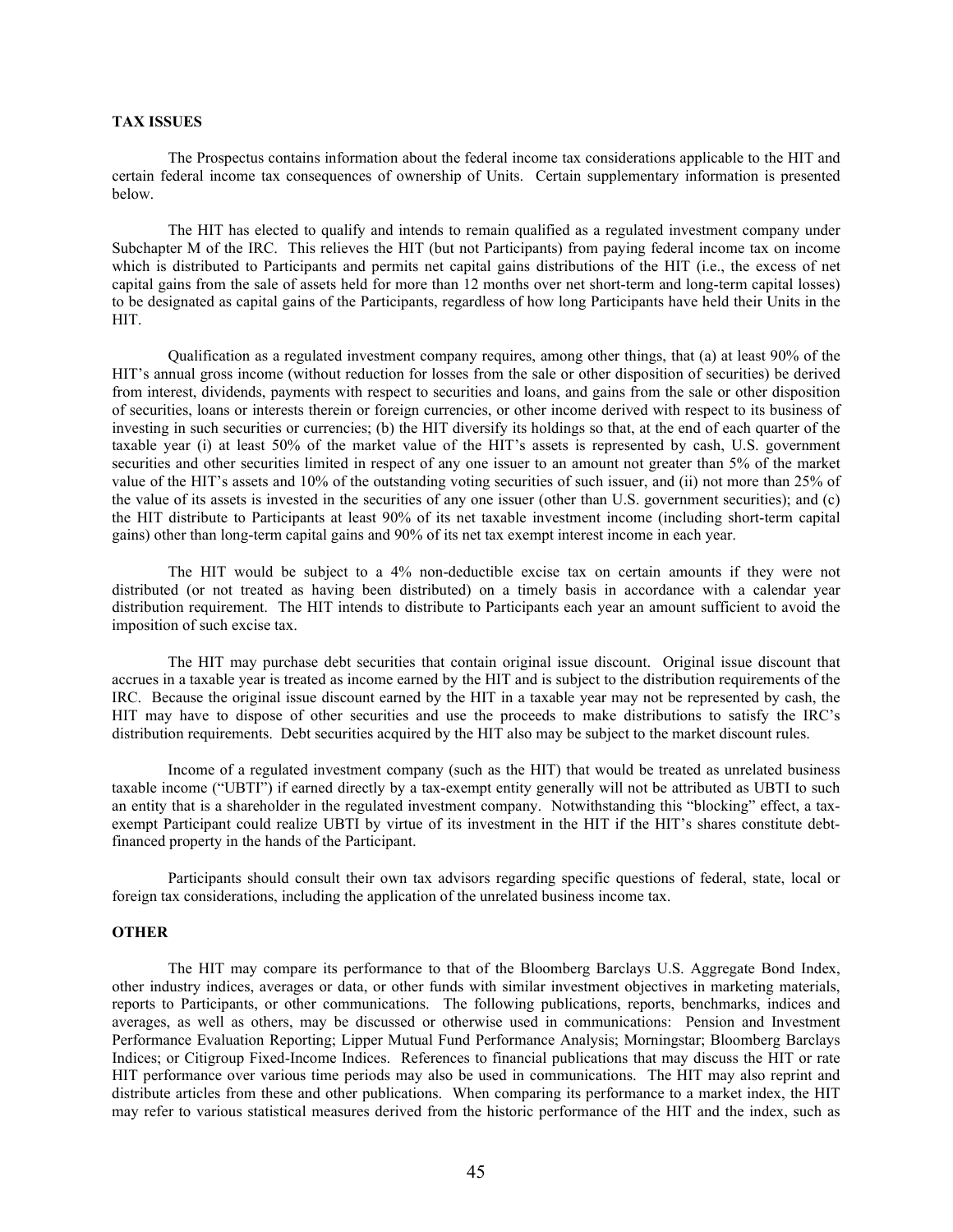**TAX ISSUES**

The Prospectus contains information about the federal income tax considerations applicable to the HIT and certain federal income tax consequences of ownership of Units. Certain supplementary information is presented below.

The HIT has elected to qualify and intends to remain qualified as a regulated investment company under Subchapter M of the IRC. This relieves the HIT (but not Participants) from paying federal income tax on income which is distributed to Participants and permits net capital gains distributions of the HIT (i.e., the excess of net capital gains from the sale of assets held for more than 12 months over net short-term and long-term capital losses) to be designated as capital gains of the Participants, regardless of how long Participants have held their Units in the HIT.

Qualification as a regulated investment company requires, among other things, that (a) at least 90% of the HIT's annual gross income (without reduction for losses from the sale or other disposition of securities) be derived from interest, dividends, payments with respect to securities and loans, and gains from the sale or other disposition of securities, loans or interests therein or foreign currencies, or other income derived with respect to its business of investing in such securities or currencies; (b) the HIT diversify its holdings so that, at the end of each quarter of the taxable year (i) at least 50% of the market value of the HIT's assets is represented by cash, U.S. government securities and other securities limited in respect of any one issuer to an amount not greater than 5% of the market value of the HIT's assets and 10% of the outstanding voting securities of such issuer, and (ii) not more than 25% of the value of its assets is invested in the securities of any one issuer (other than U.S. government securities); and (c) the HIT distribute to Participants at least 90% of its net taxable investment income (including short-term capital gains) other than long-term capital gains and 90% of its net tax exempt interest income in each year.

The HIT would be subject to a 4% non-deductible excise tax on certain amounts if they were not distributed (or not treated as having been distributed) on a timely basis in accordance with a calendar year distribution requirement. The HIT intends to distribute to Participants each year an amount sufficient to avoid the imposition of such excise tax.

The HIT may purchase debt securities that contain original issue discount. Original issue discount that accrues in a taxable year is treated as income earned by the HIT and is subject to the distribution requirements of the IRC. Because the original issue discount earned by the HIT in a taxable year may not be represented by cash, the HIT may have to dispose of other securities and use the proceeds to make distributions to satisfy the IRC's distribution requirements. Debt securities acquired by the HIT also may be subject to the market discount rules.

Income of a regulated investment company (such as the HIT) that would be treated as unrelated business taxable income ("UBTI") if earned directly by a tax-exempt entity generally will not be attributed as UBTI to such an entity that is a shareholder in the regulated investment company. Notwithstanding this "blocking" effect, a tax-exempt Participant could realize UBTI by virtue of its investment in the HIT if the HIT's shares constitute debt-financed property in the hands of the Participant.

Participants should consult their own tax advisors regarding specific questions of federal, state, local or foreign tax considerations, including the application of the unrelated business income tax.

**OTHER**

The HIT may compare its performance to that of the Bloomberg Barclays U.S. Aggregate Bond Index, other industry indices, averages or data, or other funds with similar investment objectives in marketing materials, reports to Participants, or other communications. The following publications, reports, benchmarks, indices and averages, as well as others, may be discussed or otherwise used in communications: Pension and Investment Performance Evaluation Reporting; Lipper Mutual Fund Performance Analysis; Morningstar; Bloomberg Barclays Indices; or Citigroup Fixed-Income Indices. References to financial publications that may discuss the HIT or rate HIT performance over various time periods may also be used in communications. The HIT may also reprint and distribute articles from these and other publications. When comparing its performance to a market index, the HIT may refer to various statistical measures derived from the historic performance of the HIT and the index, such as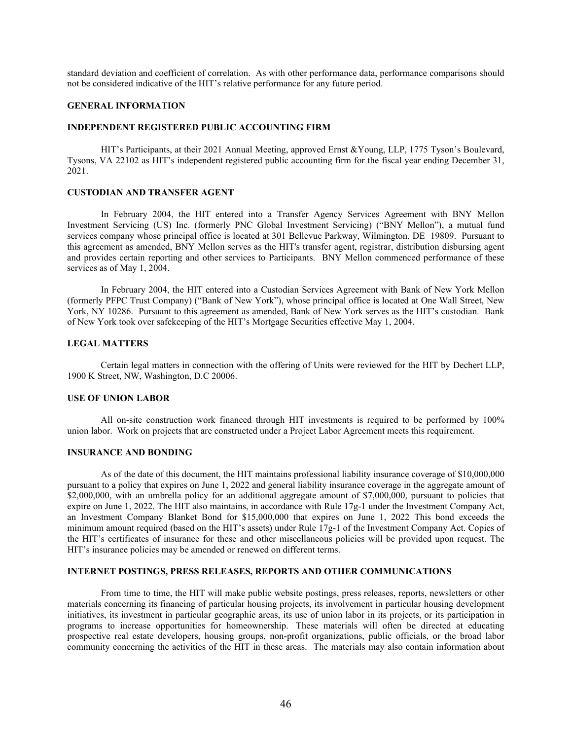standard deviation and coefficient of correlation. As with other performance data, performance comparisons should not be considered indicative of the HIT's relative performance for any future period.

## GENERAL INFORMATION

### INDEPENDENT REGISTERED PUBLIC ACCOUNTING FIRM

HIT's Participants, at their 2021 Annual Meeting, approved Ernst &Young, LLP, 1775 Tyson's Boulevard, Tysons, VA 22102 as HIT's independent registered public accounting firm for the fiscal year ending December 31, 2021.

### CUSTODIAN AND TRANSFER AGENT

In February 2004, the HIT entered into a Transfer Agency Services Agreement with BNY Mellon Investment Servicing (US) Inc. (formerly PNC Global Investment Servicing) ("BNY Mellon"), a mutual fund services company whose principal office is located at 301 Bellevue Parkway, Wilmington, DE 19809. Pursuant to this agreement as amended, BNY Mellon serves as the HIT's transfer agent, registrar, distribution disbursing agent and provides certain reporting and other services to Participants. BNY Mellon commenced performance of these services as of May 1, 2004.

In February 2004, the HIT entered into a Custodian Services Agreement with Bank of New York Mellon (formerly PFPC Trust Company) ("Bank of New York"), whose principal office is located at One Wall Street, New York, NY 10286. Pursuant to this agreement as amended, Bank of New York serves as the HIT's custodian. Bank of New York took over safekeeping of the HIT's Mortgage Securities effective May 1, 2004.

### LEGAL MATTERS

Certain legal matters in connection with the offering of Units were reviewed for the HIT by Dechert LLP, 1900 K Street, NW, Washington, D.C 20006.

### USE OF UNION LABOR

All on-site construction work financed through HIT investments is required to be performed by 100% union labor. Work on projects that are constructed under a Project Labor Agreement meets this requirement.

### INSURANCE AND BONDING

As of the date of this document, the HIT maintains professional liability insurance coverage of $10,000,000 pursuant to a policy that expires on June 1, 2022 and general liability insurance coverage in the aggregate amount of $2,000,000, with an umbrella policy for an additional aggregate amount of $7,000,000, pursuant to policies that expire on June 1, 2022. The HIT also maintains, in accordance with Rule 17g-1 under the Investment Company Act, an Investment Company Blanket Bond for $15,000,000 that expires on June 1, 2022 This bond exceeds the minimum amount required (based on the HIT's assets) under Rule 17g-1 of the Investment Company Act. Copies of the HIT's certificates of insurance for these and other miscellaneous policies will be provided upon request. The HIT's insurance policies may be amended or renewed on different terms.

### INTERNET POSTINGS, PRESS RELEASES, REPORTS AND OTHER COMMUNICATIONS

From time to time, the HIT will make public website postings, press releases, reports, newsletters or other materials concerning its financing of particular housing projects, its involvement in particular housing development initiatives, its investment in particular geographic areas, its use of union labor in its projects, or its participation in programs to increase opportunities for homeownership. These materials will often be directed at educating prospective real estate developers, housing groups, non-profit organizations, public officials, or the broad labor community concerning the activities of the HIT in these areas. The materials may also contain information about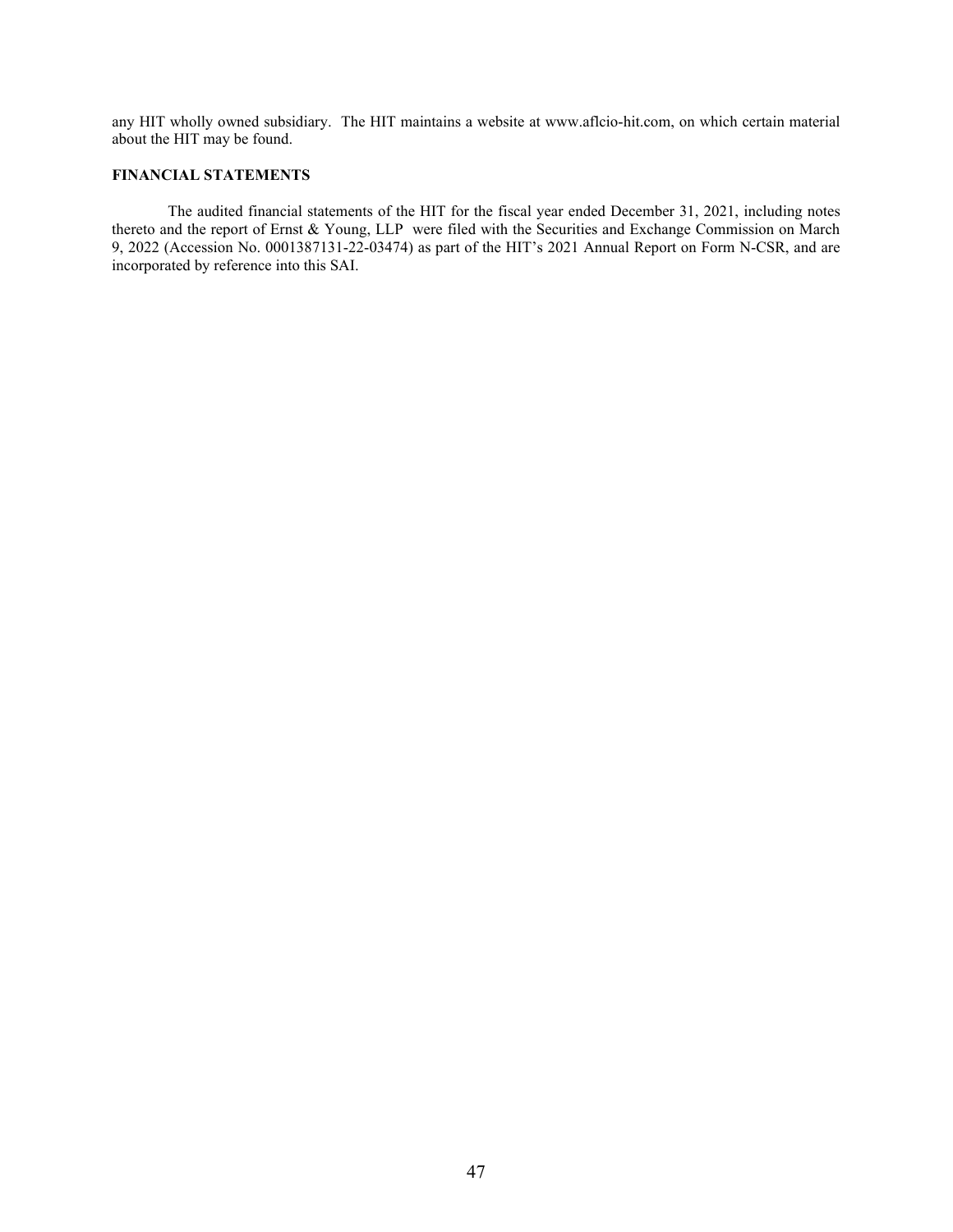any HIT wholly owned subsidiary. The HIT maintains a website at www.aflcio-hit.com, on which certain material about the HIT may be found.

**FINANCIAL STATEMENTS**

The audited financial statements of the HIT for the fiscal year ended December 31, 2021, including notes thereto and the report of Ernst & Young, LLP were filed with the Securities and Exchange Commission on March 9, 2022 (Accession No. 0001387131-22-03474) as part of the HIT's 2021 Annual Report on Form N-CSR, and are incorporated by reference into this SAI.